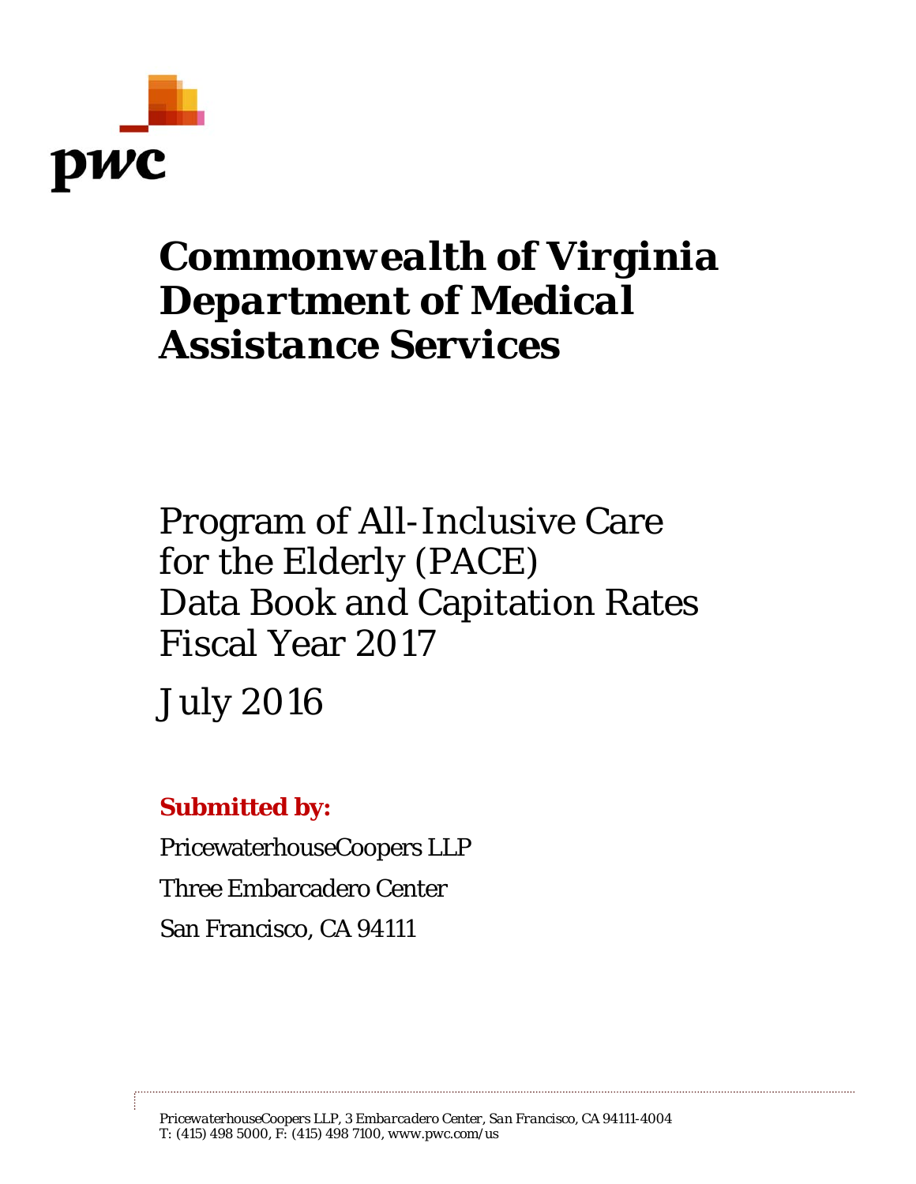pwc

# Commonwealth of Virginia Department of Medical Assistance Services

## Program of All-Inclusive Care for the Elderly (PACE) Data Book and Capitation Rates Fiscal Year 2017

July 2016

**Submitted by:**

PricewaterhouseCoopers LLP

Three Embarcadero Center

San Francisco, CA 94111

*PricewaterhouseCoopers LLP, 3 Embarcadero Center, San Francisco, CA 94111-4004*
*T: (415) 498 5000, F: (415) 498 7100, www.pwc.com/us*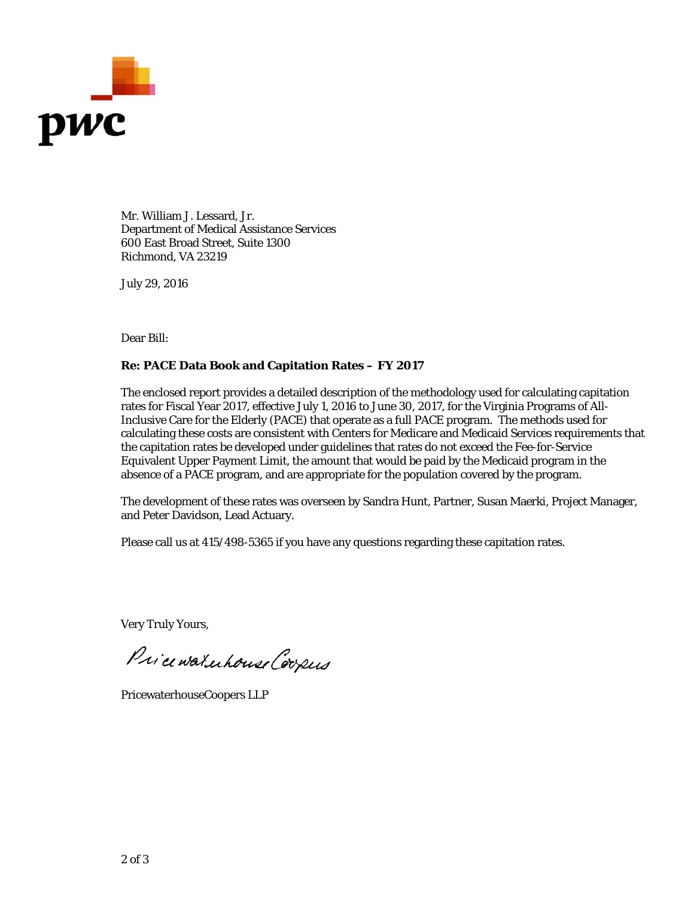Mr. William J. Lessard, Jr.
Department of Medical Assistance Services
600 East Broad Street, Suite 1300
Richmond, VA 23219

July 29, 2016

Dear Bill:

**Re: PACE Data Book and Capitation Rates – FY 2017**

The enclosed report provides a detailed description of the methodology used for calculating capitation rates for Fiscal Year 2017, effective July 1, 2016 to June 30, 2017, for the Virginia Programs of All-Inclusive Care for the Elderly (PACE) that operate as a full PACE program. The methods used for calculating these costs are consistent with Centers for Medicare and Medicaid Services requirements that the capitation rates be developed under guidelines that rates do not exceed the Fee-for-Service Equivalent Upper Payment Limit, the amount that would be paid by the Medicaid program in the absence of a PACE program, and are appropriate for the population covered by the program.

The development of these rates was overseen by Sandra Hunt, Partner, Susan Maerki, Project Manager, and Peter Davidson, Lead Actuary.

Please call us at 415/498-5365 if you have any questions regarding these capitation rates.

Very Truly Yours,

PricewaterhouseCoopers

PricewaterhouseCoopers LLP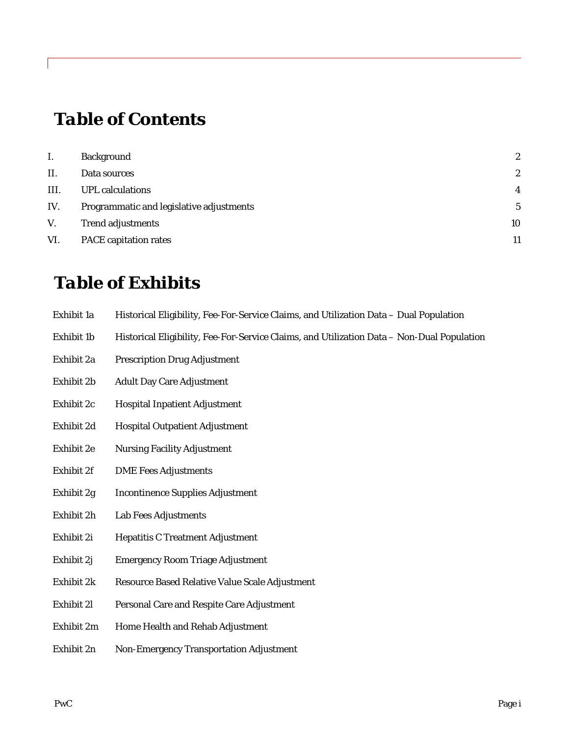# Table of Contents

| | | |
|---|---|---|
| I. | Background | 2 |
| II. | Data sources | 2 |
| III. | UPL calculations | 4 |
| IV. | Programmatic and legislative adjustments | 5 |
| V. | Trend adjustments | 10 |
| VI. | PACE capitation rates | 11 |

# Table of Exhibits

| | |
|---|---|
| Exhibit 1a | Historical Eligibility, Fee-For-Service Claims, and Utilization Data – Dual Population |
| Exhibit 1b | Historical Eligibility, Fee-For-Service Claims, and Utilization Data – Non-Dual Population |
| Exhibit 2a | Prescription Drug Adjustment |
| Exhibit 2b | Adult Day Care Adjustment |
| Exhibit 2c | Hospital Inpatient Adjustment |
| Exhibit 2d | Hospital Outpatient Adjustment |
| Exhibit 2e | Nursing Facility Adjustment |
| Exhibit 2f | DME Fees Adjustments |
| Exhibit 2g | Incontinence Supplies Adjustment |
| Exhibit 2h | Lab Fees Adjustments |
| Exhibit 2i | Hepatitis C Treatment Adjustment |
| Exhibit 2j | Emergency Room Triage Adjustment |
| Exhibit 2k | Resource Based Relative Value Scale Adjustment |
| Exhibit 2l | Personal Care and Respite Care Adjustment |
| Exhibit 2m | Home Health and Rehab Adjustment |
| Exhibit 2n | Non-Emergency Transportation Adjustment |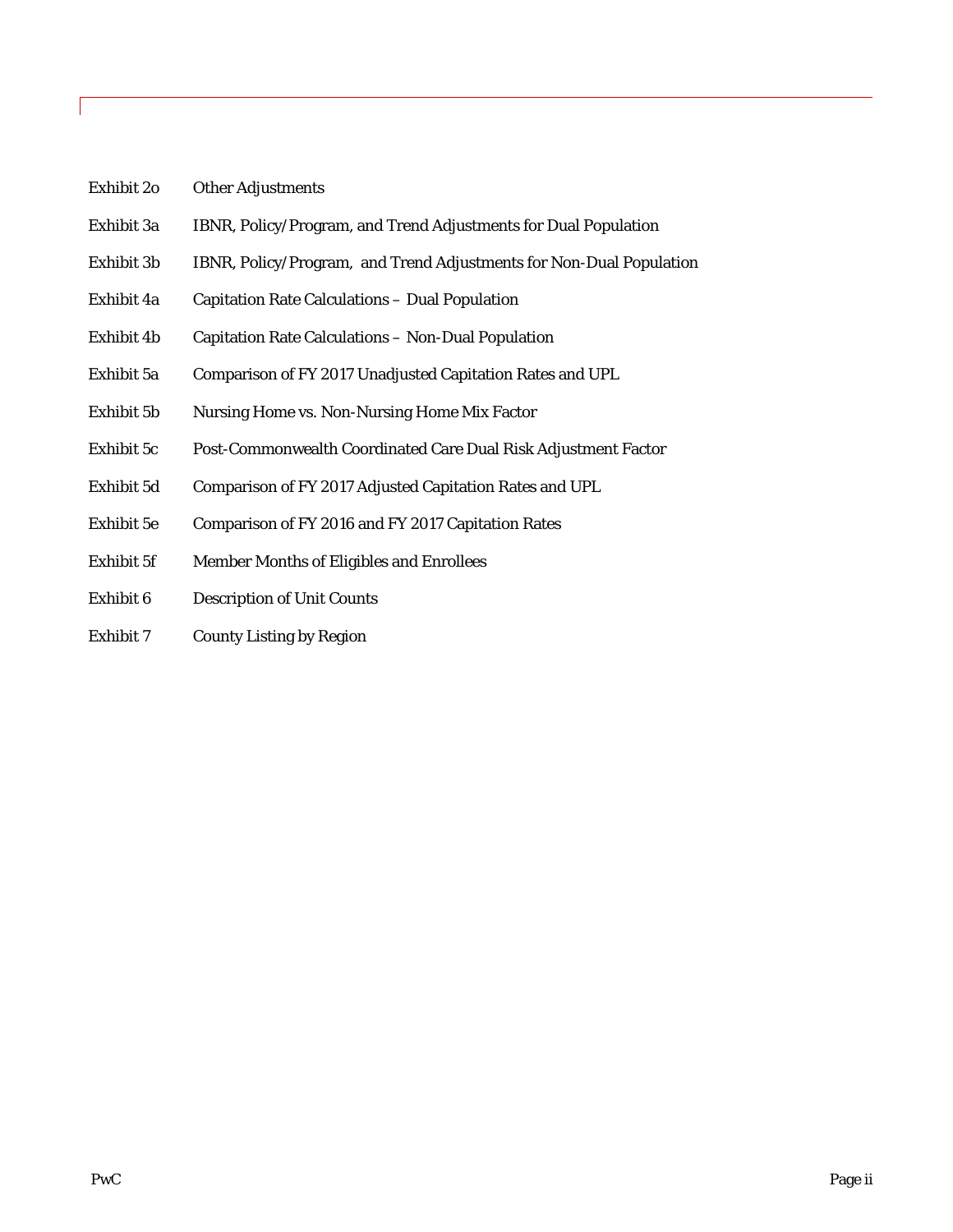| | |
|---|---|
| Exhibit 2o | Other Adjustments |
| Exhibit 3a | IBNR, Policy/Program, and Trend Adjustments for Dual Population |
| Exhibit 3b | IBNR, Policy/Program, and Trend Adjustments for Non-Dual Population |
| Exhibit 4a | Capitation Rate Calculations – Dual Population |
| Exhibit 4b | Capitation Rate Calculations – Non-Dual Population |
| Exhibit 5a | Comparison of FY 2017 Unadjusted Capitation Rates and UPL |
| Exhibit 5b | Nursing Home vs. Non-Nursing Home Mix Factor |
| Exhibit 5c | Post-Commonwealth Coordinated Care Dual Risk Adjustment Factor |
| Exhibit 5d | Comparison of FY 2017 Adjusted Capitation Rates and UPL |
| Exhibit 5e | Comparison of FY 2016 and FY 2017 Capitation Rates |
| Exhibit 5f | Member Months of Eligibles and Enrollees |
| Exhibit 6 | Description of Unit Counts |
| Exhibit 7 | County Listing by Region |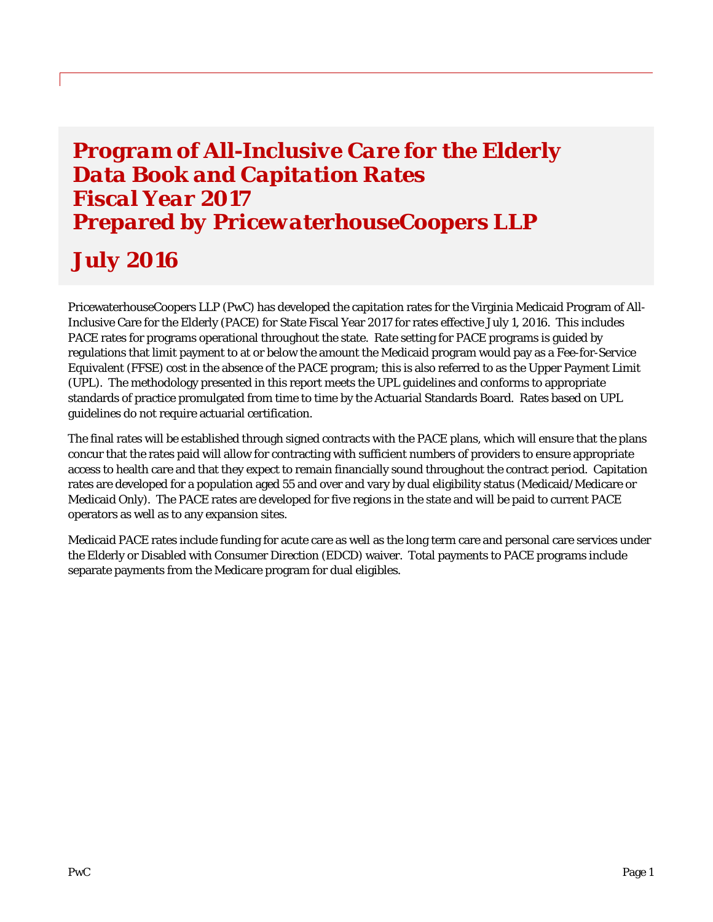# Program of All-Inclusive Care for the Elderly Data Book and Capitation Rates Fiscal Year 2017 Prepared by PricewaterhouseCoopers LLP

## July 2016

PricewaterhouseCoopers LLP (PwC) has developed the capitation rates for the Virginia Medicaid Program of All-Inclusive Care for the Elderly (PACE) for State Fiscal Year 2017 for rates effective July 1, 2016. This includes PACE rates for programs operational throughout the state. Rate setting for PACE programs is guided by regulations that limit payment to at or below the amount the Medicaid program would pay as a Fee-for-Service Equivalent (FFSE) cost in the absence of the PACE program; this is also referred to as the Upper Payment Limit (UPL). The methodology presented in this report meets the UPL guidelines and conforms to appropriate standards of practice promulgated from time to time by the Actuarial Standards Board. Rates based on UPL guidelines do not require actuarial certification.

The final rates will be established through signed contracts with the PACE plans, which will ensure that the plans concur that the rates paid will allow for contracting with sufficient numbers of providers to ensure appropriate access to health care and that they expect to remain financially sound throughout the contract period. Capitation rates are developed for a population aged 55 and over and vary by dual eligibility status (Medicaid/Medicare or Medicaid Only). The PACE rates are developed for five regions in the state and will be paid to current PACE operators as well as to any expansion sites.

Medicaid PACE rates include funding for acute care as well as the long term care and personal care services under the Elderly or Disabled with Consumer Direction (EDCD) waiver. Total payments to PACE programs include separate payments from the Medicare program for dual eligibles.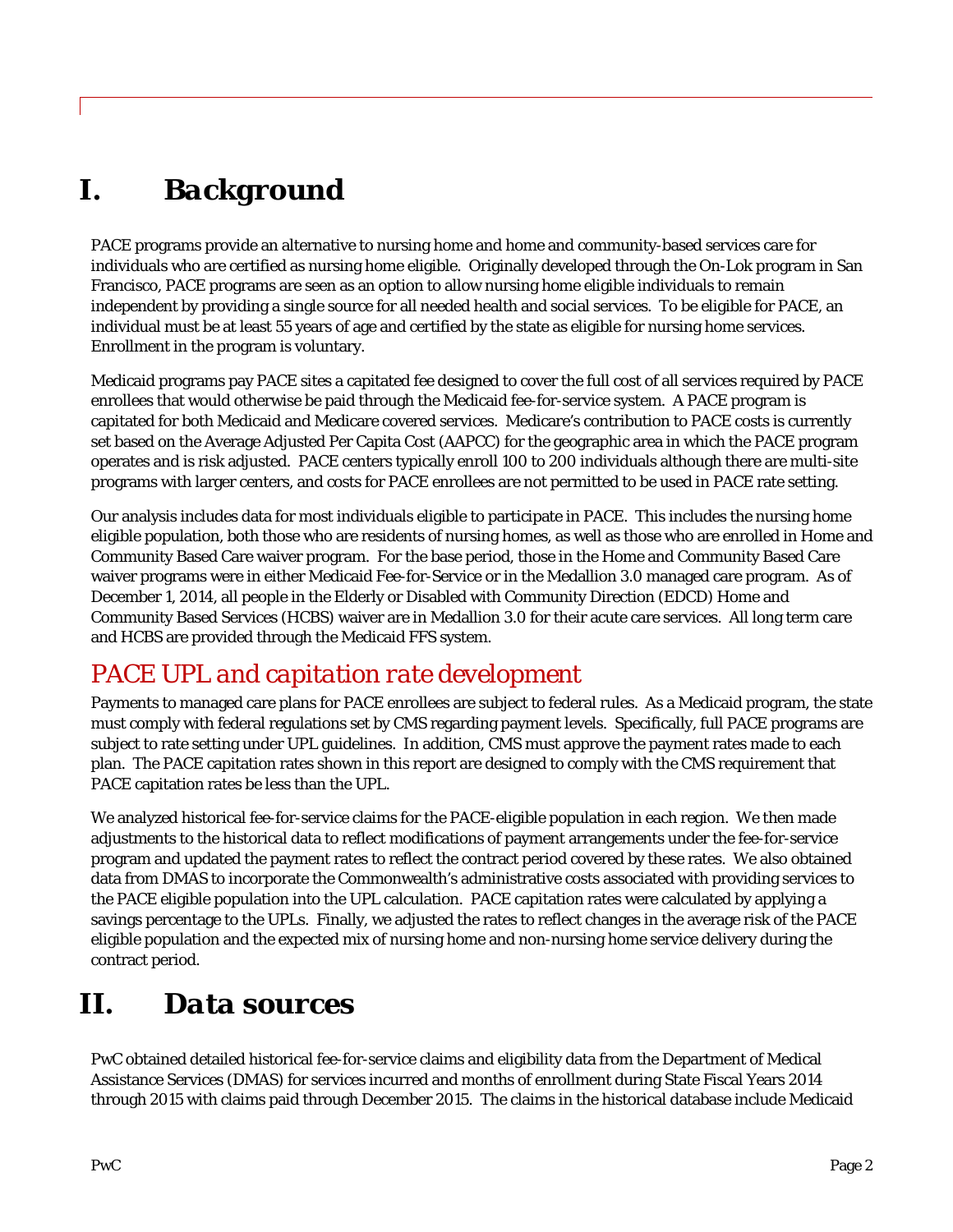# I. Background

PACE programs provide an alternative to nursing home and home and community-based services care for individuals who are certified as nursing home eligible. Originally developed through the On-Lok program in San Francisco, PACE programs are seen as an option to allow nursing home eligible individuals to remain independent by providing a single source for all needed health and social services. To be eligible for PACE, an individual must be at least 55 years of age and certified by the state as eligible for nursing home services. Enrollment in the program is voluntary.

Medicaid programs pay PACE sites a capitated fee designed to cover the full cost of all services required by PACE enrollees that would otherwise be paid through the Medicaid fee-for-service system. A PACE program is capitated for both Medicaid and Medicare covered services. Medicare's contribution to PACE costs is currently set based on the Average Adjusted Per Capita Cost (AAPCC) for the geographic area in which the PACE program operates and is risk adjusted. PACE centers typically enroll 100 to 200 individuals although there are multi-site programs with larger centers, and costs for PACE enrollees are not permitted to be used in PACE rate setting.

Our analysis includes data for most individuals eligible to participate in PACE. This includes the nursing home eligible population, both those who are residents of nursing homes, as well as those who are enrolled in Home and Community Based Care waiver program. For the base period, those in the Home and Community Based Care waiver programs were in either Medicaid Fee-for-Service or in the Medallion 3.0 managed care program. As of December 1, 2014, all people in the Elderly or Disabled with Community Direction (EDCD) Home and Community Based Services (HCBS) waiver are in Medallion 3.0 for their acute care services. All long term care and HCBS are provided through the Medicaid FFS system.

## *PACE UPL and capitation rate development*

Payments to managed care plans for PACE enrollees are subject to federal rules. As a Medicaid program, the state must comply with federal regulations set by CMS regarding payment levels. Specifically, full PACE programs are subject to rate setting under UPL guidelines. In addition, CMS must approve the payment rates made to each plan. The PACE capitation rates shown in this report are designed to comply with the CMS requirement that PACE capitation rates be less than the UPL.

We analyzed historical fee-for-service claims for the PACE-eligible population in each region. We then made adjustments to the historical data to reflect modifications of payment arrangements under the fee-for-service program and updated the payment rates to reflect the contract period covered by these rates. We also obtained data from DMAS to incorporate the Commonwealth's administrative costs associated with providing services to the PACE eligible population into the UPL calculation. PACE capitation rates were calculated by applying a savings percentage to the UPLs. Finally, we adjusted the rates to reflect changes in the average risk of the PACE eligible population and the expected mix of nursing home and non-nursing home service delivery during the contract period.

# II. Data sources

PwC obtained detailed historical fee-for-service claims and eligibility data from the Department of Medical Assistance Services (DMAS) for services incurred and months of enrollment during State Fiscal Years 2014 through 2015 with claims paid through December 2015. The claims in the historical database include Medicaid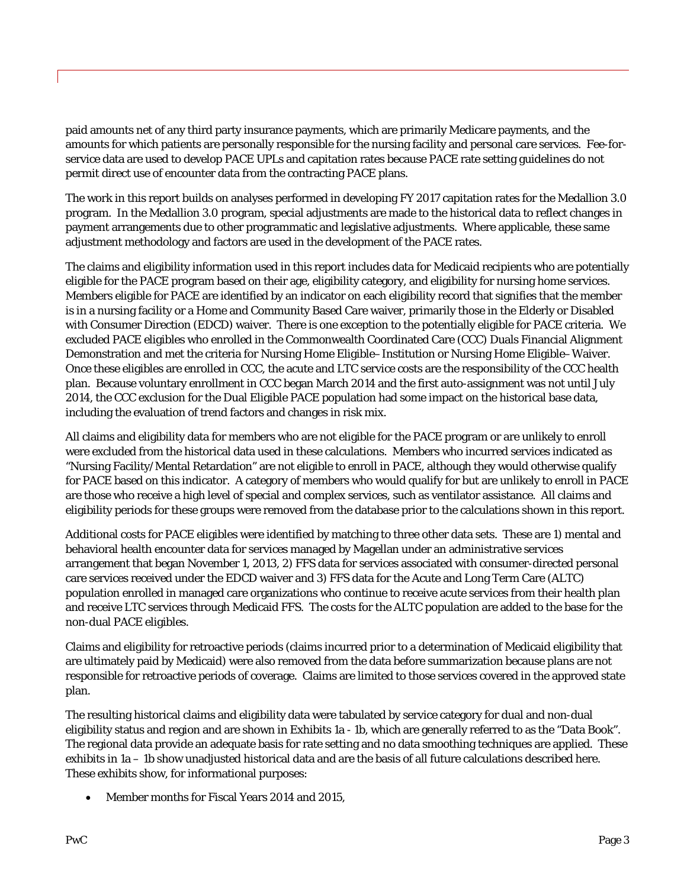paid amounts net of any third party insurance payments, which are primarily Medicare payments, and the amounts for which patients are personally responsible for the nursing facility and personal care services. Fee-for-service data are used to develop PACE UPLs and capitation rates because PACE rate setting guidelines do not permit direct use of encounter data from the contracting PACE plans.

The work in this report builds on analyses performed in developing FY 2017 capitation rates for the Medallion 3.0 program. In the Medallion 3.0 program, special adjustments are made to the historical data to reflect changes in payment arrangements due to other programmatic and legislative adjustments. Where applicable, these same adjustment methodology and factors are used in the development of the PACE rates.

The claims and eligibility information used in this report includes data for Medicaid recipients who are potentially eligible for the PACE program based on their age, eligibility category, and eligibility for nursing home services. Members eligible for PACE are identified by an indicator on each eligibility record that signifies that the member is in a nursing facility or a Home and Community Based Care waiver, primarily those in the Elderly or Disabled with Consumer Direction (EDCD) waiver. There is one exception to the potentially eligible for PACE criteria. We excluded PACE eligibles who enrolled in the Commonwealth Coordinated Care (CCC) Duals Financial Alignment Demonstration and met the criteria for Nursing Home Eligible–Institution or Nursing Home Eligible–Waiver. Once these eligibles are enrolled in CCC, the acute and LTC service costs are the responsibility of the CCC health plan. Because voluntary enrollment in CCC began March 2014 and the first auto-assignment was not until July 2014, the CCC exclusion for the Dual Eligible PACE population had some impact on the historical base data, including the evaluation of trend factors and changes in risk mix.

All claims and eligibility data for members who are not eligible for the PACE program or are unlikely to enroll were excluded from the historical data used in these calculations. Members who incurred services indicated as "Nursing Facility/Mental Retardation" are not eligible to enroll in PACE, although they would otherwise qualify for PACE based on this indicator. A category of members who would qualify for but are unlikely to enroll in PACE are those who receive a high level of special and complex services, such as ventilator assistance. All claims and eligibility periods for these groups were removed from the database prior to the calculations shown in this report.

Additional costs for PACE eligibles were identified by matching to three other data sets. These are 1) mental and behavioral health encounter data for services managed by Magellan under an administrative services arrangement that began November 1, 2013, 2) FFS data for services associated with consumer-directed personal care services received under the EDCD waiver and 3) FFS data for the Acute and Long Term Care (ALTC) population enrolled in managed care organizations who continue to receive acute services from their health plan and receive LTC services through Medicaid FFS. The costs for the ALTC population are added to the base for the non-dual PACE eligibles.

Claims and eligibility for retroactive periods (claims incurred prior to a determination of Medicaid eligibility that are ultimately paid by Medicaid) were also removed from the data before summarization because plans are not responsible for retroactive periods of coverage. Claims are limited to those services covered in the approved state plan.

The resulting historical claims and eligibility data were tabulated by service category for dual and non-dual eligibility status and region and are shown in Exhibits 1a - 1b, which are generally referred to as the "Data Book". The regional data provide an adequate basis for rate setting and no data smoothing techniques are applied. These exhibits in 1a – 1b show unadjusted historical data and are the basis of all future calculations described here. These exhibits show, for informational purposes:

- Member months for Fiscal Years 2014 and 2015,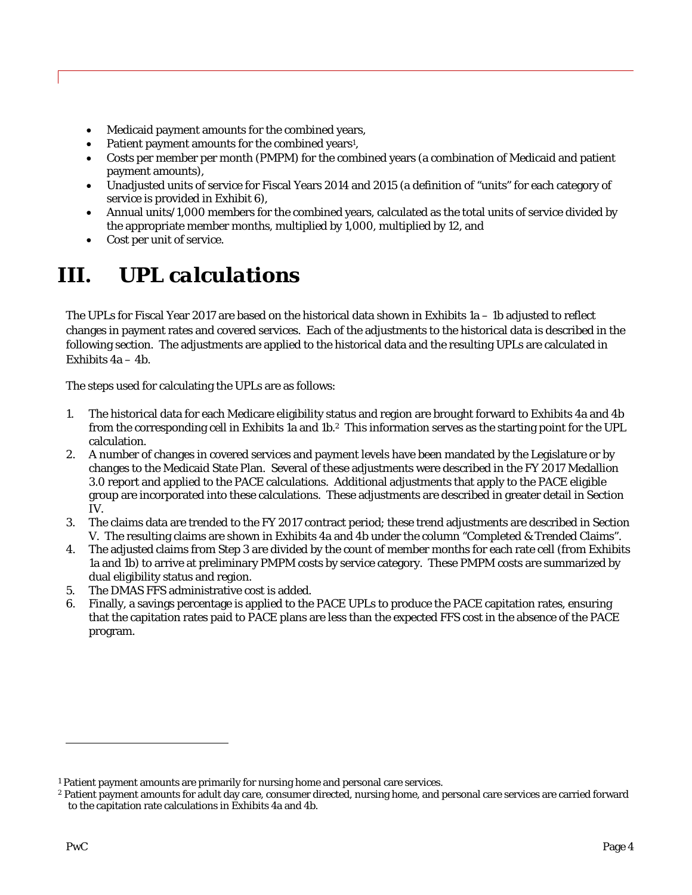- Medicaid payment amounts for the combined years,
- Patient payment amounts for the combined years[1],
- Costs per member per month (PMPM) for the combined years (a combination of Medicaid and patient payment amounts),
- Unadjusted units of service for Fiscal Years 2014 and 2015 (a definition of "units" for each category of service is provided in Exhibit 6),
- Annual units/1,000 members for the combined years, calculated as the total units of service divided by the appropriate member months, multiplied by 1,000, multiplied by 12, and
- Cost per unit of service.

# III. UPL calculations

The UPLs for Fiscal Year 2017 are based on the historical data shown in Exhibits 1a – 1b adjusted to reflect changes in payment rates and covered services. Each of the adjustments to the historical data is described in the following section. The adjustments are applied to the historical data and the resulting UPLs are calculated in Exhibits 4a – 4b.

The steps used for calculating the UPLs are as follows:

1. The historical data for each Medicare eligibility status and region are brought forward to Exhibits 4a and 4b from the corresponding cell in Exhibits 1a and 1b.[2] This information serves as the starting point for the UPL calculation.
2. A number of changes in covered services and payment levels have been mandated by the Legislature or by changes to the Medicaid State Plan. Several of these adjustments were described in the FY 2017 Medallion 3.0 report and applied to the PACE calculations. Additional adjustments that apply to the PACE eligible group are incorporated into these calculations. These adjustments are described in greater detail in Section IV.
3. The claims data are trended to the FY 2017 contract period; these trend adjustments are described in Section V. The resulting claims are shown in Exhibits 4a and 4b under the column "Completed & Trended Claims".
4. The adjusted claims from Step 3 are divided by the count of member months for each rate cell (from Exhibits 1a and 1b) to arrive at preliminary PMPM costs by service category. These PMPM costs are summarized by dual eligibility status and region.
5. The DMAS FFS administrative cost is added.
6. Finally, a savings percentage is applied to the PACE UPLs to produce the PACE capitation rates, ensuring that the capitation rates paid to PACE plans are less than the expected FFS cost in the absence of the PACE program.

---

[1] Patient payment amounts are primarily for nursing home and personal care services.

[2] Patient payment amounts for adult day care, consumer directed, nursing home, and personal care services are carried forward to the capitation rate calculations in Exhibits 4a and 4b.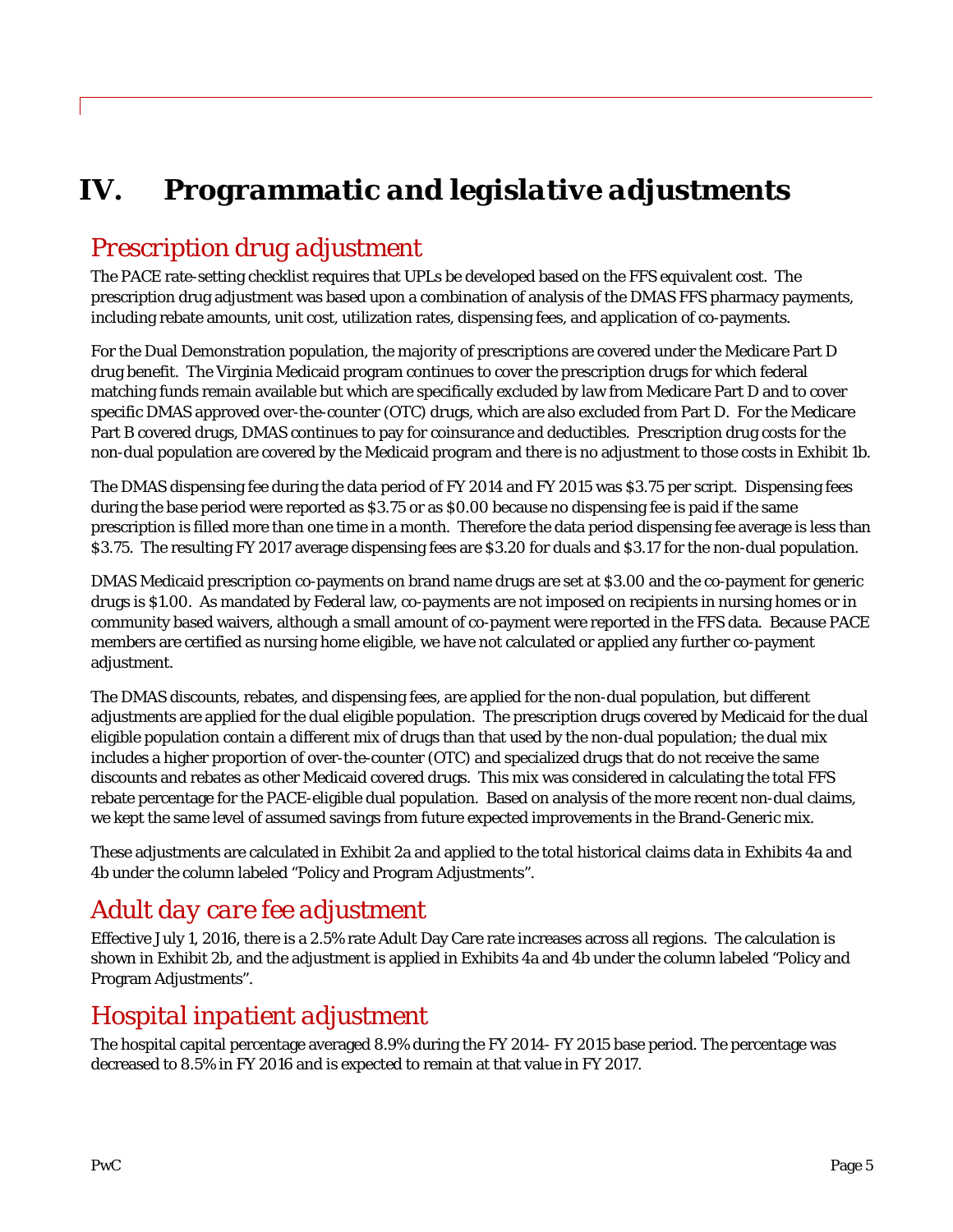# IV. Programmatic and legislative adjustments

## Prescription drug adjustment

The PACE rate-setting checklist requires that UPLs be developed based on the FFS equivalent cost. The prescription drug adjustment was based upon a combination of analysis of the DMAS FFS pharmacy payments, including rebate amounts, unit cost, utilization rates, dispensing fees, and application of co-payments.

For the Dual Demonstration population, the majority of prescriptions are covered under the Medicare Part D drug benefit. The Virginia Medicaid program continues to cover the prescription drugs for which federal matching funds remain available but which are specifically excluded by law from Medicare Part D and to cover specific DMAS approved over-the-counter (OTC) drugs, which are also excluded from Part D. For the Medicare Part B covered drugs, DMAS continues to pay for coinsurance and deductibles. Prescription drug costs for the non-dual population are covered by the Medicaid program and there is no adjustment to those costs in Exhibit 1b.

The DMAS dispensing fee during the data period of FY 2014 and FY 2015 was $3.75 per script. Dispensing fees during the base period were reported as $3.75 or as $0.00 because no dispensing fee is paid if the same prescription is filled more than one time in a month. Therefore the data period dispensing fee average is less than $3.75. The resulting FY 2017 average dispensing fees are $3.20 for duals and $3.17 for the non-dual population.

DMAS Medicaid prescription co-payments on brand name drugs are set at $3.00 and the co-payment for generic drugs is $1.00. As mandated by Federal law, co-payments are not imposed on recipients in nursing homes or in community based waivers, although a small amount of co-payment were reported in the FFS data. Because PACE members are certified as nursing home eligible, we have not calculated or applied any further co-payment adjustment.

The DMAS discounts, rebates, and dispensing fees, are applied for the non-dual population, but different adjustments are applied for the dual eligible population. The prescription drugs covered by Medicaid for the dual eligible population contain a different mix of drugs than that used by the non-dual population; the dual mix includes a higher proportion of over-the-counter (OTC) and specialized drugs that do not receive the same discounts and rebates as other Medicaid covered drugs. This mix was considered in calculating the total FFS rebate percentage for the PACE-eligible dual population. Based on analysis of the more recent non-dual claims, we kept the same level of assumed savings from future expected improvements in the Brand-Generic mix.

These adjustments are calculated in Exhibit 2a and applied to the total historical claims data in Exhibits 4a and 4b under the column labeled "Policy and Program Adjustments".

## Adult day care fee adjustment

Effective July 1, 2016, there is a 2.5% rate Adult Day Care rate increases across all regions. The calculation is shown in Exhibit 2b, and the adjustment is applied in Exhibits 4a and 4b under the column labeled "Policy and Program Adjustments".

## Hospital inpatient adjustment

The hospital capital percentage averaged 8.9% during the FY 2014- FY 2015 base period. The percentage was decreased to 8.5% in FY 2016 and is expected to remain at that value in FY 2017.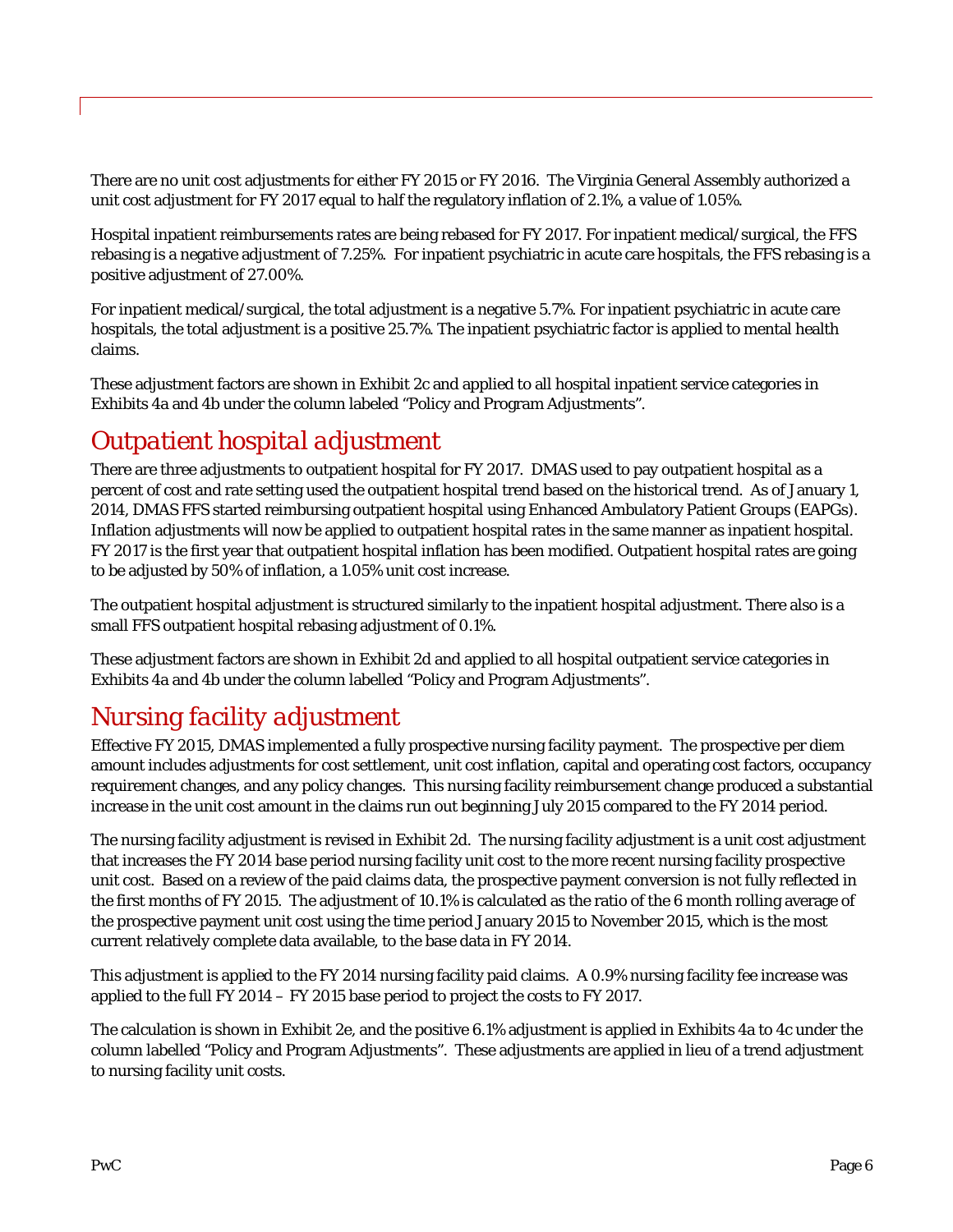There are no unit cost adjustments for either FY 2015 or FY 2016. The Virginia General Assembly authorized a unit cost adjustment for FY 2017 equal to half the regulatory inflation of 2.1%, a value of 1.05%.

Hospital inpatient reimbursements rates are being rebased for FY 2017. For inpatient medical/surgical, the FFS rebasing is a negative adjustment of 7.25%. For inpatient psychiatric in acute care hospitals, the FFS rebasing is a positive adjustment of 27.00%.

For inpatient medical/surgical, the total adjustment is a negative 5.7%. For inpatient psychiatric in acute care hospitals, the total adjustment is a positive 25.7%. The inpatient psychiatric factor is applied to mental health claims.

These adjustment factors are shown in Exhibit 2c and applied to all hospital inpatient service categories in Exhibits 4a and 4b under the column labeled "Policy and Program Adjustments".

## *Outpatient hospital adjustment*

There are three adjustments to outpatient hospital for FY 2017. DMAS used to pay outpatient hospital as a percent of cost and rate setting used the outpatient hospital trend based on the historical trend. As of January 1, 2014, DMAS FFS started reimbursing outpatient hospital using Enhanced Ambulatory Patient Groups (EAPGs). Inflation adjustments will now be applied to outpatient hospital rates in the same manner as inpatient hospital. FY 2017 is the first year that outpatient hospital inflation has been modified. Outpatient hospital rates are going to be adjusted by 50% of inflation, a 1.05% unit cost increase.

The outpatient hospital adjustment is structured similarly to the inpatient hospital adjustment. There also is a small FFS outpatient hospital rebasing adjustment of 0.1%.

These adjustment factors are shown in Exhibit 2d and applied to all hospital outpatient service categories in Exhibits 4a and 4b under the column labelled "Policy and Program Adjustments".

## *Nursing facility adjustment*

Effective FY 2015, DMAS implemented a fully prospective nursing facility payment. The prospective per diem amount includes adjustments for cost settlement, unit cost inflation, capital and operating cost factors, occupancy requirement changes, and any policy changes. This nursing facility reimbursement change produced a substantial increase in the unit cost amount in the claims run out beginning July 2015 compared to the FY 2014 period.

The nursing facility adjustment is revised in Exhibit 2d. The nursing facility adjustment is a unit cost adjustment that increases the FY 2014 base period nursing facility unit cost to the more recent nursing facility prospective unit cost. Based on a review of the paid claims data, the prospective payment conversion is not fully reflected in the first months of FY 2015. The adjustment of 10.1% is calculated as the ratio of the 6 month rolling average of the prospective payment unit cost using the time period January 2015 to November 2015, which is the most current relatively complete data available, to the base data in FY 2014.

This adjustment is applied to the FY 2014 nursing facility paid claims. A 0.9% nursing facility fee increase was applied to the full FY 2014 – FY 2015 base period to project the costs to FY 2017.

The calculation is shown in Exhibit 2e, and the positive 6.1% adjustment is applied in Exhibits 4a to 4c under the column labelled "Policy and Program Adjustments". These adjustments are applied in lieu of a trend adjustment to nursing facility unit costs.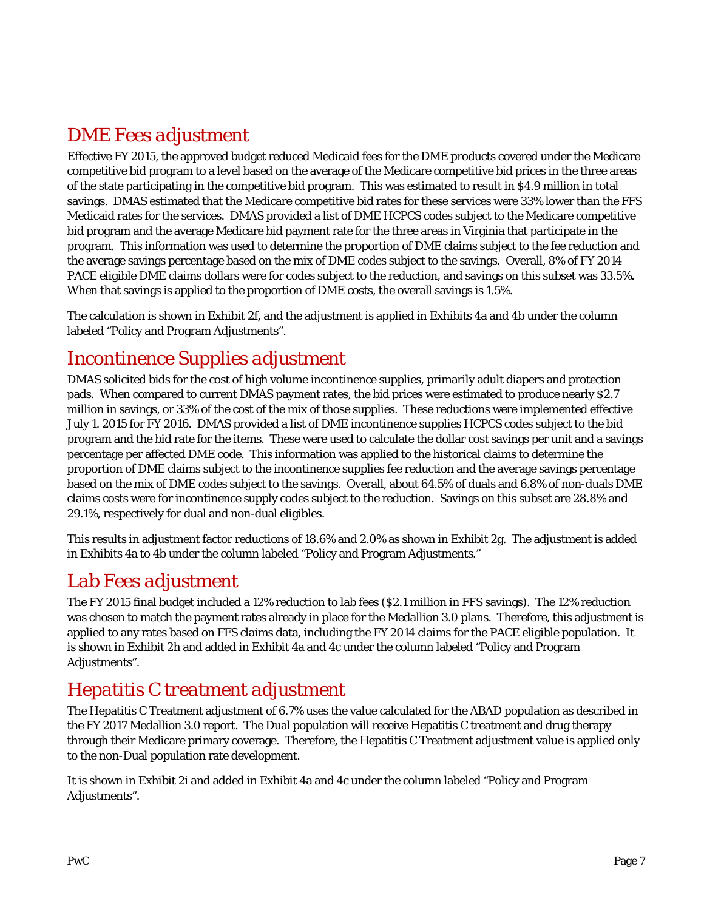## DME Fees adjustment

Effective FY 2015, the approved budget reduced Medicaid fees for the DME products covered under the Medicare competitive bid program to a level based on the average of the Medicare competitive bid prices in the three areas of the state participating in the competitive bid program. This was estimated to result in $4.9 million in total savings. DMAS estimated that the Medicare competitive bid rates for these services were 33% lower than the FFS Medicaid rates for the services. DMAS provided a list of DME HCPCS codes subject to the Medicare competitive bid program and the average Medicare bid payment rate for the three areas in Virginia that participate in the program. This information was used to determine the proportion of DME claims subject to the fee reduction and the average savings percentage based on the mix of DME codes subject to the savings. Overall, 8% of FY 2014 PACE eligible DME claims dollars were for codes subject to the reduction, and savings on this subset was 33.5%. When that savings is applied to the proportion of DME costs, the overall savings is 1.5%.

The calculation is shown in Exhibit 2f, and the adjustment is applied in Exhibits 4a and 4b under the column labeled "Policy and Program Adjustments".

## Incontinence Supplies adjustment

DMAS solicited bids for the cost of high volume incontinence supplies, primarily adult diapers and protection pads. When compared to current DMAS payment rates, the bid prices were estimated to produce nearly $2.7 million in savings, or 33% of the cost of the mix of those supplies. These reductions were implemented effective July 1. 2015 for FY 2016. DMAS provided a list of DME incontinence supplies HCPCS codes subject to the bid program and the bid rate for the items. These were used to calculate the dollar cost savings per unit and a savings percentage per affected DME code. This information was applied to the historical claims to determine the proportion of DME claims subject to the incontinence supplies fee reduction and the average savings percentage based on the mix of DME codes subject to the savings. Overall, about 64.5% of duals and 6.8% of non-duals DME claims costs were for incontinence supply codes subject to the reduction. Savings on this subset are 28.8% and 29.1%, respectively for dual and non-dual eligibles.

This results in adjustment factor reductions of 18.6% and 2.0% as shown in Exhibit 2g. The adjustment is added in Exhibits 4a to 4b under the column labeled "Policy and Program Adjustments."

## Lab Fees adjustment

The FY 2015 final budget included a 12% reduction to lab fees ($2.1 million in FFS savings). The 12% reduction was chosen to match the payment rates already in place for the Medallion 3.0 plans. Therefore, this adjustment is applied to any rates based on FFS claims data, including the FY 2014 claims for the PACE eligible population. It is shown in Exhibit 2h and added in Exhibit 4a and 4c under the column labeled "Policy and Program Adjustments".

## Hepatitis C treatment adjustment

The Hepatitis C Treatment adjustment of 6.7% uses the value calculated for the ABAD population as described in the FY 2017 Medallion 3.0 report. The Dual population will receive Hepatitis C treatment and drug therapy through their Medicare primary coverage. Therefore, the Hepatitis C Treatment adjustment value is applied only to the non-Dual population rate development.

It is shown in Exhibit 2i and added in Exhibit 4a and 4c under the column labeled "Policy and Program Adjustments".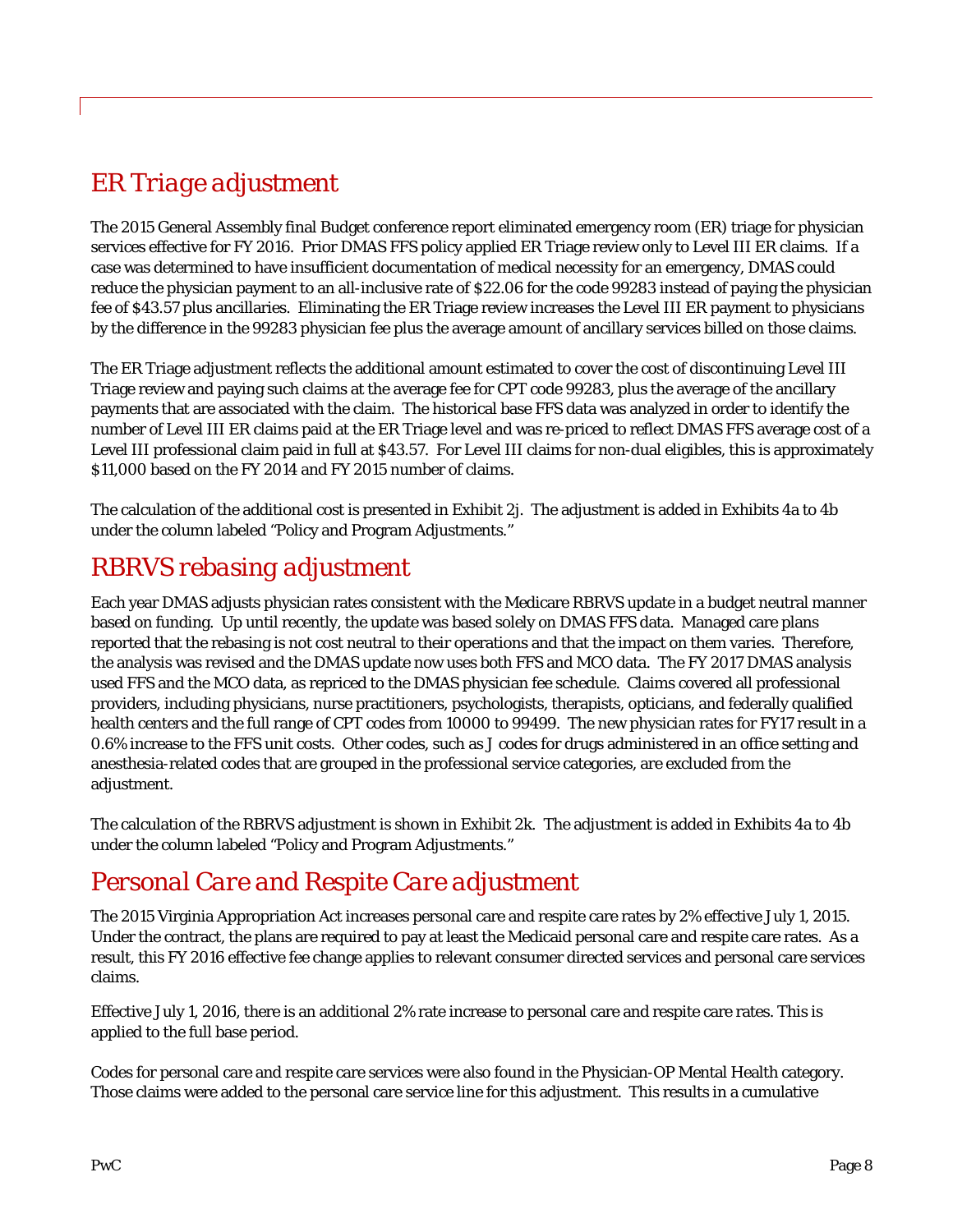## *ER Triage adjustment*

The 2015 General Assembly final Budget conference report eliminated emergency room (ER) triage for physician services effective for FY 2016. Prior DMAS FFS policy applied ER Triage review only to Level III ER claims. If a case was determined to have insufficient documentation of medical necessity for an emergency, DMAS could reduce the physician payment to an all-inclusive rate of $22.06 for the code 99283 instead of paying the physician fee of $43.57 plus ancillaries. Eliminating the ER Triage review increases the Level III ER payment to physicians by the difference in the 99283 physician fee plus the average amount of ancillary services billed on those claims.

The ER Triage adjustment reflects the additional amount estimated to cover the cost of discontinuing Level III Triage review and paying such claims at the average fee for CPT code 99283, plus the average of the ancillary payments that are associated with the claim. The historical base FFS data was analyzed in order to identify the number of Level III ER claims paid at the ER Triage level and was re-priced to reflect DMAS FFS average cost of a Level III professional claim paid in full at $43.57. For Level III claims for non-dual eligibles, this is approximately $11,000 based on the FY 2014 and FY 2015 number of claims.

The calculation of the additional cost is presented in Exhibit 2j. The adjustment is added in Exhibits 4a to 4b under the column labeled "Policy and Program Adjustments."

## *RBRVS rebasing adjustment*

Each year DMAS adjusts physician rates consistent with the Medicare RBRVS update in a budget neutral manner based on funding. Up until recently, the update was based solely on DMAS FFS data. Managed care plans reported that the rebasing is not cost neutral to their operations and that the impact on them varies. Therefore, the analysis was revised and the DMAS update now uses both FFS and MCO data. The FY 2017 DMAS analysis used FFS and the MCO data, as repriced to the DMAS physician fee schedule. Claims covered all professional providers, including physicians, nurse practitioners, psychologists, therapists, opticians, and federally qualified health centers and the full range of CPT codes from 10000 to 99499. The new physician rates for FY17 result in a 0.6% increase to the FFS unit costs. Other codes, such as J codes for drugs administered in an office setting and anesthesia-related codes that are grouped in the professional service categories, are excluded from the adjustment.

The calculation of the RBRVS adjustment is shown in Exhibit 2k. The adjustment is added in Exhibits 4a to 4b under the column labeled "Policy and Program Adjustments."

## *Personal Care and Respite Care adjustment*

The 2015 Virginia Appropriation Act increases personal care and respite care rates by 2% effective July 1, 2015. Under the contract, the plans are required to pay at least the Medicaid personal care and respite care rates. As a result, this FY 2016 effective fee change applies to relevant consumer directed services and personal care services claims.

Effective July 1, 2016, there is an additional 2% rate increase to personal care and respite care rates. This is applied to the full base period.

Codes for personal care and respite care services were also found in the Physician-OP Mental Health category. Those claims were added to the personal care service line for this adjustment. This results in a cumulative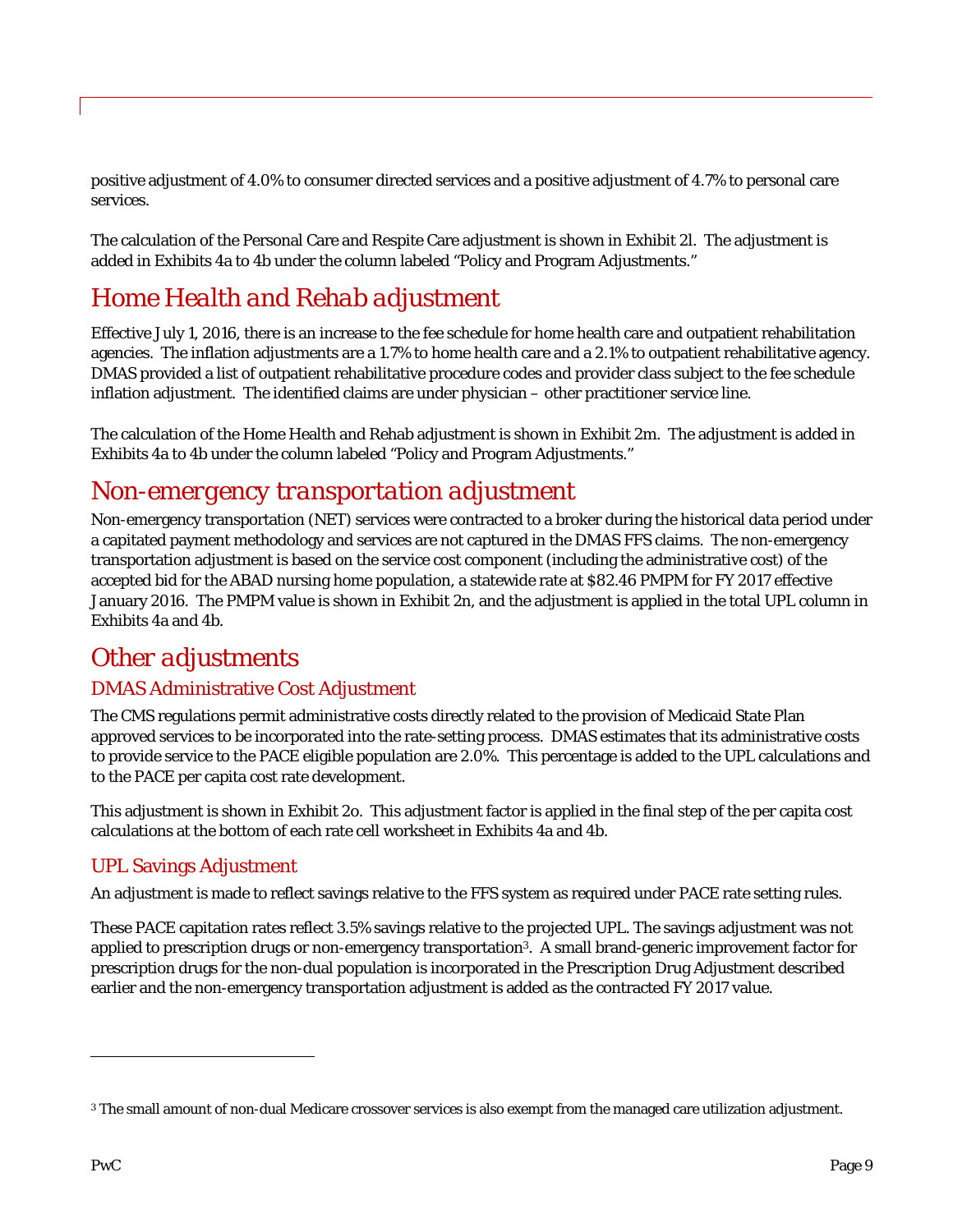positive adjustment of 4.0% to consumer directed services and a positive adjustment of 4.7% to personal care services.

The calculation of the Personal Care and Respite Care adjustment is shown in Exhibit 2l. The adjustment is added in Exhibits 4a to 4b under the column labeled "Policy and Program Adjustments."

## *Home Health and Rehab adjustment*

Effective July 1, 2016, there is an increase to the fee schedule for home health care and outpatient rehabilitation agencies. The inflation adjustments are a 1.7% to home health care and a 2.1% to outpatient rehabilitative agency. DMAS provided a list of outpatient rehabilitative procedure codes and provider class subject to the fee schedule inflation adjustment. The identified claims are under physician – other practitioner service line.

The calculation of the Home Health and Rehab adjustment is shown in Exhibit 2m. The adjustment is added in Exhibits 4a to 4b under the column labeled "Policy and Program Adjustments."

## *Non-emergency transportation adjustment*

Non-emergency transportation (NET) services were contracted to a broker during the historical data period under a capitated payment methodology and services are not captured in the DMAS FFS claims. The non-emergency transportation adjustment is based on the service cost component (including the administrative cost) of the accepted bid for the ABAD nursing home population, a statewide rate at $82.46 PMPM for FY 2017 effective January 2016. The PMPM value is shown in Exhibit 2n, and the adjustment is applied in the total UPL column in Exhibits 4a and 4b.

## *Other adjustments*

### DMAS Administrative Cost Adjustment

The CMS regulations permit administrative costs directly related to the provision of Medicaid State Plan approved services to be incorporated into the rate-setting process. DMAS estimates that its administrative costs to provide service to the PACE eligible population are 2.0%. This percentage is added to the UPL calculations and to the PACE per capita cost rate development.

This adjustment is shown in Exhibit 2o. This adjustment factor is applied in the final step of the per capita cost calculations at the bottom of each rate cell worksheet in Exhibits 4a and 4b.

### UPL Savings Adjustment

An adjustment is made to reflect savings relative to the FFS system as required under PACE rate setting rules.

These PACE capitation rates reflect 3.5% savings relative to the projected UPL. The savings adjustment was not applied to prescription drugs or non-emergency transportation[3]. A small brand-generic improvement factor for prescription drugs for the non-dual population is incorporated in the Prescription Drug Adjustment described earlier and the non-emergency transportation adjustment is added as the contracted FY 2017 value.

---

[3] The small amount of non-dual Medicare crossover services is also exempt from the managed care utilization adjustment.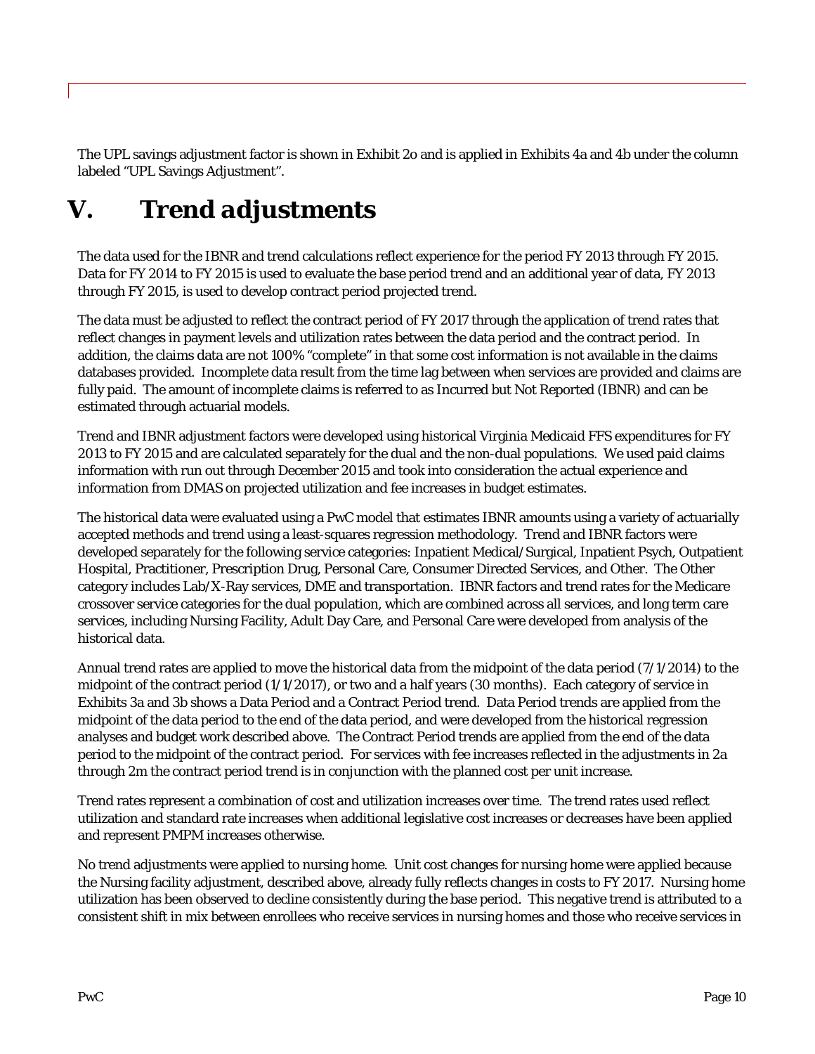The UPL savings adjustment factor is shown in Exhibit 2o and is applied in Exhibits 4a and 4b under the column labeled "UPL Savings Adjustment".

# V. Trend adjustments

The data used for the IBNR and trend calculations reflect experience for the period FY 2013 through FY 2015. Data for FY 2014 to FY 2015 is used to evaluate the base period trend and an additional year of data, FY 2013 through FY 2015, is used to develop contract period projected trend.

The data must be adjusted to reflect the contract period of FY 2017 through the application of trend rates that reflect changes in payment levels and utilization rates between the data period and the contract period. In addition, the claims data are not 100% "complete" in that some cost information is not available in the claims databases provided. Incomplete data result from the time lag between when services are provided and claims are fully paid. The amount of incomplete claims is referred to as Incurred but Not Reported (IBNR) and can be estimated through actuarial models.

Trend and IBNR adjustment factors were developed using historical Virginia Medicaid FFS expenditures for FY 2013 to FY 2015 and are calculated separately for the dual and the non-dual populations. We used paid claims information with run out through December 2015 and took into consideration the actual experience and information from DMAS on projected utilization and fee increases in budget estimates.

The historical data were evaluated using a PwC model that estimates IBNR amounts using a variety of actuarially accepted methods and trend using a least-squares regression methodology. Trend and IBNR factors were developed separately for the following service categories: Inpatient Medical/Surgical, Inpatient Psych, Outpatient Hospital, Practitioner, Prescription Drug, Personal Care, Consumer Directed Services, and Other. The Other category includes Lab/X-Ray services, DME and transportation. IBNR factors and trend rates for the Medicare crossover service categories for the dual population, which are combined across all services, and long term care services, including Nursing Facility, Adult Day Care, and Personal Care were developed from analysis of the historical data.

Annual trend rates are applied to move the historical data from the midpoint of the data period (7/1/2014) to the midpoint of the contract period (1/1/2017), or two and a half years (30 months). Each category of service in Exhibits 3a and 3b shows a Data Period and a Contract Period trend. Data Period trends are applied from the midpoint of the data period to the end of the data period, and were developed from the historical regression analyses and budget work described above. The Contract Period trends are applied from the end of the data period to the midpoint of the contract period. For services with fee increases reflected in the adjustments in 2a through 2m the contract period trend is in conjunction with the planned cost per unit increase.

Trend rates represent a combination of cost and utilization increases over time. The trend rates used reflect utilization and standard rate increases when additional legislative cost increases or decreases have been applied and represent PMPM increases otherwise.

No trend adjustments were applied to nursing home. Unit cost changes for nursing home were applied because the Nursing facility adjustment, described above, already fully reflects changes in costs to FY 2017. Nursing home utilization has been observed to decline consistently during the base period. This negative trend is attributed to a consistent shift in mix between enrollees who receive services in nursing homes and those who receive services in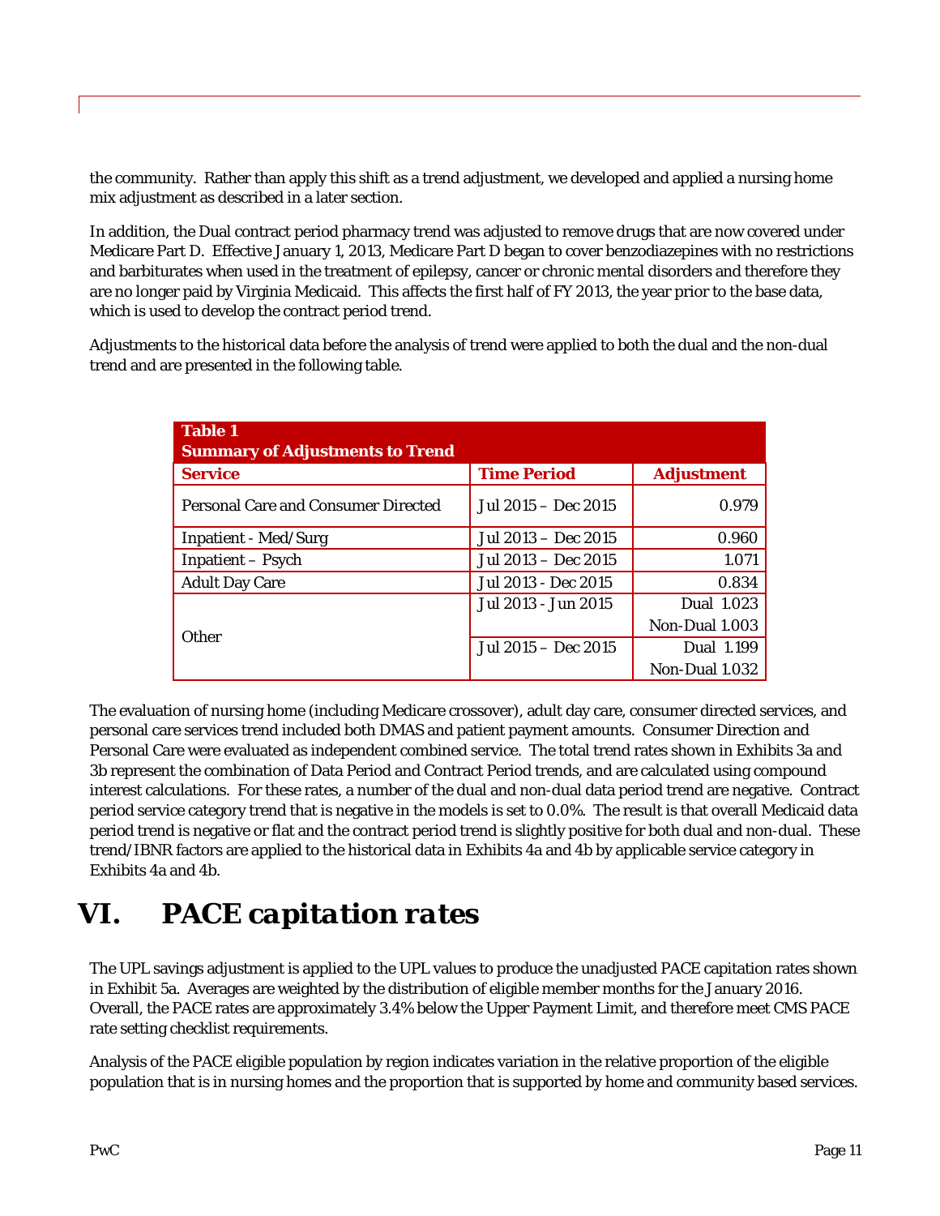the community. Rather than apply this shift as a trend adjustment, we developed and applied a nursing home mix adjustment as described in a later section.

In addition, the Dual contract period pharmacy trend was adjusted to remove drugs that are now covered under Medicare Part D. Effective January 1, 2013, Medicare Part D began to cover benzodiazepines with no restrictions and barbiturates when used in the treatment of epilepsy, cancer or chronic mental disorders and therefore they are no longer paid by Virginia Medicaid. This affects the first half of FY 2013, the year prior to the base data, which is used to develop the contract period trend.

Adjustments to the historical data before the analysis of trend were applied to both the dual and the non-dual trend and are presented in the following table.

**Table 1**
**Summary of Adjustments to Trend**

| Service | Time Period | Adjustment |
|---|---|---|
| Personal Care and Consumer Directed | Jul 2015 – Dec 2015 | 0.979 |
| Inpatient - Med/Surg | Jul 2013 – Dec 2015 | 0.960 |
| Inpatient – Psych | Jul 2013 – Dec 2015 | 1.071 |
| Adult Day Care | Jul 2013 - Dec 2015 | 0.834 |
| Other | Jul 2013 - Jun 2015 | Dual 1.023 |
| | | Non-Dual 1.003 |
| | Jul 2015 – Dec 2015 | Dual 1.199 |
| | | Non-Dual 1.032 |

The evaluation of nursing home (including Medicare crossover), adult day care, consumer directed services, and personal care services trend included both DMAS and patient payment amounts. Consumer Direction and Personal Care were evaluated as independent combined service. The total trend rates shown in Exhibits 3a and 3b represent the combination of Data Period and Contract Period trends, and are calculated using compound interest calculations. For these rates, a number of the dual and non-dual data period trend are negative. Contract period service category trend that is negative in the models is set to 0.0%. The result is that overall Medicaid data period trend is negative or flat and the contract period trend is slightly positive for both dual and non-dual. These trend/IBNR factors are applied to the historical data in Exhibits 4a and 4b by applicable service category in Exhibits 4a and 4b.

# VI. *PACE capitation rates*

The UPL savings adjustment is applied to the UPL values to produce the unadjusted PACE capitation rates shown in Exhibit 5a. Averages are weighted by the distribution of eligible member months for the January 2016. Overall, the PACE rates are approximately 3.4% below the Upper Payment Limit, and therefore meet CMS PACE rate setting checklist requirements.

Analysis of the PACE eligible population by region indicates variation in the relative proportion of the eligible population that is in nursing homes and the proportion that is supported by home and community based services.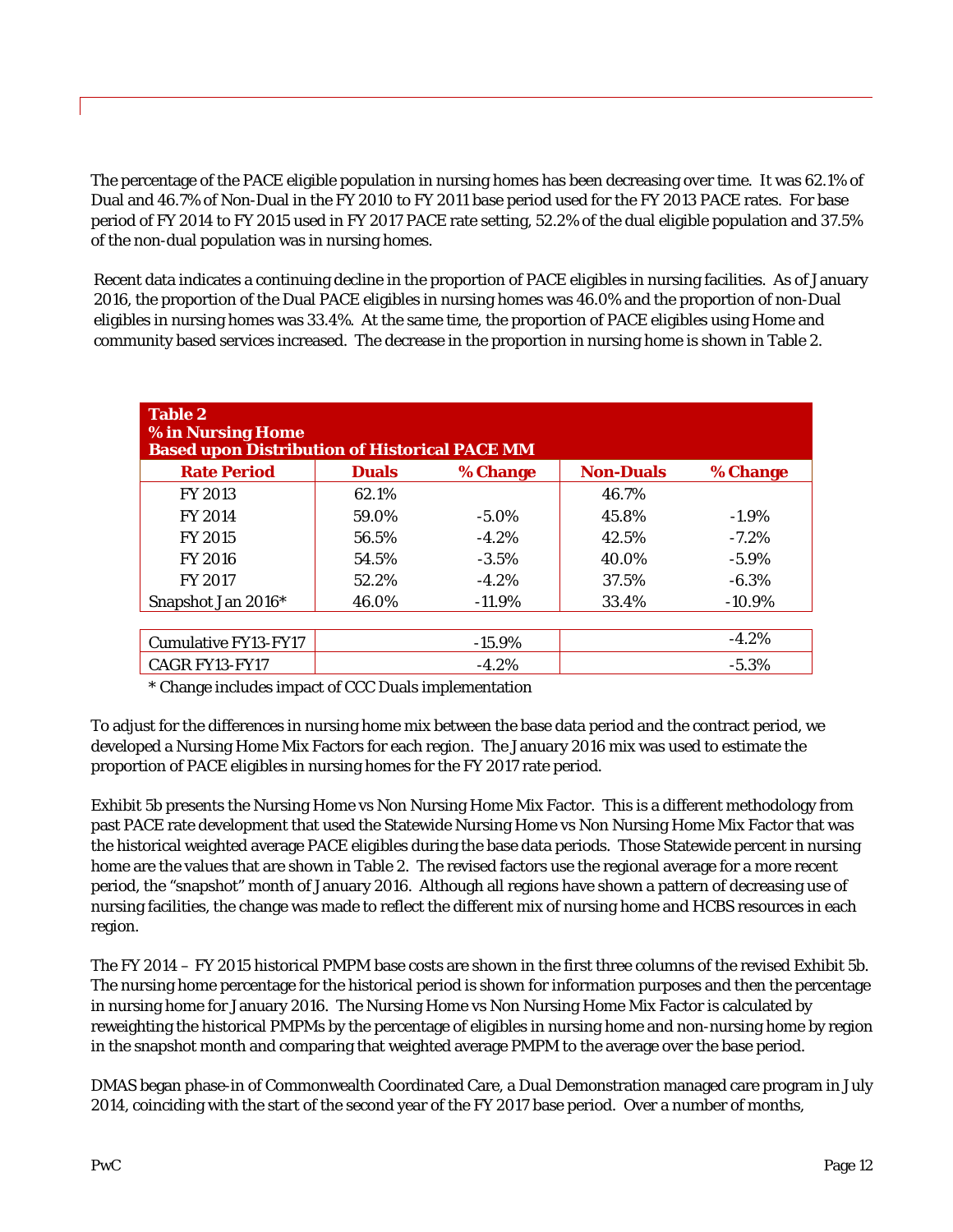The percentage of the PACE eligible population in nursing homes has been decreasing over time. It was 62.1% of Dual and 46.7% of Non-Dual in the FY 2010 to FY 2011 base period used for the FY 2013 PACE rates. For base period of FY 2014 to FY 2015 used in FY 2017 PACE rate setting, 52.2% of the dual eligible population and 37.5% of the non-dual population was in nursing homes.

Recent data indicates a continuing decline in the proportion of PACE eligibles in nursing facilities. As of January 2016, the proportion of the Dual PACE eligibles in nursing homes was 46.0% and the proportion of non-Dual eligibles in nursing homes was 33.4%. At the same time, the proportion of PACE eligibles using Home and community based services increased. The decrease in the proportion in nursing home is shown in Table 2.

**Table 2**
**% in Nursing Home**
**Based upon Distribution of Historical PACE MM**

| Rate Period | Duals | % Change | Non-Duals | % Change |
|---|---|---|---|---|
| FY 2013 | 62.1% | | 46.7% | |
| FY 2014 | 59.0% | -5.0% | 45.8% | -1.9% |
| FY 2015 | 56.5% | -4.2% | 42.5% | -7.2% |
| FY 2016 | 54.5% | -3.5% | 40.0% | -5.9% |
| FY 2017 | 52.2% | -4.2% | 37.5% | -6.3% |
| Snapshot Jan 2016* | 46.0% | -11.9% | 33.4% | -10.9% |
| | | | | |
| Cumulative FY13-FY17 | | -15.9% | | -4.2% |
| CAGR FY13-FY17 | | -4.2% | | -5.3% |

\* Change includes impact of CCC Duals implementation

To adjust for the differences in nursing home mix between the base data period and the contract period, we developed a Nursing Home Mix Factors for each region. The January 2016 mix was used to estimate the proportion of PACE eligibles in nursing homes for the FY 2017 rate period.

Exhibit 5b presents the Nursing Home vs Non Nursing Home Mix Factor. This is a different methodology from past PACE rate development that used the Statewide Nursing Home vs Non Nursing Home Mix Factor that was the historical weighted average PACE eligibles during the base data periods. Those Statewide percent in nursing home are the values that are shown in Table 2. The revised factors use the regional average for a more recent period, the "snapshot" month of January 2016. Although all regions have shown a pattern of decreasing use of nursing facilities, the change was made to reflect the different mix of nursing home and HCBS resources in each region.

The FY 2014 – FY 2015 historical PMPM base costs are shown in the first three columns of the revised Exhibit 5b. The nursing home percentage for the historical period is shown for information purposes and then the percentage in nursing home for January 2016. The Nursing Home vs Non Nursing Home Mix Factor is calculated by reweighting the historical PMPMs by the percentage of eligibles in nursing home and non-nursing home by region in the snapshot month and comparing that weighted average PMPM to the average over the base period.

DMAS began phase-in of Commonwealth Coordinated Care, a Dual Demonstration managed care program in July 2014, coinciding with the start of the second year of the FY 2017 base period. Over a number of months,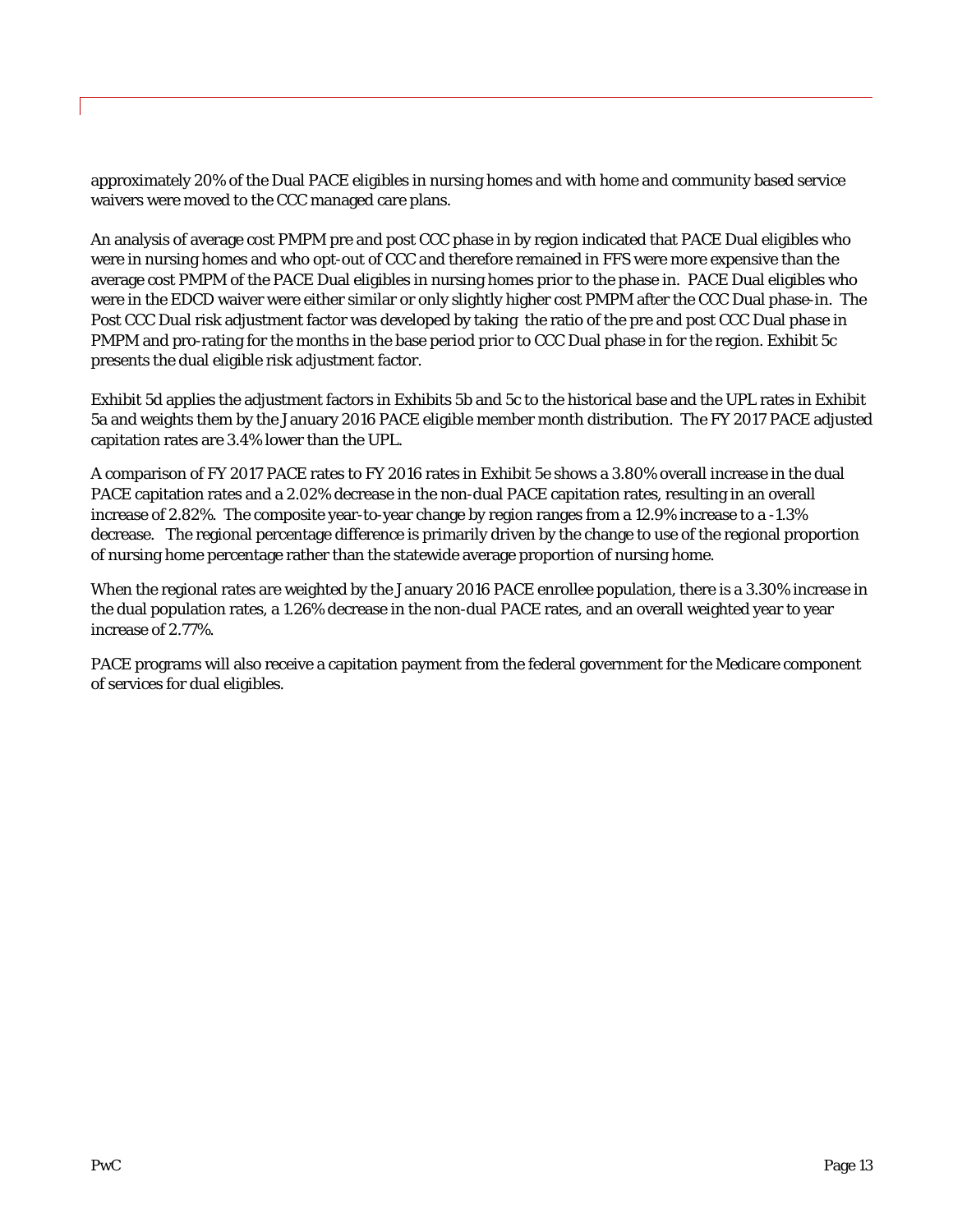approximately 20% of the Dual PACE eligibles in nursing homes and with home and community based service waivers were moved to the CCC managed care plans.

An analysis of average cost PMPM pre and post CCC phase in by region indicated that PACE Dual eligibles who were in nursing homes and who opt-out of CCC and therefore remained in FFS were more expensive than the average cost PMPM of the PACE Dual eligibles in nursing homes prior to the phase in. PACE Dual eligibles who were in the EDCD waiver were either similar or only slightly higher cost PMPM after the CCC Dual phase-in. The Post CCC Dual risk adjustment factor was developed by taking the ratio of the pre and post CCC Dual phase in PMPM and pro-rating for the months in the base period prior to CCC Dual phase in for the region. Exhibit 5c presents the dual eligible risk adjustment factor.

Exhibit 5d applies the adjustment factors in Exhibits 5b and 5c to the historical base and the UPL rates in Exhibit 5a and weights them by the January 2016 PACE eligible member month distribution. The FY 2017 PACE adjusted capitation rates are 3.4% lower than the UPL.

A comparison of FY 2017 PACE rates to FY 2016 rates in Exhibit 5e shows a 3.80% overall increase in the dual PACE capitation rates and a 2.02% decrease in the non-dual PACE capitation rates, resulting in an overall increase of 2.82%. The composite year-to-year change by region ranges from a 12.9% increase to a -1.3% decrease. The regional percentage difference is primarily driven by the change to use of the regional proportion of nursing home percentage rather than the statewide average proportion of nursing home.

When the regional rates are weighted by the January 2016 PACE enrollee population, there is a 3.30% increase in the dual population rates, a 1.26% decrease in the non-dual PACE rates, and an overall weighted year to year increase of 2.77%.

PACE programs will also receive a capitation payment from the federal government for the Medicare component of services for dual eligibles.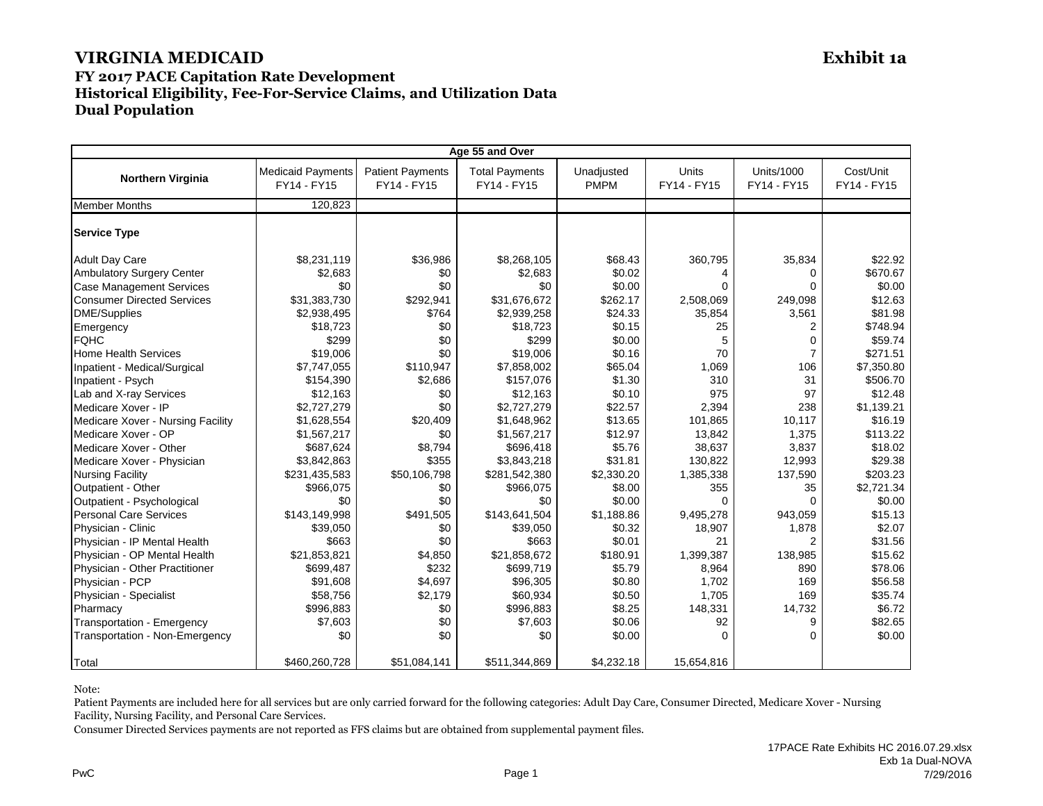# VIRGINIA MEDICAID

**Exhibit 1a**

## FY 2017 PACE Capitation Rate Development
## Historical Eligibility, Fee-For-Service Claims, and Utilization Data
## Dual Population

| Age 55 and Over | | | | | | | |
|---|---|---|---|---|---|---|---|
| **Northern Virginia** | Medicaid Payments FY14 - FY15 | Patient Payments FY14 - FY15 | Total Payments FY14 - FY15 | Unadjusted PMPM | Units FY14 - FY15 | Units/1000 FY14 - FY15 | Cost/Unit FY14 - FY15 |
| Member Months | 120,823 | | | | | | |
| **Service Type** | | | | | | | |
| Adult Day Care | $8,231,119 | $36,986 | $8,268,105 | $68.43 | 360,795 | 35,834 | $22.92 |
| Ambulatory Surgery Center | $2,683 | $0 | $2,683 | $0.02 | 4 | 0 | $670.67 |
| Case Management Services | $0 | $0 | $0 | $0.00 | 0 | 0 | $0.00 |
| Consumer Directed Services | $31,383,730 | $292,941 | $31,676,672 | $262.17 | 2,508,069 | 249,098 | $12.63 |
| DME/Supplies | $2,938,495 | $764 | $2,939,258 | $24.33 | 35,854 | 3,561 | $81.98 |
| Emergency | $18,723 | $0 | $18,723 | $0.15 | 25 | 2 | $748.94 |
| FQHC | $299 | $0 | $299 | $0.00 | 5 | 0 | $59.74 |
| Home Health Services | $19,006 | $0 | $19,006 | $0.16 | 70 | 7 | $271.51 |
| Inpatient - Medical/Surgical | $7,747,055 | $110,947 | $7,858,002 | $65.04 | 1,069 | 106 | $7,350.80 |
| Inpatient - Psych | $154,390 | $2,686 | $157,076 | $1.30 | 310 | 31 | $506.70 |
| Lab and X-ray Services | $12,163 | $0 | $12,163 | $0.10 | 975 | 97 | $12.48 |
| Medicare Xover - IP | $2,727,279 | $0 | $2,727,279 | $22.57 | 2,394 | 238 | $1,139.21 |
| Medicare Xover - Nursing Facility | $1,628,554 | $20,409 | $1,648,962 | $13.65 | 101,865 | 10,117 | $16.19 |
| Medicare Xover - OP | $1,567,217 | $0 | $1,567,217 | $12.97 | 13,842 | 1,375 | $113.22 |
| Medicare Xover - Other | $687,624 | $8,794 | $696,418 | $5.76 | 38,637 | 3,837 | $18.02 |
| Medicare Xover - Physician | $3,842,863 | $355 | $3,843,218 | $31.81 | 130,822 | 12,993 | $29.38 |
| Nursing Facility | $231,435,583 | $50,106,798 | $281,542,380 | $2,330.20 | 1,385,338 | 137,590 | $203.23 |
| Outpatient - Other | $966,075 | $0 | $966,075 | $8.00 | 355 | 35 | $2,721.34 |
| Outpatient - Psychological | $0 | $0 | $0 | $0.00 | 0 | 0 | $0.00 |
| Personal Care Services | $143,149,998 | $491,505 | $143,641,504 | $1,188.86 | 9,495,278 | 943,059 | $15.13 |
| Physician - Clinic | $39,050 | $0 | $39,050 | $0.32 | 18,907 | 1,878 | $2.07 |
| Physician - IP Mental Health | $663 | $0 | $663 | $0.01 | 21 | 2 | $31.56 |
| Physician - OP Mental Health | $21,853,821 | $4,850 | $21,858,672 | $180.91 | 1,399,387 | 138,985 | $15.62 |
| Physician - Other Practitioner | $699,487 | $232 | $699,719 | $5.79 | 8,964 | 890 | $78.06 |
| Physician - PCP | $91,608 | $4,697 | $96,305 | $0.80 | 1,702 | 169 | $56.58 |
| Physician - Specialist | $58,756 | $2,179 | $60,934 | $0.50 | 1,705 | 169 | $35.74 |
| Pharmacy | $996,883 | $0 | $996,883 | $8.25 | 148,331 | 14,732 | $6.72 |
| Transportation - Emergency | $7,603 | $0 | $7,603 | $0.06 | 92 | 9 | $82.65 |
| Transportation - Non-Emergency | $0 | $0 | $0 | $0.00 | 0 | 0 | $0.00 |
| Total | $460,260,728 | $51,084,141 | $511,344,869 | $4,232.18 | 15,654,816 | | |

Note:

Patient Payments are included here for all services but are only carried forward for the following categories: Adult Day Care, Consumer Directed, Medicare Xover - Nursing Facility, Nursing Facility, and Personal Care Services.

Consumer Directed Services payments are not reported as FFS claims but are obtained from supplemental payment files.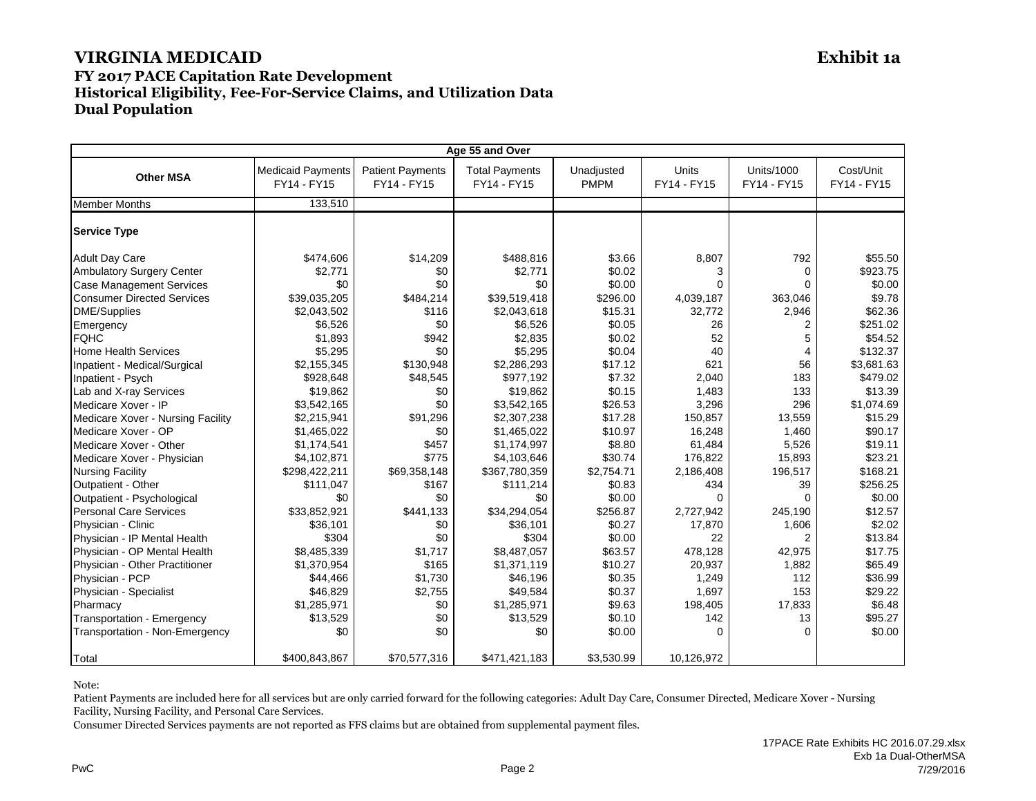# VIRGINIA MEDICAID

**Exhibit 1a**

## FY 2017 PACE Capitation Rate Development
## Historical Eligibility, Fee-For-Service Claims, and Utilization Data
## Dual Population

| Age 55 and Over | | | | | | | |
|---|---|---|---|---|---|---|---|
| **Other MSA** | Medicaid Payments FY14 - FY15 | Patient Payments FY14 - FY15 | Total Payments FY14 - FY15 | Unadjusted PMPM | Units FY14 - FY15 | Units/1000 FY14 - FY15 | Cost/Unit FY14 - FY15 |
| Member Months | 133,510 | | | | | | |
| **Service Type** | | | | | | | |
| Adult Day Care | $474,606 | $14,209 | $488,816 | $3.66 | 8,807 | 792 | $55.50 |
| Ambulatory Surgery Center | $2,771 | $0 | $2,771 | $0.02 | 3 | 0 | $923.75 |
| Case Management Services | $0 | $0 | $0 | $0.00 | 0 | 0 | $0.00 |
| Consumer Directed Services | $39,035,205 | $484,214 | $39,519,418 | $296.00 | 4,039,187 | 363,046 | $9.78 |
| DME/Supplies | $2,043,502 | $116 | $2,043,618 | $15.31 | 32,772 | 2,946 | $62.36 |
| Emergency | $6,526 | $0 | $6,526 | $0.05 | 26 | 2 | $251.02 |
| FQHC | $1,893 | $942 | $2,835 | $0.02 | 52 | 5 | $54.52 |
| Home Health Services | $5,295 | $0 | $5,295 | $0.04 | 40 | 4 | $132.37 |
| Inpatient - Medical/Surgical | $2,155,345 | $130,948 | $2,286,293 | $17.12 | 621 | 56 | $3,681.63 |
| Inpatient - Psych | $928,648 | $48,545 | $977,192 | $7.32 | 2,040 | 183 | $479.02 |
| Lab and X-ray Services | $19,862 | $0 | $19,862 | $0.15 | 1,483 | 133 | $13.39 |
| Medicare Xover - IP | $3,542,165 | $0 | $3,542,165 | $26.53 | 3,296 | 296 | $1,074.69 |
| Medicare Xover - Nursing Facility | $2,215,941 | $91,296 | $2,307,238 | $17.28 | 150,857 | 13,559 | $15.29 |
| Medicare Xover - OP | $1,465,022 | $0 | $1,465,022 | $10.97 | 16,248 | 1,460 | $90.17 |
| Medicare Xover - Other | $1,174,541 | $457 | $1,174,997 | $8.80 | 61,484 | 5,526 | $19.11 |
| Medicare Xover - Physician | $4,102,871 | $775 | $4,103,646 | $30.74 | 176,822 | 15,893 | $23.21 |
| Nursing Facility | $298,422,211 | $69,358,148 | $367,780,359 | $2,754.71 | 2,186,408 | 196,517 | $168.21 |
| Outpatient - Other | $111,047 | $167 | $111,214 | $0.83 | 434 | 39 | $256.25 |
| Outpatient - Psychological | $0 | $0 | $0 | $0.00 | 0 | 0 | $0.00 |
| Personal Care Services | $33,852,921 | $441,133 | $34,294,054 | $256.87 | 2,727,942 | 245,190 | $12.57 |
| Physician - Clinic | $36,101 | $0 | $36,101 | $0.27 | 17,870 | 1,606 | $2.02 |
| Physician - IP Mental Health | $304 | $0 | $304 | $0.00 | 22 | 2 | $13.84 |
| Physician - OP Mental Health | $8,485,339 | $1,717 | $8,487,057 | $63.57 | 478,128 | 42,975 | $17.75 |
| Physician - Other Practitioner | $1,370,954 | $165 | $1,371,119 | $10.27 | 20,937 | 1,882 | $65.49 |
| Physician - PCP | $44,466 | $1,730 | $46,196 | $0.35 | 1,249 | 112 | $36.99 |
| Physician - Specialist | $46,829 | $2,755 | $49,584 | $0.37 | 1,697 | 153 | $29.22 |
| Pharmacy | $1,285,971 | $0 | $1,285,971 | $9.63 | 198,405 | 17,833 | $6.48 |
| Transportation - Emergency | $13,529 | $0 | $13,529 | $0.10 | 142 | 13 | $95.27 |
| Transportation - Non-Emergency | $0 | $0 | $0 | $0.00 | 0 | 0 | $0.00 |
| Total | $400,843,867 | $70,577,316 | $471,421,183 | $3,530.99 | 10,126,972 | | |

Note:

Patient Payments are included here for all services but are only carried forward for the following categories: Adult Day Care, Consumer Directed, Medicare Xover - Nursing Facility, Nursing Facility, and Personal Care Services.

Consumer Directed Services payments are not reported as FFS claims but are obtained from supplemental payment files.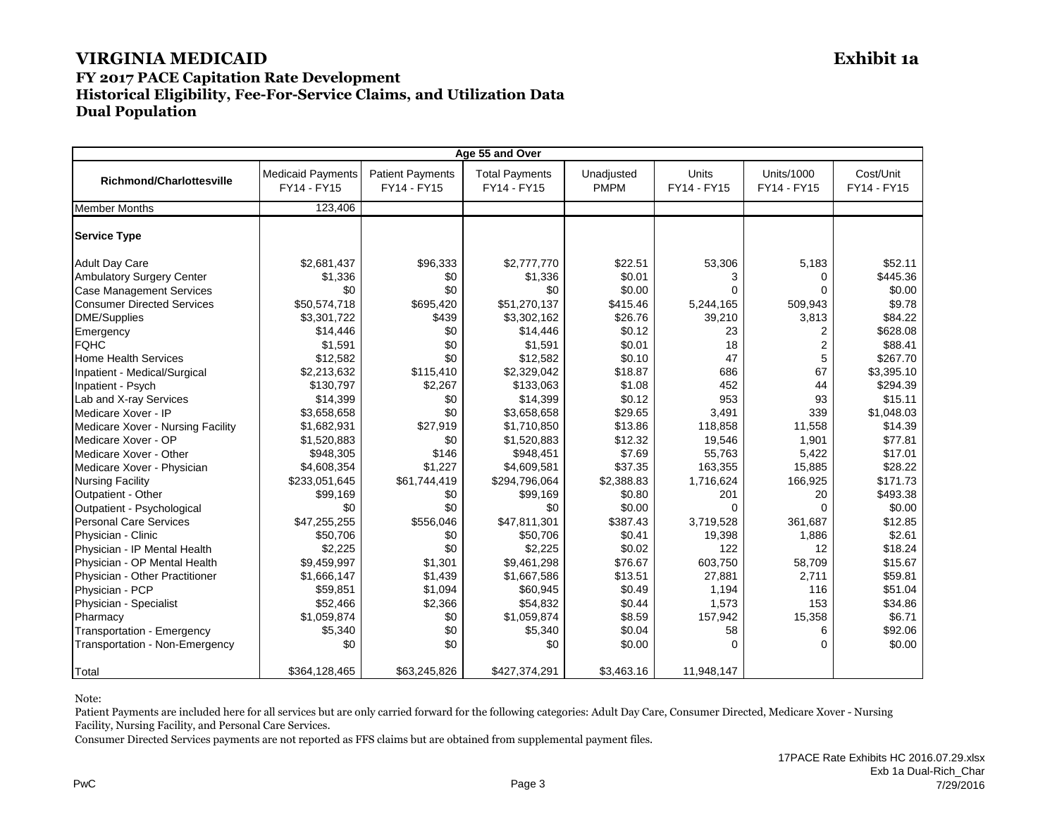# VIRGINIA MEDICAID

**Exhibit 1a**

## FY 2017 PACE Capitation Rate Development
## Historical Eligibility, Fee-For-Service Claims, and Utilization Data
## Dual Population

| Age 55 and Over | | | | | | | |
|---|---|---|---|---|---|---|---|
| **Richmond/Charlottesville** | Medicaid Payments FY14 - FY15 | Patient Payments FY14 - FY15 | Total Payments FY14 - FY15 | Unadjusted PMPM | Units FY14 - FY15 | Units/1000 FY14 - FY15 | Cost/Unit FY14 - FY15 |
| Member Months | 123,406 | | | | | | |
| **Service Type** | | | | | | | |
| Adult Day Care | $2,681,437 | $96,333 | $2,777,770 | $22.51 | 53,306 | 5,183 | $52.11 |
| Ambulatory Surgery Center | $1,336 | $0 | $1,336 | $0.01 | 3 | 0 | $445.36 |
| Case Management Services | $0 | $0 | $0 | $0.00 | 0 | 0 | $0.00 |
| Consumer Directed Services | $50,574,718 | $695,420 | $51,270,137 | $415.46 | 5,244,165 | 509,943 | $9.78 |
| DME/Supplies | $3,301,722 | $439 | $3,302,162 | $26.76 | 39,210 | 3,813 | $84.22 |
| Emergency | $14,446 | $0 | $14,446 | $0.12 | 23 | 2 | $628.08 |
| FQHC | $1,591 | $0 | $1,591 | $0.01 | 18 | 2 | $88.41 |
| Home Health Services | $12,582 | $0 | $12,582 | $0.10 | 47 | 5 | $267.70 |
| Inpatient - Medical/Surgical | $2,213,632 | $115,410 | $2,329,042 | $18.87 | 686 | 67 | $3,395.10 |
| Inpatient - Psych | $130,797 | $2,267 | $133,063 | $1.08 | 452 | 44 | $294.39 |
| Lab and X-ray Services | $14,399 | $0 | $14,399 | $0.12 | 953 | 93 | $15.11 |
| Medicare Xover - IP | $3,658,658 | $0 | $3,658,658 | $29.65 | 3,491 | 339 | $1,048.03 |
| Medicare Xover - Nursing Facility | $1,682,931 | $27,919 | $1,710,850 | $13.86 | 118,858 | 11,558 | $14.39 |
| Medicare Xover - OP | $1,520,883 | $0 | $1,520,883 | $12.32 | 19,546 | 1,901 | $77.81 |
| Medicare Xover - Other | $948,305 | $146 | $948,451 | $7.69 | 55,763 | 5,422 | $17.01 |
| Medicare Xover - Physician | $4,608,354 | $1,227 | $4,609,581 | $37.35 | 163,355 | 15,885 | $28.22 |
| Nursing Facility | $233,051,645 | $61,744,419 | $294,796,064 | $2,388.83 | 1,716,624 | 166,925 | $171.73 |
| Outpatient - Other | $99,169 | $0 | $99,169 | $0.80 | 201 | 20 | $493.38 |
| Outpatient - Psychological | $0 | $0 | $0 | $0.00 | 0 | 0 | $0.00 |
| Personal Care Services | $47,255,255 | $556,046 | $47,811,301 | $387.43 | 3,719,528 | 361,687 | $12.85 |
| Physician - Clinic | $50,706 | $0 | $50,706 | $0.41 | 19,398 | 1,886 | $2.61 |
| Physician - IP Mental Health | $2,225 | $0 | $2,225 | $0.02 | 122 | 12 | $18.24 |
| Physician - OP Mental Health | $9,459,997 | $1,301 | $9,461,298 | $76.67 | 603,750 | 58,709 | $15.67 |
| Physician - Other Practitioner | $1,666,147 | $1,439 | $1,667,586 | $13.51 | 27,881 | 2,711 | $59.81 |
| Physician - PCP | $59,851 | $1,094 | $60,945 | $0.49 | 1,194 | 116 | $51.04 |
| Physician - Specialist | $52,466 | $2,366 | $54,832 | $0.44 | 1,573 | 153 | $34.86 |
| Pharmacy | $1,059,874 | $0 | $1,059,874 | $8.59 | 157,942 | 15,358 | $6.71 |
| Transportation - Emergency | $5,340 | $0 | $5,340 | $0.04 | 58 | 6 | $92.06 |
| Transportation - Non-Emergency | $0 | $0 | $0 | $0.00 | 0 | 0 | $0.00 |
| Total | $364,128,465 | $63,245,826 | $427,374,291 | $3,463.16 | 11,948,147 | | |

Note:

Patient Payments are included here for all services but are only carried forward for the following categories: Adult Day Care, Consumer Directed, Medicare Xover - Nursing Facility, Nursing Facility, and Personal Care Services.

Consumer Directed Services payments are not reported as FFS claims but are obtained from supplemental payment files.

17PACE Rate Exhibits HC 2016.07.29.xlsx
Exb 1a Dual-Rich_Char
7/29/2016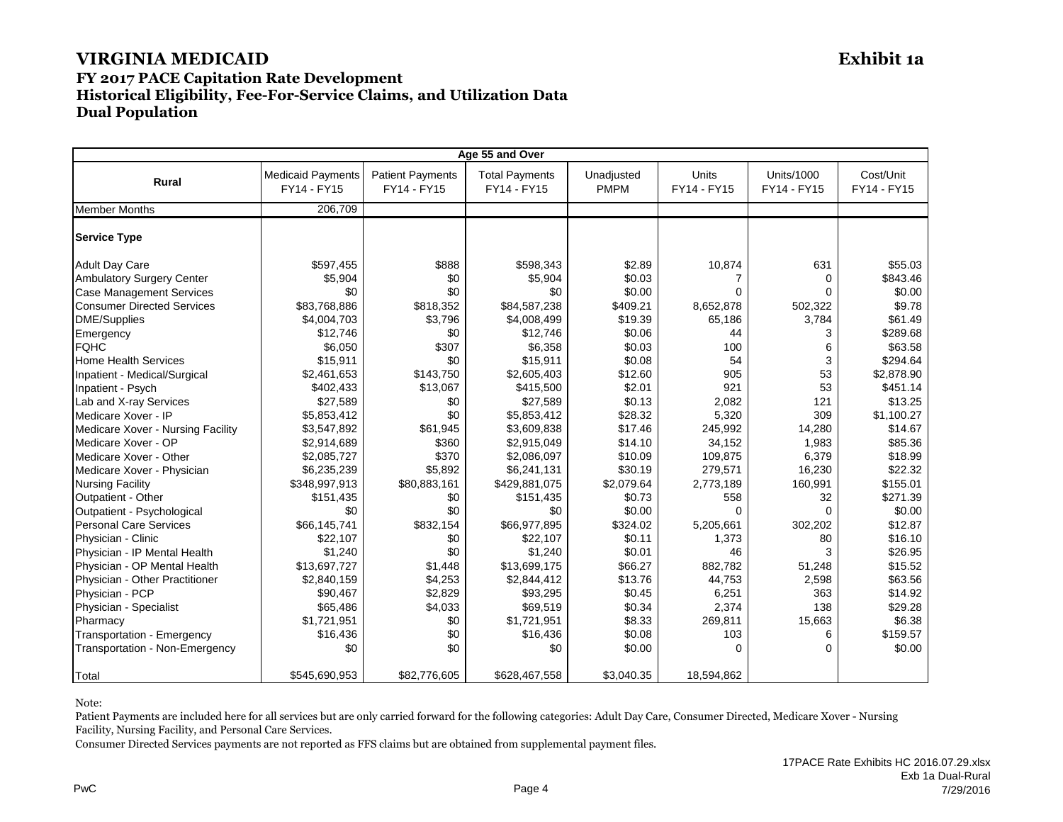# VIRGINIA MEDICAID

**Exhibit 1a**

## FY 2017 PACE Capitation Rate Development
## Historical Eligibility, Fee-For-Service Claims, and Utilization Data
## Dual Population

| Age 55 and Over | | | | | | | |
|---|---|---|---|---|---|---|---|
| **Rural** | Medicaid Payments FY14 - FY15 | Patient Payments FY14 - FY15 | Total Payments FY14 - FY15 | Unadjusted PMPM | Units FY14 - FY15 | Units/1000 FY14 - FY15 | Cost/Unit FY14 - FY15 |
| Member Months | 206,709 | | | | | | |
| **Service Type** | | | | | | | |
| Adult Day Care | $597,455 | $888 | $598,343 | $2.89 | 10,874 | 631 | $55.03 |
| Ambulatory Surgery Center | $5,904 | $0 | $5,904 | $0.03 | 7 | 0 | $843.46 |
| Case Management Services | $0 | $0 | $0 | $0.00 | 0 | 0 | $0.00 |
| Consumer Directed Services | $83,768,886 | $818,352 | $84,587,238 | $409.21 | 8,652,878 | 502,322 | $9.78 |
| DME/Supplies | $4,004,703 | $3,796 | $4,008,499 | $19.39 | 65,186 | 3,784 | $61.49 |
| Emergency | $12,746 | $0 | $12,746 | $0.06 | 44 | 3 | $289.68 |
| FQHC | $6,050 | $307 | $6,358 | $0.03 | 100 | 6 | $63.58 |
| Home Health Services | $15,911 | $0 | $15,911 | $0.08 | 54 | 3 | $294.64 |
| Inpatient - Medical/Surgical | $2,461,653 | $143,750 | $2,605,403 | $12.60 | 905 | 53 | $2,878.90 |
| Inpatient - Psych | $402,433 | $13,067 | $415,500 | $2.01 | 921 | 53 | $451.14 |
| Lab and X-ray Services | $27,589 | $0 | $27,589 | $0.13 | 2,082 | 121 | $13.25 |
| Medicare Xover - IP | $5,853,412 | $0 | $5,853,412 | $28.32 | 5,320 | 309 | $1,100.27 |
| Medicare Xover - Nursing Facility | $3,547,892 | $61,945 | $3,609,838 | $17.46 | 245,992 | 14,280 | $14.67 |
| Medicare Xover - OP | $2,914,689 | $360 | $2,915,049 | $14.10 | 34,152 | 1,983 | $85.36 |
| Medicare Xover - Other | $2,085,727 | $370 | $2,086,097 | $10.09 | 109,875 | 6,379 | $18.99 |
| Medicare Xover - Physician | $6,235,239 | $5,892 | $6,241,131 | $30.19 | 279,571 | 16,230 | $22.32 |
| Nursing Facility | $348,997,913 | $80,883,161 | $429,881,075 | $2,079.64 | 2,773,189 | 160,991 | $155.01 |
| Outpatient - Other | $151,435 | $0 | $151,435 | $0.73 | 558 | 32 | $271.39 |
| Outpatient - Psychological | $0 | $0 | $0 | $0.00 | 0 | 0 | $0.00 |
| Personal Care Services | $66,145,741 | $832,154 | $66,977,895 | $324.02 | 5,205,661 | 302,202 | $12.87 |
| Physician - Clinic | $22,107 | $0 | $22,107 | $0.11 | 1,373 | 80 | $16.10 |
| Physician - IP Mental Health | $1,240 | $0 | $1,240 | $0.01 | 46 | 3 | $26.95 |
| Physician - OP Mental Health | $13,697,727 | $1,448 | $13,699,175 | $66.27 | 882,782 | 51,248 | $15.52 |
| Physician - Other Practitioner | $2,840,159 | $4,253 | $2,844,412 | $13.76 | 44,753 | 2,598 | $63.56 |
| Physician - PCP | $90,467 | $2,829 | $93,295 | $0.45 | 6,251 | 363 | $14.92 |
| Physician - Specialist | $65,486 | $4,033 | $69,519 | $0.34 | 2,374 | 138 | $29.28 |
| Pharmacy | $1,721,951 | $0 | $1,721,951 | $8.33 | 269,811 | 15,663 | $6.38 |
| Transportation - Emergency | $16,436 | $0 | $16,436 | $0.08 | 103 | 6 | $159.57 |
| Transportation - Non-Emergency | $0 | $0 | $0 | $0.00 | 0 | 0 | $0.00 |
| Total | $545,690,953 | $82,776,605 | $628,467,558 | $3,040.35 | 18,594,862 | | |

Note:

Patient Payments are included here for all services but are only carried forward for the following categories: Adult Day Care, Consumer Directed, Medicare Xover - Nursing Facility, Nursing Facility, and Personal Care Services.

Consumer Directed Services payments are not reported as FFS claims but are obtained from supplemental payment files.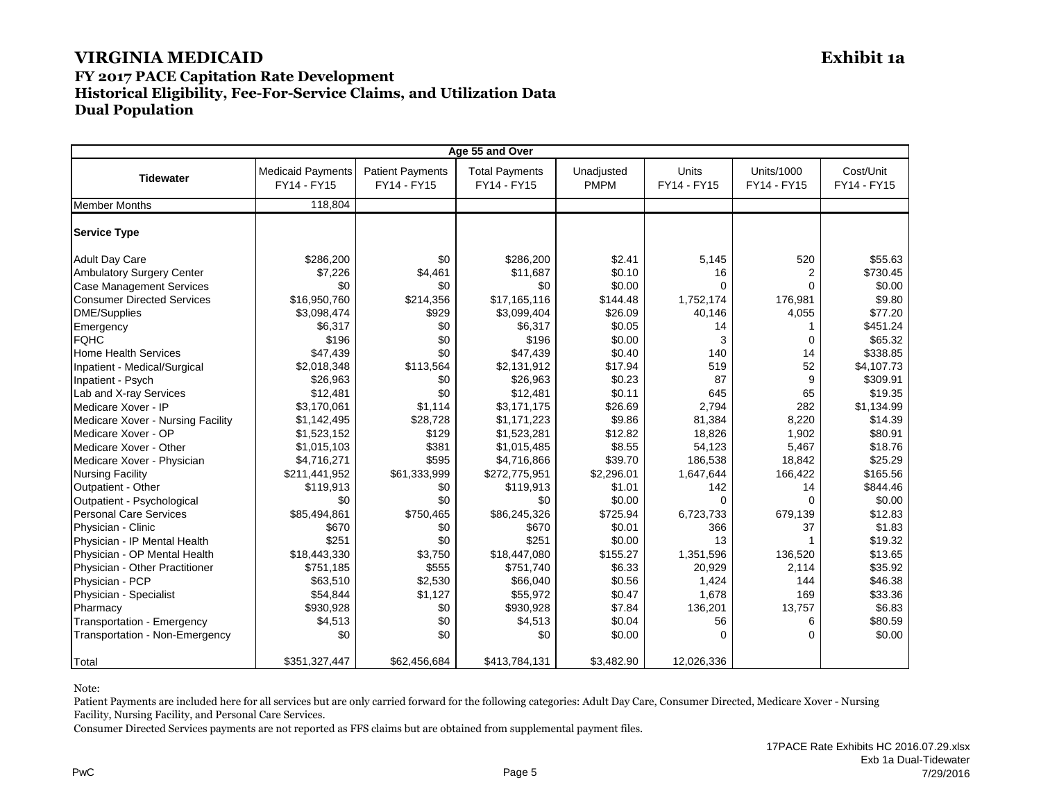# VIRGINIA MEDICAID

**Exhibit 1a**

## FY 2017 PACE Capitation Rate Development
## Historical Eligibility, Fee-For-Service Claims, and Utilization Data
## Dual Population

| Age 55 and Over | | | | | | | |
|---|---|---|---|---|---|---|---|
| **Tidewater** | Medicaid Payments FY14 - FY15 | Patient Payments FY14 - FY15 | Total Payments FY14 - FY15 | Unadjusted PMPM | Units FY14 - FY15 | Units/1000 FY14 - FY15 | Cost/Unit FY14 - FY15 |
| Member Months | 118,804 | | | | | | |
| **Service Type** | | | | | | | |
| Adult Day Care | $286,200 | $0 | $286,200 | $2.41 | 5,145 | 520 | $55.63 |
| Ambulatory Surgery Center | $7,226 | $4,461 | $11,687 | $0.10 | 16 | 2 | $730.45 |
| Case Management Services | $0 | $0 | $0 | $0.00 | 0 | 0 | $0.00 |
| Consumer Directed Services | $16,950,760 | $214,356 | $17,165,116 | $144.48 | 1,752,174 | 176,981 | $9.80 |
| DME/Supplies | $3,098,474 | $929 | $3,099,404 | $26.09 | 40,146 | 4,055 | $77.20 |
| Emergency | $6,317 | $0 | $6,317 | $0.05 | 14 | 1 | $451.24 |
| FQHC | $196 | $0 | $196 | $0.00 | 3 | 0 | $65.32 |
| Home Health Services | $47,439 | $0 | $47,439 | $0.40 | 140 | 14 | $338.85 |
| Inpatient - Medical/Surgical | $2,018,348 | $113,564 | $2,131,912 | $17.94 | 519 | 52 | $4,107.73 |
| Inpatient - Psych | $26,963 | $0 | $26,963 | $0.23 | 87 | 9 | $309.91 |
| Lab and X-ray Services | $12,481 | $0 | $12,481 | $0.11 | 645 | 65 | $19.35 |
| Medicare Xover - IP | $3,170,061 | $1,114 | $3,171,175 | $26.69 | 2,794 | 282 | $1,134.99 |
| Medicare Xover - Nursing Facility | $1,142,495 | $28,728 | $1,171,223 | $9.86 | 81,384 | 8,220 | $14.39 |
| Medicare Xover - OP | $1,523,152 | $129 | $1,523,281 | $12.82 | 18,826 | 1,902 | $80.91 |
| Medicare Xover - Other | $1,015,103 | $381 | $1,015,485 | $8.55 | 54,123 | 5,467 | $18.76 |
| Medicare Xover - Physician | $4,716,271 | $595 | $4,716,866 | $39.70 | 186,538 | 18,842 | $25.29 |
| Nursing Facility | $211,441,952 | $61,333,999 | $272,775,951 | $2,296.01 | 1,647,644 | 166,422 | $165.56 |
| Outpatient - Other | $119,913 | $0 | $119,913 | $1.01 | 142 | 14 | $844.46 |
| Outpatient - Psychological | $0 | $0 | $0 | $0.00 | 0 | 0 | $0.00 |
| Personal Care Services | $85,494,861 | $750,465 | $86,245,326 | $725.94 | 6,723,733 | 679,139 | $12.83 |
| Physician - Clinic | $670 | $0 | $670 | $0.01 | 366 | 37 | $1.83 |
| Physician - IP Mental Health | $251 | $0 | $251 | $0.00 | 13 | 1 | $19.32 |
| Physician - OP Mental Health | $18,443,330 | $3,750 | $18,447,080 | $155.27 | 1,351,596 | 136,520 | $13.65 |
| Physician - Other Practitioner | $751,185 | $555 | $751,740 | $6.33 | 20,929 | 2,114 | $35.92 |
| Physician - PCP | $63,510 | $2,530 | $66,040 | $0.56 | 1,424 | 144 | $46.38 |
| Physician - Specialist | $54,844 | $1,127 | $55,972 | $0.47 | 1,678 | 169 | $33.36 |
| Pharmacy | $930,928 | $0 | $930,928 | $7.84 | 136,201 | 13,757 | $6.83 |
| Transportation - Emergency | $4,513 | $0 | $4,513 | $0.04 | 56 | 6 | $80.59 |
| Transportation - Non-Emergency | $0 | $0 | $0 | $0.00 | 0 | 0 | $0.00 |
| Total | $351,327,447 | $62,456,684 | $413,784,131 | $3,482.90 | 12,026,336 | | |

Note:

Patient Payments are included here for all services but are only carried forward for the following categories: Adult Day Care, Consumer Directed, Medicare Xover - Nursing Facility, Nursing Facility, and Personal Care Services.

Consumer Directed Services payments are not reported as FFS claims but are obtained from supplemental payment files.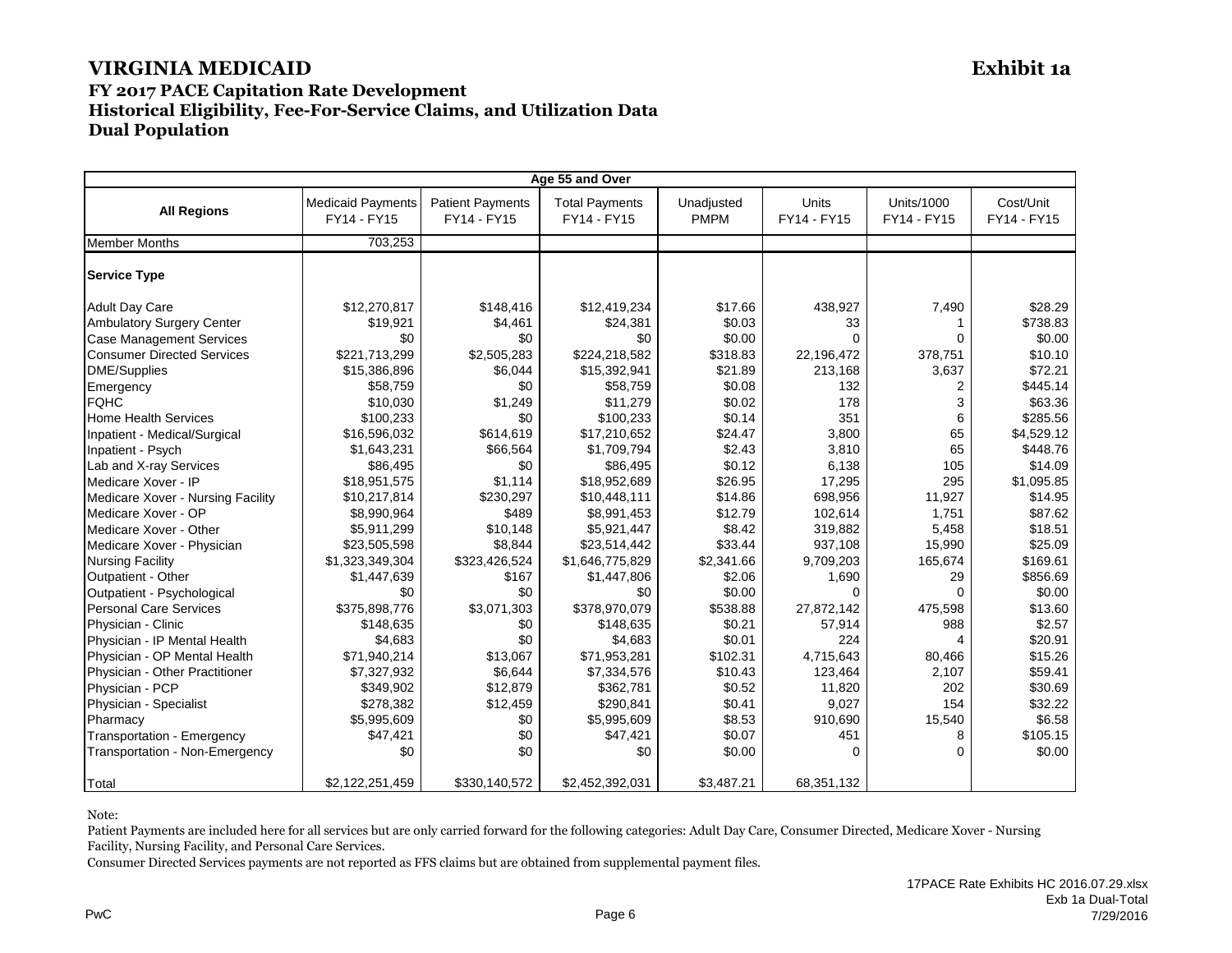# VIRGINIA MEDICAID

**Exhibit 1a**

## FY 2017 PACE Capitation Rate Development
## Historical Eligibility, Fee-For-Service Claims, and Utilization Data
## Dual Population

| Age 55 and Over | | | | | | | |
|---|---|---|---|---|---|---|---|
| **All Regions** | Medicaid Payments FY14 - FY15 | Patient Payments FY14 - FY15 | Total Payments FY14 - FY15 | Unadjusted PMPM | Units FY14 - FY15 | Units/1000 FY14 - FY15 | Cost/Unit FY14 - FY15 |
| Member Months | 703,253 | | | | | | |
| **Service Type** | | | | | | | |
| Adult Day Care | $12,270,817 | $148,416 | $12,419,234 | $17.66 | 438,927 | 7,490 | $28.29 |
| Ambulatory Surgery Center | $19,921 | $4,461 | $24,381 | $0.03 | 33 | 1 | $738.83 |
| Case Management Services | $0 | $0 | $0 | $0.00 | 0 | 0 | $0.00 |
| Consumer Directed Services | $221,713,299 | $2,505,283 | $224,218,582 | $318.83 | 22,196,472 | 378,751 | $10.10 |
| DME/Supplies | $15,386,896 | $6,044 | $15,392,941 | $21.89 | 213,168 | 3,637 | $72.21 |
| Emergency | $58,759 | $0 | $58,759 | $0.08 | 132 | 2 | $445.14 |
| FQHC | $10,030 | $1,249 | $11,279 | $0.02 | 178 | 3 | $63.36 |
| Home Health Services | $100,233 | $0 | $100,233 | $0.14 | 351 | 6 | $285.56 |
| Inpatient - Medical/Surgical | $16,596,032 | $614,619 | $17,210,652 | $24.47 | 3,800 | 65 | $4,529.12 |
| Inpatient - Psych | $1,643,231 | $66,564 | $1,709,794 | $2.43 | 3,810 | 65 | $448.76 |
| Lab and X-ray Services | $86,495 | $0 | $86,495 | $0.12 | 6,138 | 105 | $14.09 |
| Medicare Xover - IP | $18,951,575 | $1,114 | $18,952,689 | $26.95 | 17,295 | 295 | $1,095.85 |
| Medicare Xover - Nursing Facility | $10,217,814 | $230,297 | $10,448,111 | $14.86 | 698,956 | 11,927 | $14.95 |
| Medicare Xover - OP | $8,990,964 | $489 | $8,991,453 | $12.79 | 102,614 | 1,751 | $87.62 |
| Medicare Xover - Other | $5,911,299 | $10,148 | $5,921,447 | $8.42 | 319,882 | 5,458 | $18.51 |
| Medicare Xover - Physician | $23,505,598 | $8,844 | $23,514,442 | $33.44 | 937,108 | 15,990 | $25.09 |
| Nursing Facility | $1,323,349,304 | $323,426,524 | $1,646,775,829 | $2,341.66 | 9,709,203 | 165,674 | $169.61 |
| Outpatient - Other | $1,447,639 | $167 | $1,447,806 | $2.06 | 1,690 | 29 | $856.69 |
| Outpatient - Psychological | $0 | $0 | $0 | $0.00 | 0 | 0 | $0.00 |
| Personal Care Services | $375,898,776 | $3,071,303 | $378,970,079 | $538.88 | 27,872,142 | 475,598 | $13.60 |
| Physician - Clinic | $148,635 | $0 | $148,635 | $0.21 | 57,914 | 988 | $2.57 |
| Physician - IP Mental Health | $4,683 | $0 | $4,683 | $0.01 | 224 | 4 | $20.91 |
| Physician - OP Mental Health | $71,940,214 | $13,067 | $71,953,281 | $102.31 | 4,715,643 | 80,466 | $15.26 |
| Physician - Other Practitioner | $7,327,932 | $6,644 | $7,334,576 | $10.43 | 123,464 | 2,107 | $59.41 |
| Physician - PCP | $349,902 | $12,879 | $362,781 | $0.52 | 11,820 | 202 | $30.69 |
| Physician - Specialist | $278,382 | $12,459 | $290,841 | $0.41 | 9,027 | 154 | $32.22 |
| Pharmacy | $5,995,609 | $0 | $5,995,609 | $8.53 | 910,690 | 15,540 | $6.58 |
| Transportation - Emergency | $47,421 | $0 | $47,421 | $0.07 | 451 | 8 | $105.15 |
| Transportation - Non-Emergency | $0 | $0 | $0 | $0.00 | 0 | 0 | $0.00 |
| Total | $2,122,251,459 | $330,140,572 | $2,452,392,031 | $3,487.21 | 68,351,132 | | |

Note:

Patient Payments are included here for all services but are only carried forward for the following categories: Adult Day Care, Consumer Directed, Medicare Xover - Nursing Facility, Nursing Facility, and Personal Care Services.

Consumer Directed Services payments are not reported as FFS claims but are obtained from supplemental payment files.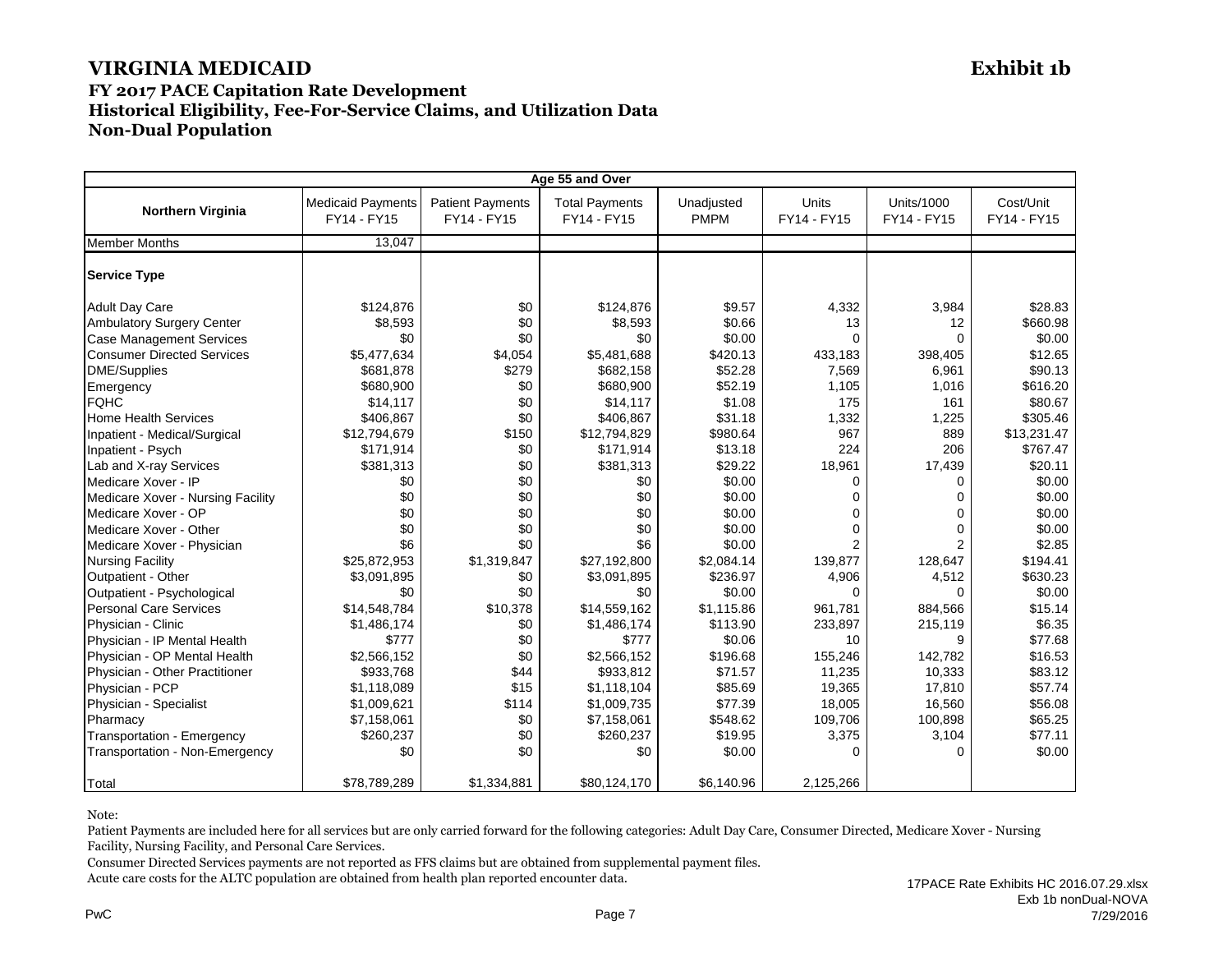# VIRGINIA MEDICAID

**Exhibit 1b**

## FY 2017 PACE Capitation Rate Development
## Historical Eligibility, Fee-For-Service Claims, and Utilization Data
## Non-Dual Population

| Age 55 and Over | | | | | | | |
|---|---|---|---|---|---|---|---|
| **Northern Virginia** | Medicaid Payments FY14 - FY15 | Patient Payments FY14 - FY15 | Total Payments FY14 - FY15 | Unadjusted PMPM | Units FY14 - FY15 | Units/1000 FY14 - FY15 | Cost/Unit FY14 - FY15 |
| Member Months | 13,047 | | | | | | |
| **Service Type** | | | | | | | |
| Adult Day Care | $124,876 | $0 | $124,876 | $9.57 | 4,332 | 3,984 | $28.83 |
| Ambulatory Surgery Center | $8,593 | $0 | $8,593 | $0.66 | 13 | 12 | $660.98 |
| Case Management Services | $0 | $0 | $0 | $0.00 | 0 | 0 | $0.00 |
| Consumer Directed Services | $5,477,634 | $4,054 | $5,481,688 | $420.13 | 433,183 | 398,405 | $12.65 |
| DME/Supplies | $681,878 | $279 | $682,158 | $52.28 | 7,569 | 6,961 | $90.13 |
| Emergency | $680,900 | $0 | $680,900 | $52.19 | 1,105 | 1,016 | $616.20 |
| FQHC | $14,117 | $0 | $14,117 | $1.08 | 175 | 161 | $80.67 |
| Home Health Services | $406,867 | $0 | $406,867 | $31.18 | 1,332 | 1,225 | $305.46 |
| Inpatient - Medical/Surgical | $12,794,679 | $150 | $12,794,829 | $980.64 | 967 | 889 | $13,231.47 |
| Inpatient - Psych | $171,914 | $0 | $171,914 | $13.18 | 224 | 206 | $767.47 |
| Lab and X-ray Services | $381,313 | $0 | $381,313 | $29.22 | 18,961 | 17,439 | $20.11 |
| Medicare Xover - IP | $0 | $0 | $0 | $0.00 | 0 | 0 | $0.00 |
| Medicare Xover - Nursing Facility | $0 | $0 | $0 | $0.00 | 0 | 0 | $0.00 |
| Medicare Xover - OP | $0 | $0 | $0 | $0.00 | 0 | 0 | $0.00 |
| Medicare Xover - Other | $0 | $0 | $0 | $0.00 | 0 | 0 | $0.00 |
| Medicare Xover - Physician | $6 | $0 | $6 | $0.00 | 2 | 2 | $2.85 |
| Nursing Facility | $25,872,953 | $1,319,847 | $27,192,800 | $2,084.14 | 139,877 | 128,647 | $194.41 |
| Outpatient - Other | $3,091,895 | $0 | $3,091,895 | $236.97 | 4,906 | 4,512 | $630.23 |
| Outpatient - Psychological | $0 | $0 | $0 | $0.00 | 0 | 0 | $0.00 |
| Personal Care Services | $14,548,784 | $10,378 | $14,559,162 | $1,115.86 | 961,781 | 884,566 | $15.14 |
| Physician - Clinic | $1,486,174 | $0 | $1,486,174 | $113.90 | 233,897 | 215,119 | $6.35 |
| Physician - IP Mental Health | $777 | $0 | $777 | $0.06 | 10 | 9 | $77.68 |
| Physician - OP Mental Health | $2,566,152 | $0 | $2,566,152 | $196.68 | 155,246 | 142,782 | $16.53 |
| Physician - Other Practitioner | $933,768 | $44 | $933,812 | $71.57 | 11,235 | 10,333 | $83.12 |
| Physician - PCP | $1,118,089 | $15 | $1,118,104 | $85.69 | 19,365 | 17,810 | $57.74 |
| Physician - Specialist | $1,009,621 | $114 | $1,009,735 | $77.39 | 18,005 | 16,560 | $56.08 |
| Pharmacy | $7,158,061 | $0 | $7,158,061 | $548.62 | 109,706 | 100,898 | $65.25 |
| Transportation - Emergency | $260,237 | $0 | $260,237 | $19.95 | 3,375 | 3,104 | $77.11 |
| Transportation - Non-Emergency | $0 | $0 | $0 | $0.00 | 0 | 0 | $0.00 |
| Total | $78,789,289 | $1,334,881 | $80,124,170 | $6,140.96 | 2,125,266 | | |

Note:

Patient Payments are included here for all services but are only carried forward for the following categories: Adult Day Care, Consumer Directed, Medicare Xover - Nursing Facility, Nursing Facility, and Personal Care Services.

Consumer Directed Services payments are not reported as FFS claims but are obtained from supplemental payment files.

Acute care costs for the ALTC population are obtained from health plan reported encounter data.

17PACE Rate Exhibits HC 2016.07.29.xlsx
Exb 1b nonDual-NOVA
7/29/2016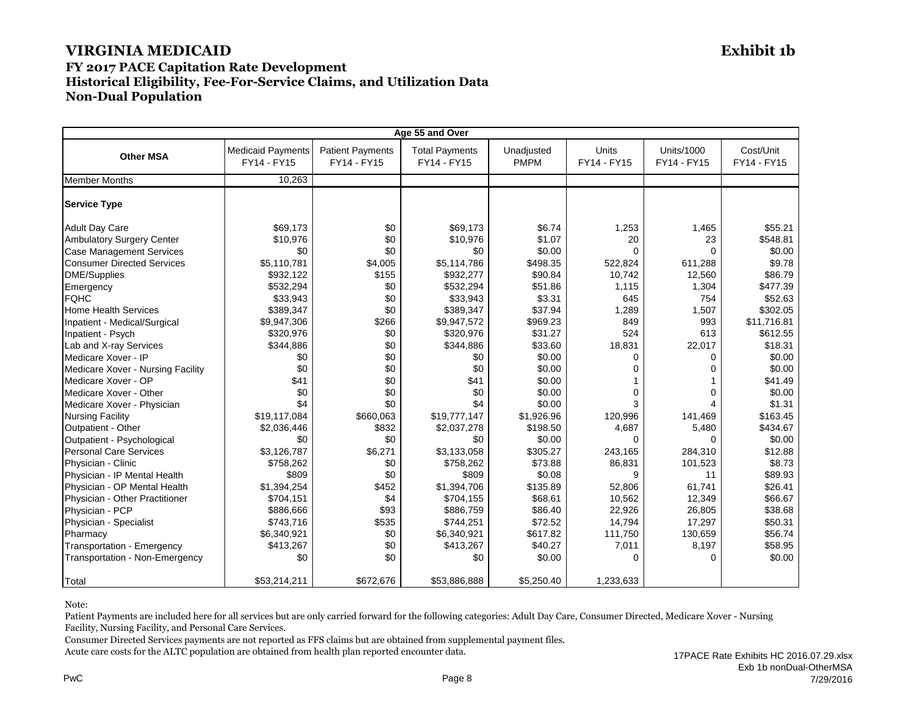# VIRGINIA MEDICAID

**Exhibit 1b**

## FY 2017 PACE Capitation Rate Development
## Historical Eligibility, Fee-For-Service Claims, and Utilization Data
## Non-Dual Population

| Age 55 and Over | | | | | | | |
|---|---|---|---|---|---|---|---|
| **Other MSA** | Medicaid Payments FY14 - FY15 | Patient Payments FY14 - FY15 | Total Payments FY14 - FY15 | Unadjusted PMPM | Units FY14 - FY15 | Units/1000 FY14 - FY15 | Cost/Unit FY14 - FY15 |
| Member Months | 10,263 | | | | | | |
| **Service Type** | | | | | | | |
| Adult Day Care | $69,173 | $0 | $69,173 | $6.74 | 1,253 | 1,465 | $55.21 |
| Ambulatory Surgery Center | $10,976 | $0 | $10,976 | $1.07 | 20 | 23 | $548.81 |
| Case Management Services | $0 | $0 | $0 | $0.00 | 0 | 0 | $0.00 |
| Consumer Directed Services | $5,110,781 | $4,005 | $5,114,786 | $498.35 | 522,824 | 611,288 | $9.78 |
| DME/Supplies | $932,122 | $155 | $932,277 | $90.84 | 10,742 | 12,560 | $86.79 |
| Emergency | $532,294 | $0 | $532,294 | $51.86 | 1,115 | 1,304 | $477.39 |
| FQHC | $33,943 | $0 | $33,943 | $3.31 | 645 | 754 | $52.63 |
| Home Health Services | $389,347 | $0 | $389,347 | $37.94 | 1,289 | 1,507 | $302.05 |
| Inpatient - Medical/Surgical | $9,947,306 | $266 | $9,947,572 | $969.23 | 849 | 993 | $11,716.81 |
| Inpatient - Psych | $320,976 | $0 | $320,976 | $31.27 | 524 | 613 | $612.55 |
| Lab and X-ray Services | $344,886 | $0 | $344,886 | $33.60 | 18,831 | 22,017 | $18.31 |
| Medicare Xover - IP | $0 | $0 | $0 | $0.00 | 0 | 0 | $0.00 |
| Medicare Xover - Nursing Facility | $0 | $0 | $0 | $0.00 | 0 | 0 | $0.00 |
| Medicare Xover - OP | $41 | $0 | $41 | $0.00 | 1 | 1 | $41.49 |
| Medicare Xover - Other | $0 | $0 | $0 | $0.00 | 0 | 0 | $0.00 |
| Medicare Xover - Physician | $4 | $0 | $4 | $0.00 | 3 | 4 | $1.31 |
| Nursing Facility | $19,117,084 | $660,063 | $19,777,147 | $1,926.96 | 120,996 | 141,469 | $163.45 |
| Outpatient - Other | $2,036,446 | $832 | $2,037,278 | $198.50 | 4,687 | 5,480 | $434.67 |
| Outpatient - Psychological | $0 | $0 | $0 | $0.00 | 0 | 0 | $0.00 |
| Personal Care Services | $3,126,787 | $6,271 | $3,133,058 | $305.27 | 243,165 | 284,310 | $12.88 |
| Physician - Clinic | $758,262 | $0 | $758,262 | $73.88 | 86,831 | 101,523 | $8.73 |
| Physician - IP Mental Health | $809 | $0 | $809 | $0.08 | 9 | 11 | $89.93 |
| Physician - OP Mental Health | $1,394,254 | $452 | $1,394,706 | $135.89 | 52,806 | 61,741 | $26.41 |
| Physician - Other Practitioner | $704,151 | $4 | $704,155 | $68.61 | 10,562 | 12,349 | $66.67 |
| Physician - PCP | $886,666 | $93 | $886,759 | $86.40 | 22,926 | 26,805 | $38.68 |
| Physician - Specialist | $743,716 | $535 | $744,251 | $72.52 | 14,794 | 17,297 | $50.31 |
| Pharmacy | $6,340,921 | $0 | $6,340,921 | $617.82 | 111,750 | 130,659 | $56.74 |
| Transportation - Emergency | $413,267 | $0 | $413,267 | $40.27 | 7,011 | 8,197 | $58.95 |
| Transportation - Non-Emergency | $0 | $0 | $0 | $0.00 | 0 | 0 | $0.00 |
| Total | $53,214,211 | $672,676 | $53,886,888 | $5,250.40 | 1,233,633 | | |

Note:

Patient Payments are included here for all services but are only carried forward for the following categories: Adult Day Care, Consumer Directed, Medicare Xover - Nursing Facility, Nursing Facility, and Personal Care Services.

Consumer Directed Services payments are not reported as FFS claims but are obtained from supplemental payment files.

Acute care costs for the ALTC population are obtained from health plan reported encounter data.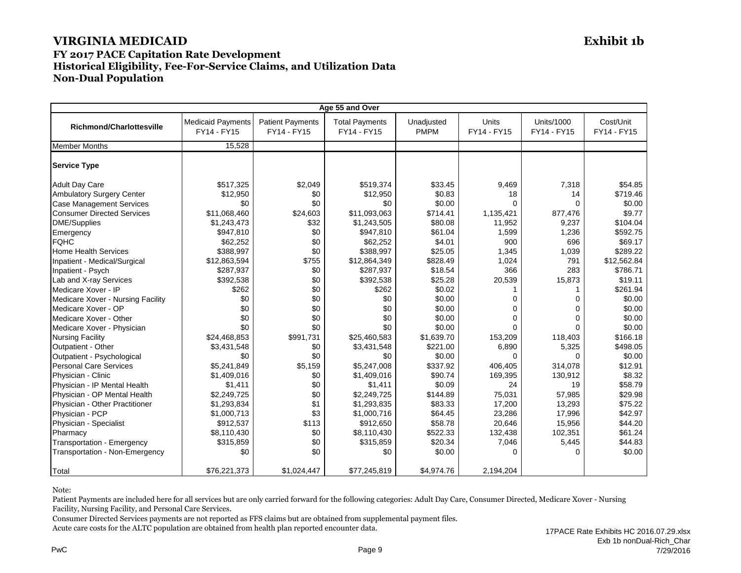# VIRGINIA MEDICAID

**Exhibit 1b**

### FY 2017 PACE Capitation Rate Development
### Historical Eligibility, Fee-For-Service Claims, and Utilization Data
### Non-Dual Population

| Age 55 and Over | | | | | | | |
|---|---|---|---|---|---|---|---|
| **Richmond/Charlottesville** | Medicaid Payments FY14 - FY15 | Patient Payments FY14 - FY15 | Total Payments FY14 - FY15 | Unadjusted PMPM | Units FY14 - FY15 | Units/1000 FY14 - FY15 | Cost/Unit FY14 - FY15 |
| Member Months | 15,528 | | | | | | |
| **Service Type** | | | | | | | |
| Adult Day Care | $517,325 | $2,049 | $519,374 | $33.45 | 9,469 | 7,318 | $54.85 |
| Ambulatory Surgery Center | $12,950 | $0 | $12,950 | $0.83 | 18 | 14 | $719.46 |
| Case Management Services | $0 | $0 | $0 | $0.00 | 0 | 0 | $0.00 |
| Consumer Directed Services | $11,068,460 | $24,603 | $11,093,063 | $714.41 | 1,135,421 | 877,476 | $9.77 |
| DME/Supplies | $1,243,473 | $32 | $1,243,505 | $80.08 | 11,952 | 9,237 | $104.04 |
| Emergency | $947,810 | $0 | $947,810 | $61.04 | 1,599 | 1,236 | $592.75 |
| FQHC | $62,252 | $0 | $62,252 | $4.01 | 900 | 696 | $69.17 |
| Home Health Services | $388,997 | $0 | $388,997 | $25.05 | 1,345 | 1,039 | $289.22 |
| Inpatient - Medical/Surgical | $12,863,594 | $755 | $12,864,349 | $828.49 | 1,024 | 791 | $12,562.84 |
| Inpatient - Psych | $287,937 | $0 | $287,937 | $18.54 | 366 | 283 | $786.71 |
| Lab and X-ray Services | $392,538 | $0 | $392,538 | $25.28 | 20,539 | 15,873 | $19.11 |
| Medicare Xover - IP | $262 | $0 | $262 | $0.02 | 1 | 1 | $261.94 |
| Medicare Xover - Nursing Facility | $0 | $0 | $0 | $0.00 | 0 | 0 | $0.00 |
| Medicare Xover - OP | $0 | $0 | $0 | $0.00 | 0 | 0 | $0.00 |
| Medicare Xover - Other | $0 | $0 | $0 | $0.00 | 0 | 0 | $0.00 |
| Medicare Xover - Physician | $0 | $0 | $0 | $0.00 | 0 | 0 | $0.00 |
| Nursing Facility | $24,468,853 | $991,731 | $25,460,583 | $1,639.70 | 153,209 | 118,403 | $166.18 |
| Outpatient - Other | $3,431,548 | $0 | $3,431,548 | $221.00 | 6,890 | 5,325 | $498.05 |
| Outpatient - Psychological | $0 | $0 | $0 | $0.00 | 0 | 0 | $0.00 |
| Personal Care Services | $5,241,849 | $5,159 | $5,247,008 | $337.92 | 406,405 | 314,078 | $12.91 |
| Physician - Clinic | $1,409,016 | $0 | $1,409,016 | $90.74 | 169,395 | 130,912 | $8.32 |
| Physician - IP Mental Health | $1,411 | $0 | $1,411 | $0.09 | 24 | 19 | $58.79 |
| Physician - OP Mental Health | $2,249,725 | $0 | $2,249,725 | $144.89 | 75,031 | 57,985 | $29.98 |
| Physician - Other Practitioner | $1,293,834 | $1 | $1,293,835 | $83.33 | 17,200 | 13,293 | $75.22 |
| Physician - PCP | $1,000,713 | $3 | $1,000,716 | $64.45 | 23,286 | 17,996 | $42.97 |
| Physician - Specialist | $912,537 | $113 | $912,650 | $58.78 | 20,646 | 15,956 | $44.20 |
| Pharmacy | $8,110,430 | $0 | $8,110,430 | $522.33 | 132,438 | 102,351 | $61.24 |
| Transportation - Emergency | $315,859 | $0 | $315,859 | $20.34 | 7,046 | 5,445 | $44.83 |
| Transportation - Non-Emergency | $0 | $0 | $0 | $0.00 | 0 | 0 | $0.00 |
| Total | $76,221,373 | $1,024,447 | $77,245,819 | $4,974.76 | 2,194,204 | | |

Note:

Patient Payments are included here for all services but are only carried forward for the following categories: Adult Day Care, Consumer Directed, Medicare Xover - Nursing Facility, Nursing Facility, and Personal Care Services.

Consumer Directed Services payments are not reported as FFS claims but are obtained from supplemental payment files.

Acute care costs for the ALTC population are obtained from health plan reported encounter data.

17PACE Rate Exhibits HC 2016.07.29.xlsx
Exb 1b nonDual-Rich_Char
7/29/2016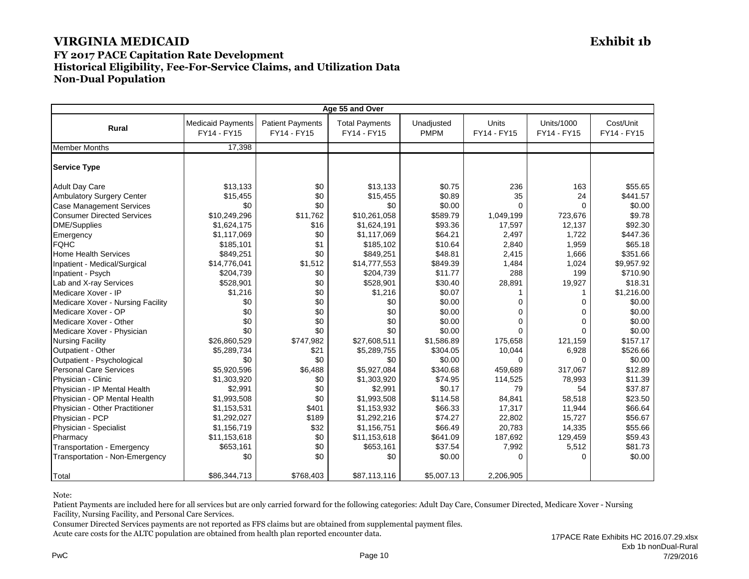# VIRGINIA MEDICAID

**Exhibit 1b**

## FY 2017 PACE Capitation Rate Development
## Historical Eligibility, Fee-For-Service Claims, and Utilization Data
## Non-Dual Population

| Age 55 and Over | | | | | | | |
|---|---|---|---|---|---|---|---|
| **Rural** | Medicaid Payments FY14 - FY15 | Patient Payments FY14 - FY15 | Total Payments FY14 - FY15 | Unadjusted PMPM | Units FY14 - FY15 | Units/1000 FY14 - FY15 | Cost/Unit FY14 - FY15 |
| Member Months | 17,398 | | | | | | |
| **Service Type** | | | | | | | |
| Adult Day Care | $13,133 | $0 | $13,133 | $0.75 | 236 | 163 | $55.65 |
| Ambulatory Surgery Center | $15,455 | $0 | $15,455 | $0.89 | 35 | 24 | $441.57 |
| Case Management Services | $0 | $0 | $0 | $0.00 | 0 | 0 | $0.00 |
| Consumer Directed Services | $10,249,296 | $11,762 | $10,261,058 | $589.79 | 1,049,199 | 723,676 | $9.78 |
| DME/Supplies | $1,624,175 | $16 | $1,624,191 | $93.36 | 17,597 | 12,137 | $92.30 |
| Emergency | $1,117,069 | $0 | $1,117,069 | $64.21 | 2,497 | 1,722 | $447.36 |
| FQHC | $185,101 | $1 | $185,102 | $10.64 | 2,840 | 1,959 | $65.18 |
| Home Health Services | $849,251 | $0 | $849,251 | $48.81 | 2,415 | 1,666 | $351.66 |
| Inpatient - Medical/Surgical | $14,776,041 | $1,512 | $14,777,553 | $849.39 | 1,484 | 1,024 | $9,957.92 |
| Inpatient - Psych | $204,739 | $0 | $204,739 | $11.77 | 288 | 199 | $710.90 |
| Lab and X-ray Services | $528,901 | $0 | $528,901 | $30.40 | 28,891 | 19,927 | $18.31 |
| Medicare Xover - IP | $1,216 | $0 | $1,216 | $0.07 | 1 | 1 | $1,216.00 |
| Medicare Xover - Nursing Facility | $0 | $0 | $0 | $0.00 | 0 | 0 | $0.00 |
| Medicare Xover - OP | $0 | $0 | $0 | $0.00 | 0 | 0 | $0.00 |
| Medicare Xover - Other | $0 | $0 | $0 | $0.00 | 0 | 0 | $0.00 |
| Medicare Xover - Physician | $0 | $0 | $0 | $0.00 | 0 | 0 | $0.00 |
| Nursing Facility | $26,860,529 | $747,982 | $27,608,511 | $1,586.89 | 175,658 | 121,159 | $157.17 |
| Outpatient - Other | $5,289,734 | $21 | $5,289,755 | $304.05 | 10,044 | 6,928 | $526.66 |
| Outpatient - Psychological | $0 | $0 | $0 | $0.00 | 0 | 0 | $0.00 |
| Personal Care Services | $5,920,596 | $6,488 | $5,927,084 | $340.68 | 459,689 | 317,067 | $12.89 |
| Physician - Clinic | $1,303,920 | $0 | $1,303,920 | $74.95 | 114,525 | 78,993 | $11.39 |
| Physician - IP Mental Health | $2,991 | $0 | $2,991 | $0.17 | 79 | 54 | $37.87 |
| Physician - OP Mental Health | $1,993,508 | $0 | $1,993,508 | $114.58 | 84,841 | 58,518 | $23.50 |
| Physician - Other Practitioner | $1,153,531 | $401 | $1,153,932 | $66.33 | 17,317 | 11,944 | $66.64 |
| Physician - PCP | $1,292,027 | $189 | $1,292,216 | $74.27 | 22,802 | 15,727 | $56.67 |
| Physician - Specialist | $1,156,719 | $32 | $1,156,751 | $66.49 | 20,783 | 14,335 | $55.66 |
| Pharmacy | $11,153,618 | $0 | $11,153,618 | $641.09 | 187,692 | 129,459 | $59.43 |
| Transportation - Emergency | $653,161 | $0 | $653,161 | $37.54 | 7,992 | 5,512 | $81.73 |
| Transportation - Non-Emergency | $0 | $0 | $0 | $0.00 | 0 | 0 | $0.00 |
| Total | $86,344,713 | $768,403 | $87,113,116 | $5,007.13 | 2,206,905 | | |

Note:

Patient Payments are included here for all services but are only carried forward for the following categories: Adult Day Care, Consumer Directed, Medicare Xover - Nursing Facility, Nursing Facility, and Personal Care Services.

Consumer Directed Services payments are not reported as FFS claims but are obtained from supplemental payment files.

Acute care costs for the ALTC population are obtained from health plan reported encounter data.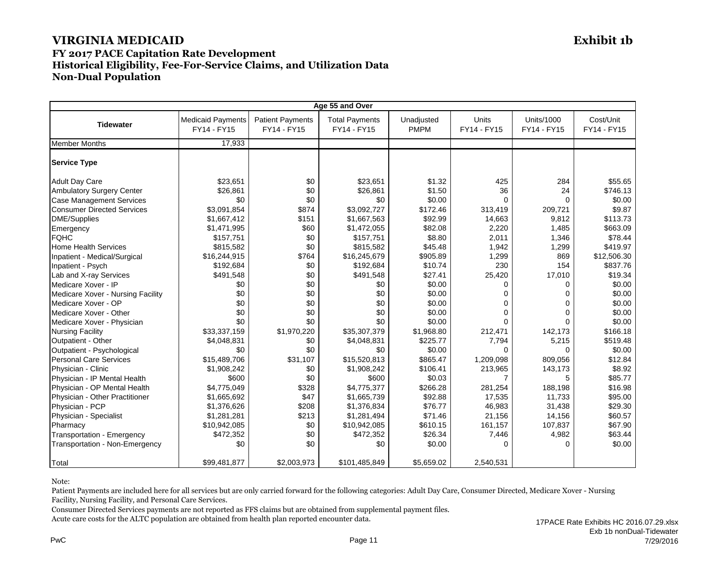# VIRGINIA MEDICAID

**Exhibit 1b**

## FY 2017 PACE Capitation Rate Development
## Historical Eligibility, Fee-For-Service Claims, and Utilization Data
## Non-Dual Population

| Age 55 and Over | | | | | | | |
|---|---|---|---|---|---|---|---|
| **Tidewater** | Medicaid Payments FY14 - FY15 | Patient Payments FY14 - FY15 | Total Payments FY14 - FY15 | Unadjusted PMPM | Units FY14 - FY15 | Units/1000 FY14 - FY15 | Cost/Unit FY14 - FY15 |
| Member Months | 17,933 | | | | | | |
| **Service Type** | | | | | | | |
| Adult Day Care | $23,651 | $0 | $23,651 | $1.32 | 425 | 284 | $55.65 |
| Ambulatory Surgery Center | $26,861 | $0 | $26,861 | $1.50 | 36 | 24 | $746.13 |
| Case Management Services | $0 | $0 | $0 | $0.00 | 0 | 0 | $0.00 |
| Consumer Directed Services | $3,091,854 | $874 | $3,092,727 | $172.46 | 313,419 | 209,721 | $9.87 |
| DME/Supplies | $1,667,412 | $151 | $1,667,563 | $92.99 | 14,663 | 9,812 | $113.73 |
| Emergency | $1,471,995 | $60 | $1,472,055 | $82.08 | 2,220 | 1,485 | $663.09 |
| FQHC | $157,751 | $0 | $157,751 | $8.80 | 2,011 | 1,346 | $78.44 |
| Home Health Services | $815,582 | $0 | $815,582 | $45.48 | 1,942 | 1,299 | $419.97 |
| Inpatient - Medical/Surgical | $16,244,915 | $764 | $16,245,679 | $905.89 | 1,299 | 869 | $12,506.30 |
| Inpatient - Psych | $192,684 | $0 | $192,684 | $10.74 | 230 | 154 | $837.76 |
| Lab and X-ray Services | $491,548 | $0 | $491,548 | $27.41 | 25,420 | 17,010 | $19.34 |
| Medicare Xover - IP | $0 | $0 | $0 | $0.00 | 0 | 0 | $0.00 |
| Medicare Xover - Nursing Facility | $0 | $0 | $0 | $0.00 | 0 | 0 | $0.00 |
| Medicare Xover - OP | $0 | $0 | $0 | $0.00 | 0 | 0 | $0.00 |
| Medicare Xover - Other | $0 | $0 | $0 | $0.00 | 0 | 0 | $0.00 |
| Medicare Xover - Physician | $0 | $0 | $0 | $0.00 | 0 | 0 | $0.00 |
| Nursing Facility | $33,337,159 | $1,970,220 | $35,307,379 | $1,968.80 | 212,471 | 142,173 | $166.18 |
| Outpatient - Other | $4,048,831 | $0 | $4,048,831 | $225.77 | 7,794 | 5,215 | $519.48 |
| Outpatient - Psychological | $0 | $0 | $0 | $0.00 | 0 | 0 | $0.00 |
| Personal Care Services | $15,489,706 | $31,107 | $15,520,813 | $865.47 | 1,209,098 | 809,056 | $12.84 |
| Physician - Clinic | $1,908,242 | $0 | $1,908,242 | $106.41 | 213,965 | 143,173 | $8.92 |
| Physician - IP Mental Health | $600 | $0 | $600 | $0.03 | 7 | 5 | $85.77 |
| Physician - OP Mental Health | $4,775,049 | $328 | $4,775,377 | $266.28 | 281,254 | 188,198 | $16.98 |
| Physician - Other Practitioner | $1,665,692 | $47 | $1,665,739 | $92.88 | 17,535 | 11,733 | $95.00 |
| Physician - PCP | $1,376,626 | $208 | $1,376,834 | $76.77 | 46,983 | 31,438 | $29.30 |
| Physician - Specialist | $1,281,281 | $213 | $1,281,494 | $71.46 | 21,156 | 14,156 | $60.57 |
| Pharmacy | $10,942,085 | $0 | $10,942,085 | $610.15 | 161,157 | 107,837 | $67.90 |
| Transportation - Emergency | $472,352 | $0 | $472,352 | $26.34 | 7,446 | 4,982 | $63.44 |
| Transportation - Non-Emergency | $0 | $0 | $0 | $0.00 | 0 | 0 | $0.00 |
| Total | $99,481,877 | $2,003,973 | $101,485,849 | $5,659.02 | 2,540,531 | | |

Note:

Patient Payments are included here for all services but are only carried forward for the following categories: Adult Day Care, Consumer Directed, Medicare Xover - Nursing Facility, Nursing Facility, and Personal Care Services.

Consumer Directed Services payments are not reported as FFS claims but are obtained from supplemental payment files.

Acute care costs for the ALTC population are obtained from health plan reported encounter data.

17PACE Rate Exhibits HC 2016.07.29.xlsx
Exb 1b nonDual-Tidewater
7/29/2016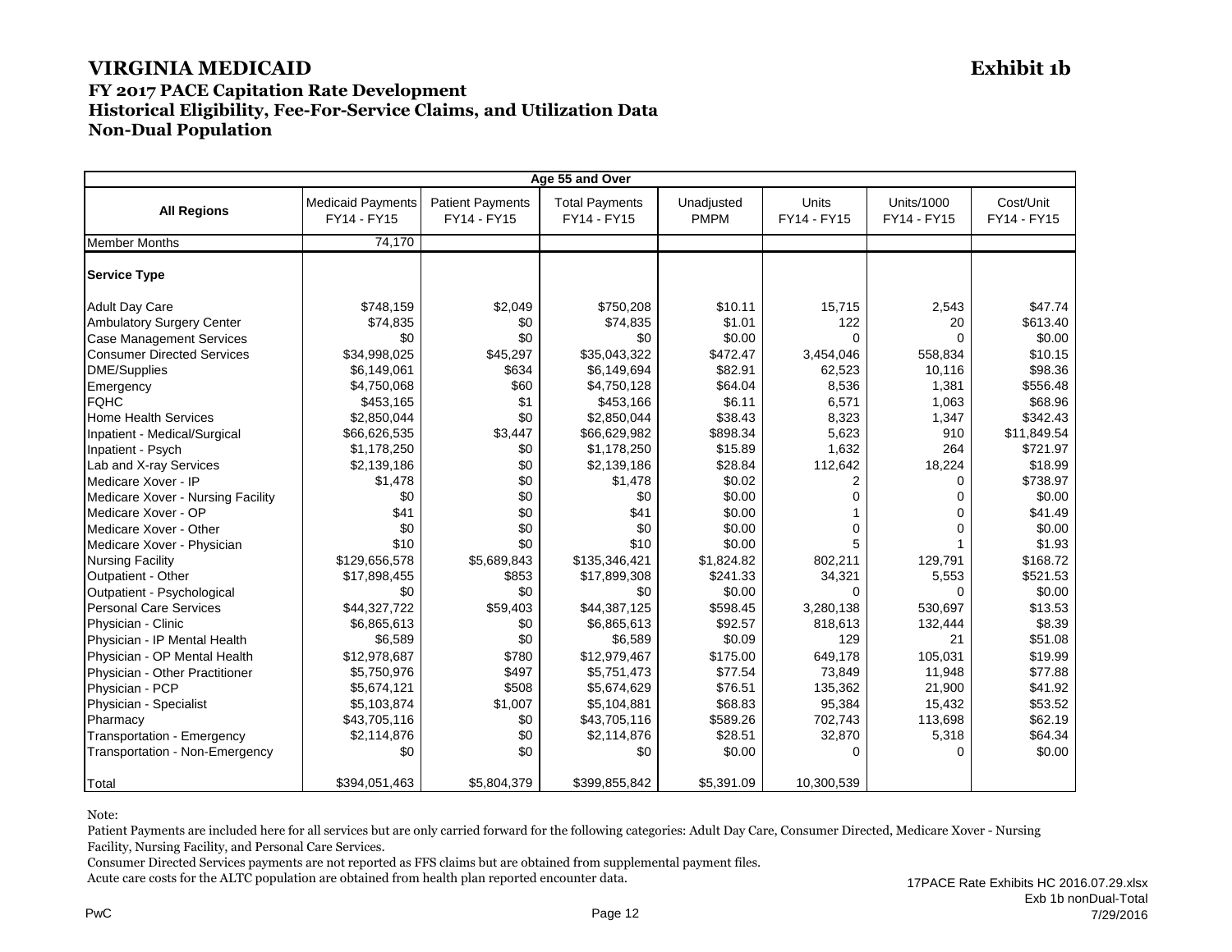# VIRGINIA MEDICAID

**Exhibit 1b**

### FY 2017 PACE Capitation Rate Development
### Historical Eligibility, Fee-For-Service Claims, and Utilization Data
### Non-Dual Population

| Age 55 and Over | | | | | | | |
|---|---|---|---|---|---|---|---|
| **All Regions** | Medicaid Payments FY14 - FY15 | Patient Payments FY14 - FY15 | Total Payments FY14 - FY15 | Unadjusted PMPM | Units FY14 - FY15 | Units/1000 FY14 - FY15 | Cost/Unit FY14 - FY15 |
| Member Months | 74,170 | | | | | | |
| **Service Type** | | | | | | | |
| Adult Day Care | $748,159 | $2,049 | $750,208 | $10.11 | 15,715 | 2,543 | $47.74 |
| Ambulatory Surgery Center | $74,835 | $0 | $74,835 | $1.01 | 122 | 20 | $613.40 |
| Case Management Services | $0 | $0 | $0 | $0.00 | 0 | 0 | $0.00 |
| Consumer Directed Services | $34,998,025 | $45,297 | $35,043,322 | $472.47 | 3,454,046 | 558,834 | $10.15 |
| DME/Supplies | $6,149,061 | $634 | $6,149,694 | $82.91 | 62,523 | 10,116 | $98.36 |
| Emergency | $4,750,068 | $60 | $4,750,128 | $64.04 | 8,536 | 1,381 | $556.48 |
| FQHC | $453,165 | $1 | $453,166 | $6.11 | 6,571 | 1,063 | $68.96 |
| Home Health Services | $2,850,044 | $0 | $2,850,044 | $38.43 | 8,323 | 1,347 | $342.43 |
| Inpatient - Medical/Surgical | $66,626,535 | $3,447 | $66,629,982 | $898.34 | 5,623 | 910 | $11,849.54 |
| Inpatient - Psych | $1,178,250 | $0 | $1,178,250 | $15.89 | 1,632 | 264 | $721.97 |
| Lab and X-ray Services | $2,139,186 | $0 | $2,139,186 | $28.84 | 112,642 | 18,224 | $18.99 |
| Medicare Xover - IP | $1,478 | $0 | $1,478 | $0.02 | 2 | 0 | $738.97 |
| Medicare Xover - Nursing Facility | $0 | $0 | $0 | $0.00 | 0 | 0 | $0.00 |
| Medicare Xover - OP | $41 | $0 | $41 | $0.00 | 1 | 0 | $41.49 |
| Medicare Xover - Other | $0 | $0 | $0 | $0.00 | 0 | 0 | $0.00 |
| Medicare Xover - Physician | $10 | $0 | $10 | $0.00 | 5 | 1 | $1.93 |
| Nursing Facility | $129,656,578 | $5,689,843 | $135,346,421 | $1,824.82 | 802,211 | 129,791 | $168.72 |
| Outpatient - Other | $17,898,455 | $853 | $17,899,308 | $241.33 | 34,321 | 5,553 | $521.53 |
| Outpatient - Psychological | $0 | $0 | $0 | $0.00 | 0 | 0 | $0.00 |
| Personal Care Services | $44,327,722 | $59,403 | $44,387,125 | $598.45 | 3,280,138 | 530,697 | $13.53 |
| Physician - Clinic | $6,865,613 | $0 | $6,865,613 | $92.57 | 818,613 | 132,444 | $8.39 |
| Physician - IP Mental Health | $6,589 | $0 | $6,589 | $0.09 | 129 | 21 | $51.08 |
| Physician - OP Mental Health | $12,978,687 | $780 | $12,979,467 | $175.00 | 649,178 | 105,031 | $19.99 |
| Physician - Other Practitioner | $5,750,976 | $497 | $5,751,473 | $77.54 | 73,849 | 11,948 | $77.88 |
| Physician - PCP | $5,674,121 | $508 | $5,674,629 | $76.51 | 135,362 | 21,900 | $41.92 |
| Physician - Specialist | $5,103,874 | $1,007 | $5,104,881 | $68.83 | 95,384 | 15,432 | $53.52 |
| Pharmacy | $43,705,116 | $0 | $43,705,116 | $589.26 | 702,743 | 113,698 | $62.19 |
| Transportation - Emergency | $2,114,876 | $0 | $2,114,876 | $28.51 | 32,870 | 5,318 | $64.34 |
| Transportation - Non-Emergency | $0 | $0 | $0 | $0.00 | 0 | 0 | $0.00 |
| Total | $394,051,463 | $5,804,379 | $399,855,842 | $5,391.09 | 10,300,539 | | |

Note:

Patient Payments are included here for all services but are only carried forward for the following categories: Adult Day Care, Consumer Directed, Medicare Xover - Nursing Facility, Nursing Facility, and Personal Care Services.

Consumer Directed Services payments are not reported as FFS claims but are obtained from supplemental payment files.

Acute care costs for the ALTC population are obtained from health plan reported encounter data.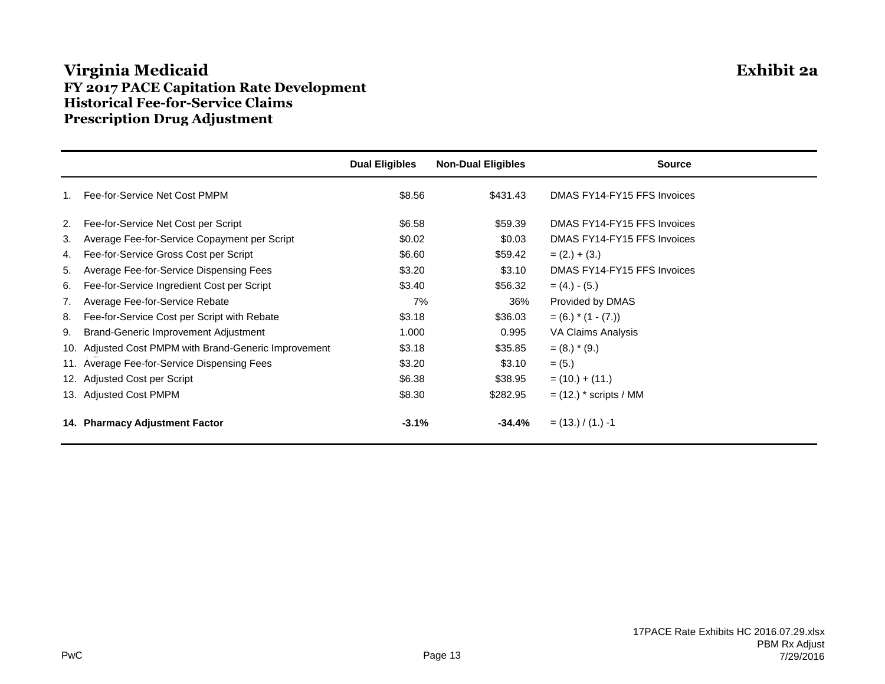# Virginia Medicaid

## Exhibit 2a

### FY 2017 PACE Capitation Rate Development
### Historical Fee-for-Service Claims
### Prescription Drug Adjustment

| | | Dual Eligibles | Non-Dual Eligibles | Source |
|---|---|---|---|---|
| 1. | Fee-for-Service Net Cost PMPM | $8.56 | $431.43 | DMAS FY14-FY15 FFS Invoices |
| 2. | Fee-for-Service Net Cost per Script | $6.58 | $59.39 | DMAS FY14-FY15 FFS Invoices |
| 3. | Average Fee-for-Service Copayment per Script | $0.02 | $0.03 | DMAS FY14-FY15 FFS Invoices |
| 4. | Fee-for-Service Gross Cost per Script | $6.60 | $59.42 | = (2.) + (3.) |
| 5. | Average Fee-for-Service Dispensing Fees | $3.20 | $3.10 | DMAS FY14-FY15 FFS Invoices |
| 6. | Fee-for-Service Ingredient Cost per Script | $3.40 | $56.32 | = (4.) - (5.) |
| 7. | Average Fee-for-Service Rebate | 7% | 36% | Provided by DMAS |
| 8. | Fee-for-Service Cost per Script with Rebate | $3.18 | $36.03 | = (6.) * (1 - (7.)) |
| 9. | Brand-Generic Improvement Adjustment | 1.000 | 0.995 | VA Claims Analysis |
| 10. | Adjusted Cost PMPM with Brand-Generic Improvement | $3.18 | $35.85 | = (8.) * (9.) |
| 11. | Average Fee-for-Service Dispensing Fees | $3.20 | $3.10 | = (5.) |
| 12. | Adjusted Cost per Script | $6.38 | $38.95 | = (10.) + (11.) |
| 13. | Adjusted Cost PMPM | $8.30 | $282.95 | = (12.) * scripts / MM |
| **14.** | **Pharmacy Adjustment Factor** | **-3.1%** | **-34.4%** | = (13.) / (1.) -1 |

17PACE Rate Exhibits HC 2016.07.29.xlsx
PBM Rx Adjust
7/29/2016

PwC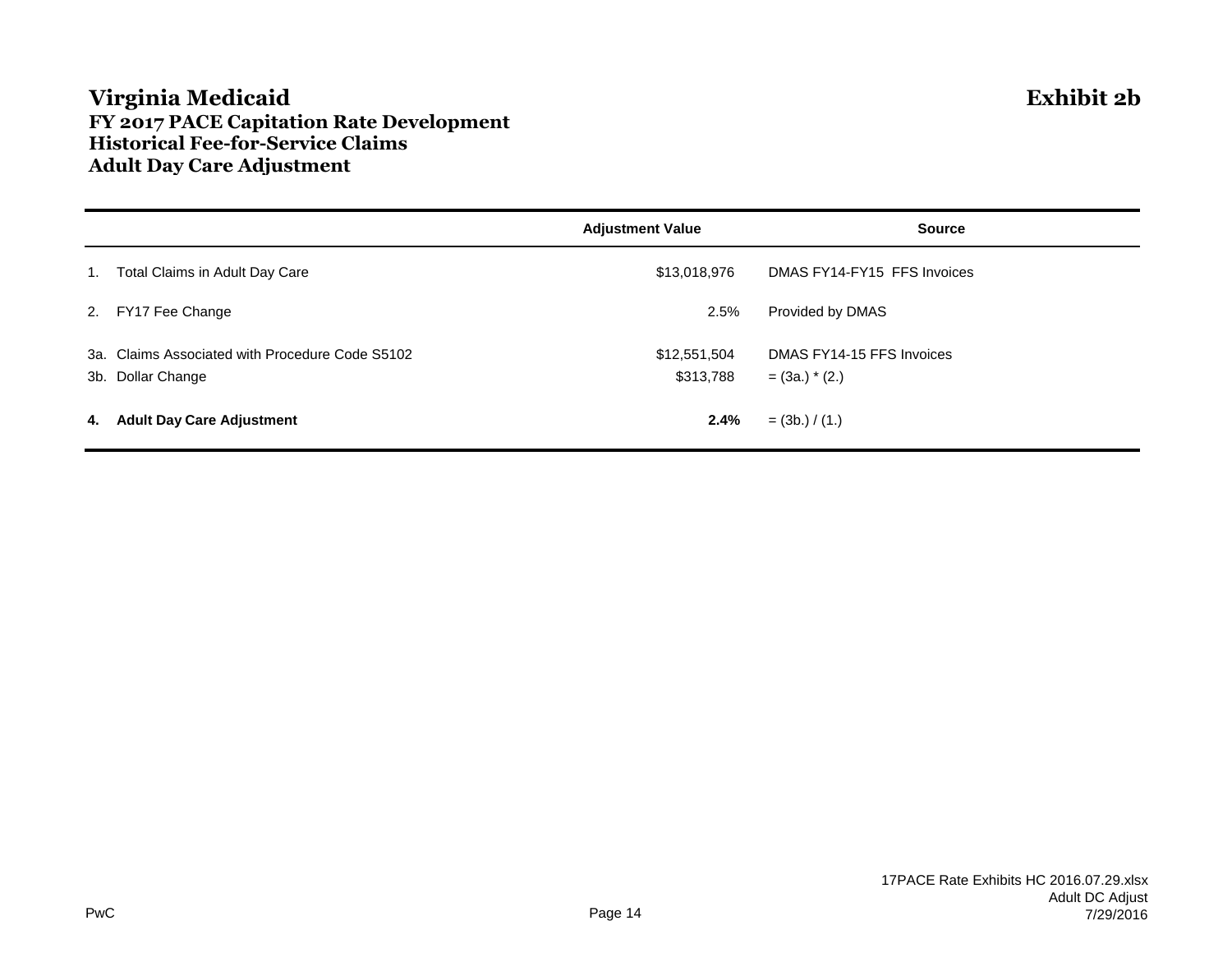# Virginia Medicaid

**Exhibit 2b**

## FY 2017 PACE Capitation Rate Development
## Historical Fee-for-Service Claims
## Adult Day Care Adjustment

| | | Adjustment Value | Source |
|---|---|---|---|
| 1. | Total Claims in Adult Day Care | $13,018,976 | DMAS FY14-FY15 FFS Invoices |
| 2. | FY17 Fee Change | 2.5% | Provided by DMAS |
| 3a. | Claims Associated with Procedure Code S5102 | $12,551,504 | DMAS FY14-15 FFS Invoices |
| 3b. | Dollar Change | $313,788 | = (3a.) * (2.) |
| **4.** | **Adult Day Care Adjustment** | **2.4%** | = (3b.) / (1.) |

PwC

17PACE Rate Exhibits HC 2016.07.29.xlsx
Adult DC Adjust
7/29/2016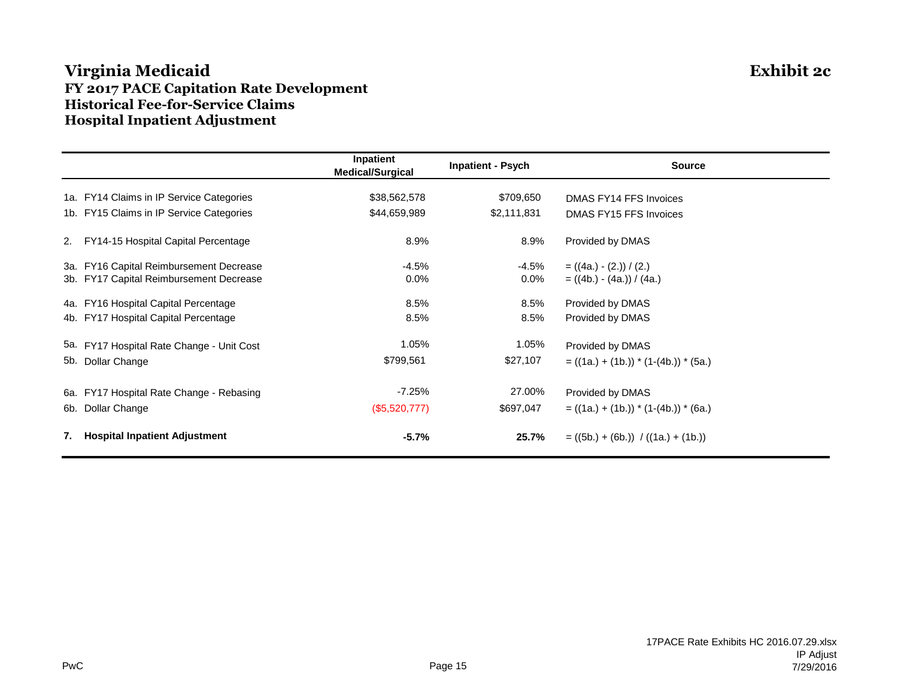# Virginia Medicaid

**Exhibit 2c**

## FY 2017 PACE Capitation Rate Development
## Historical Fee-for-Service Claims
## Hospital Inpatient Adjustment

| | Inpatient Medical/Surgical | Inpatient - Psych | Source |
|---|---|---|---|
| 1a. FY14 Claims in IP Service Categories | $38,562,578 | $709,650 | DMAS FY14 FFS Invoices |
| 1b. FY15 Claims in IP Service Categories | $44,659,989 | $2,111,831 | DMAS FY15 FFS Invoices |
| 2. FY14-15 Hospital Capital Percentage | 8.9% | 8.9% | Provided by DMAS |
| 3a. FY16 Capital Reimbursement Decrease | -4.5% | -4.5% | = ((4a.) - (2.)) / (2.) |
| 3b. FY17 Capital Reimbursement Decrease | 0.0% | 0.0% | = ((4b.) - (4a.)) / (4a.) |
| 4a. FY16 Hospital Capital Percentage | 8.5% | 8.5% | Provided by DMAS |
| 4b. FY17 Hospital Capital Percentage | 8.5% | 8.5% | Provided by DMAS |
| 5a. FY17 Hospital Rate Change - Unit Cost | 1.05% | 1.05% | Provided by DMAS |
| 5b. Dollar Change | $799,561 | $27,107 | = ((1a.) + (1b.)) * (1-(4b.)) * (5a.) |
| 6a. FY17 Hospital Rate Change - Rebasing | -7.25% | 27.00% | Provided by DMAS |
| 6b. Dollar Change | ($5,520,777) | $697,047 | = ((1a.) + (1b.)) * (1-(4b.)) * (6a.) |
| **7. Hospital Inpatient Adjustment** | **-5.7%** | **25.7%** | = ((5b.) + (6b.)) / ((1a.) + (1b.)) |

PwC

17PACE Rate Exhibits HC 2016.07.29.xlsx
IP Adjust
7/29/2016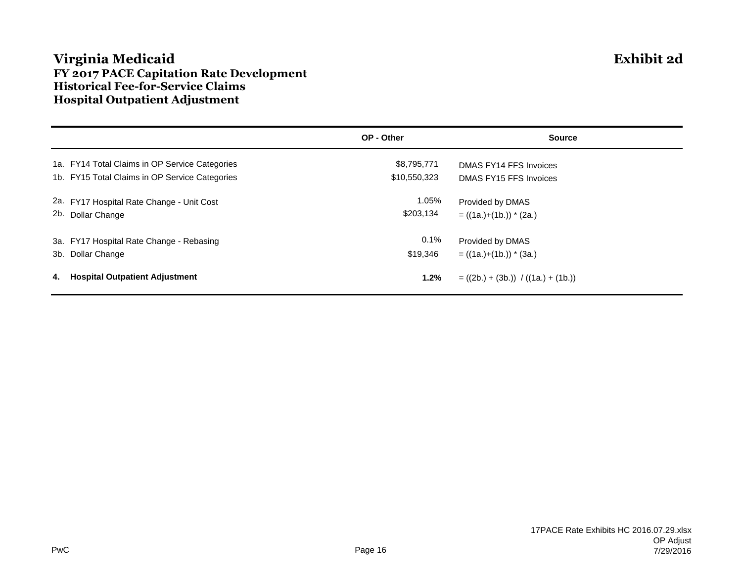# Virginia Medicaid

**Exhibit 2d**

## FY 2017 PACE Capitation Rate Development
## Historical Fee-for-Service Claims
## Hospital Outpatient Adjustment

| | OP - Other | Source |
|---|---|---|
| 1a. FY14 Total Claims in OP Service Categories | $8,795,771 | DMAS FY14 FFS Invoices |
| 1b. FY15 Total Claims in OP Service Categories | $10,550,323 | DMAS FY15 FFS Invoices |
| 2a. FY17 Hospital Rate Change - Unit Cost | 1.05% | Provided by DMAS |
| 2b. Dollar Change | $203,134 | = ((1a.)+(1b.)) * (2a.) |
| 3a. FY17 Hospital Rate Change - Rebasing | 0.1% | Provided by DMAS |
| 3b. Dollar Change | $19,346 | = ((1a.)+(1b.)) * (3a.) |
| **4. Hospital Outpatient Adjustment** | **1.2%** | = ((2b.) + (3b.)) / ((1a.) + (1b.)) |

PwC

17PACE Rate Exhibits HC 2016.07.29.xlsx
OP Adjust
7/29/2016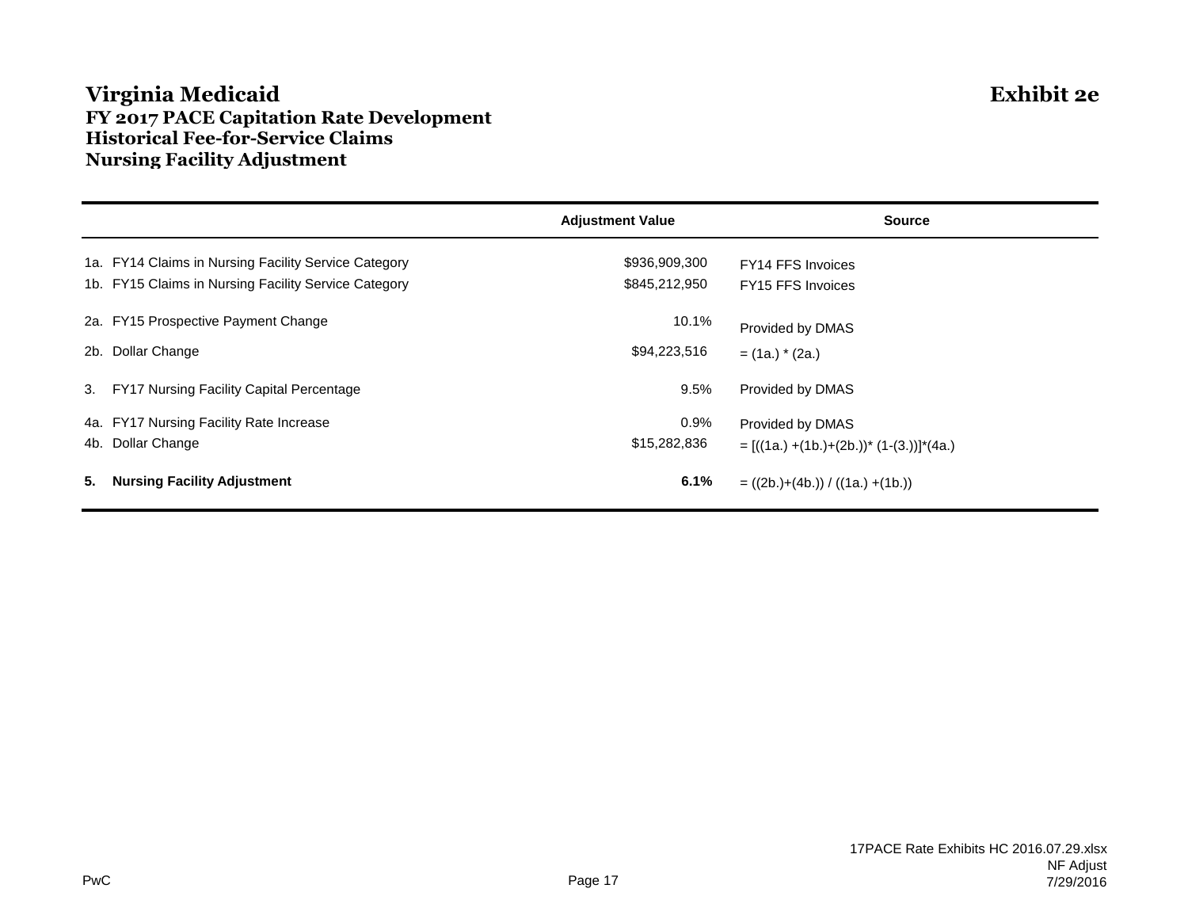# Virginia Medicaid

**Exhibit 2e**

### FY 2017 PACE Capitation Rate Development
### Historical Fee-for-Service Claims
### Nursing Facility Adjustment

| | Adjustment Value | Source |
|---|---|---|
| 1a. FY14 Claims in Nursing Facility Service Category | $936,909,300 | FY14 FFS Invoices |
| 1b. FY15 Claims in Nursing Facility Service Category | $845,212,950 | FY15 FFS Invoices |
| 2a. FY15 Prospective Payment Change | 10.1% | Provided by DMAS |
| 2b. Dollar Change | $94,223,516 | = (1a.) * (2a.) |
| 3. FY17 Nursing Facility Capital Percentage | 9.5% | Provided by DMAS |
| 4a. FY17 Nursing Facility Rate Increase | 0.9% | Provided by DMAS |
| 4b. Dollar Change | $15,282,836 | = [((1a.) +(1b.)+(2b.))* (1-(3.))]*(4a.) |
| **5. Nursing Facility Adjustment** | **6.1%** | = ((2b.)+(4b.)) / ((1a.) +(1b.)) |

PwC

17PACE Rate Exhibits HC 2016.07.29.xlsx
NF Adjust
7/29/2016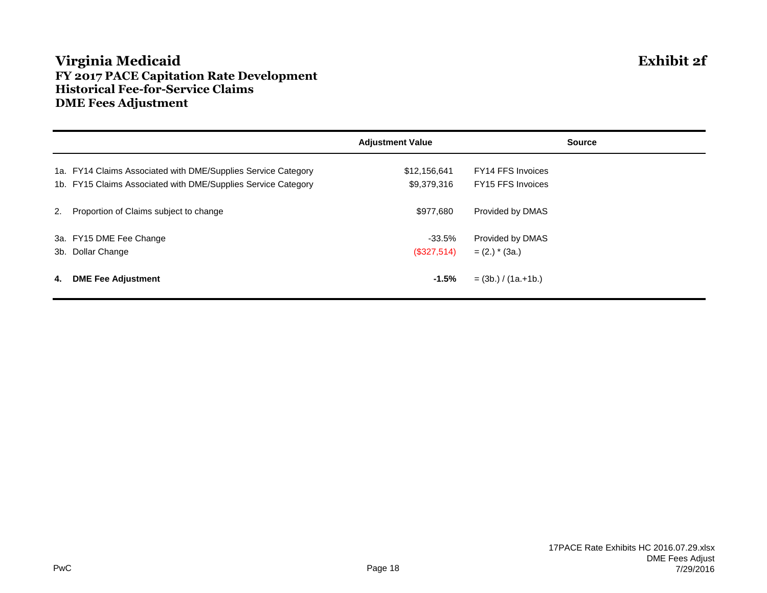# Virginia Medicaid

**Exhibit 2f**

## FY 2017 PACE Capitation Rate Development
## Historical Fee-for-Service Claims
## DME Fees Adjustment

| | Adjustment Value | Source |
|---|---|---|
| 1a. FY14 Claims Associated with DME/Supplies Service Category | $12,156,641 | FY14 FFS Invoices |
| 1b. FY15 Claims Associated with DME/Supplies Service Category | $9,379,316 | FY15 FFS Invoices |
| 2. Proportion of Claims subject to change | $977,680 | Provided by DMAS |
| 3a. FY15 DME Fee Change | -33.5% | Provided by DMAS |
| 3b. Dollar Change | ($327,514) | = (2.) * (3a.) |
| **4. DME Fee Adjustment** | **-1.5%** | = (3b.) / (1a.+1b.) |

PwC

17PACE Rate Exhibits HC 2016.07.29.xlsx
DME Fees Adjust
7/29/2016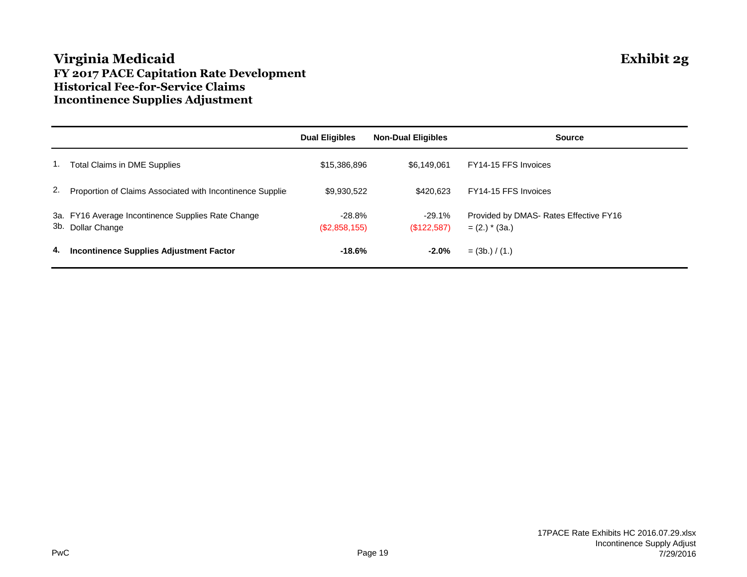# Virginia Medicaid

**Exhibit 2g**

## FY 2017 PACE Capitation Rate Development
## Historical Fee-for-Service Claims
## Incontinence Supplies Adjustment

| | | Dual Eligibles | Non-Dual Eligibles | Source |
|---|---|---|---|---|
| 1. | Total Claims in DME Supplies | $15,386,896 | $6,149,061 | FY14-15 FFS Invoices |
| 2. | Proportion of Claims Associated with Incontinence Supplie | $9,930,522 | $420,623 | FY14-15 FFS Invoices |
| 3a. | FY16 Average Incontinence Supplies Rate Change | -28.8% | -29.1% | Provided by DMAS- Rates Effective FY16 |
| 3b. | Dollar Change | ($2,858,155) | ($122,587) | = (2.) * (3a.) |
| **4.** | **Incontinence Supplies Adjustment Factor** | **-18.6%** | **-2.0%** | = (3b.) / (1.) |

PwC

17PACE Rate Exhibits HC 2016.07.29.xlsx
Incontinence Supply Adjust
7/29/2016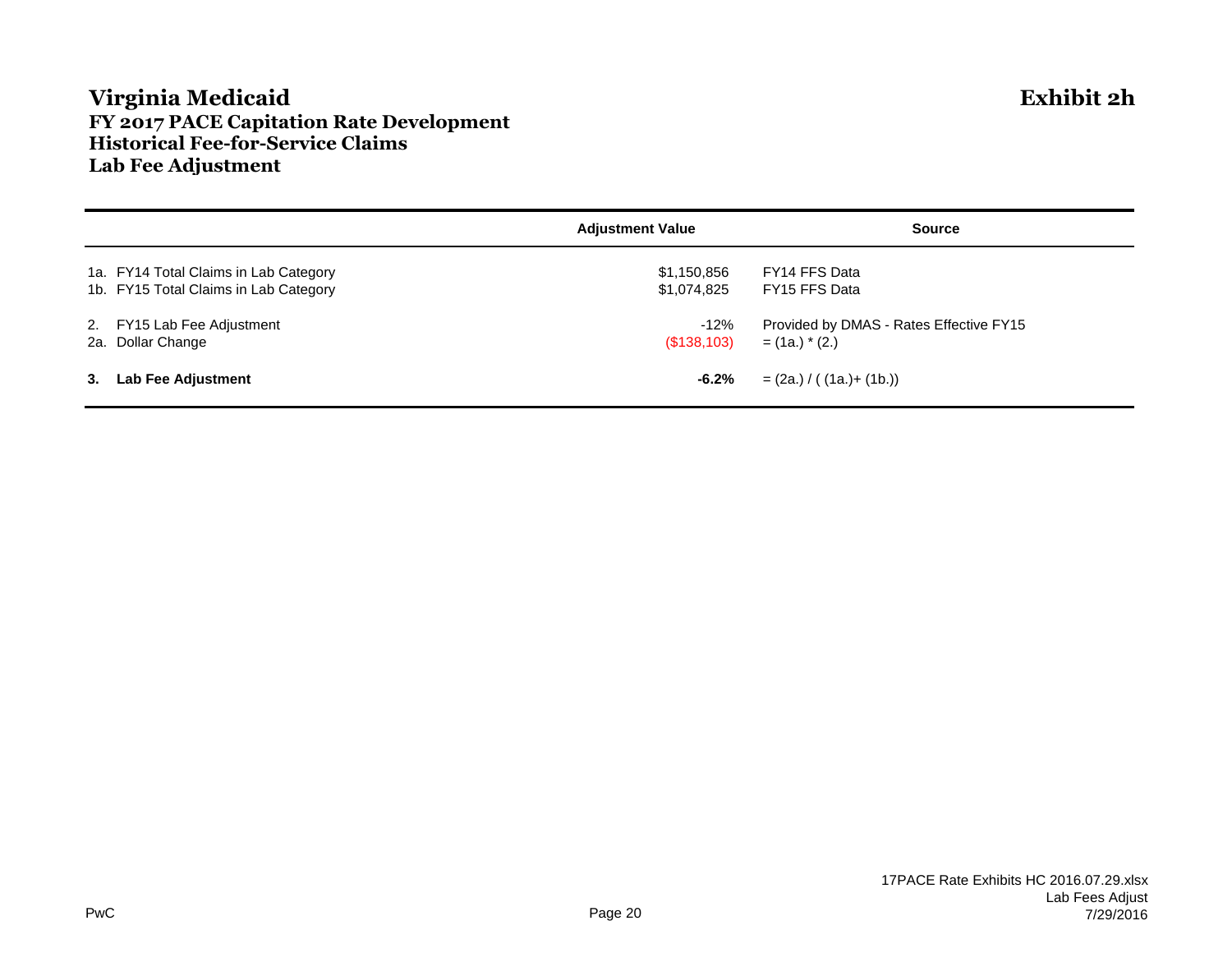# Virginia Medicaid

**Exhibit 2h**

## FY 2017 PACE Capitation Rate Development
## Historical Fee-for-Service Claims
## Lab Fee Adjustment

| | Adjustment Value | Source |
|---|---|---|
| 1a. FY14 Total Claims in Lab Category | $1,150,856 | FY14 FFS Data |
| 1b. FY15 Total Claims in Lab Category | $1,074,825 | FY15 FFS Data |
| 2. FY15 Lab Fee Adjustment | -12% | Provided by DMAS - Rates Effective FY15 |
| 2a. Dollar Change | ($138,103) | = (1a.) * (2.) |
| **3. Lab Fee Adjustment** | **-6.2%** | = (2a.) / ( (1a.)+ (1b.)) |

PwC

17PACE Rate Exhibits HC 2016.07.29.xlsx
Lab Fees Adjust
7/29/2016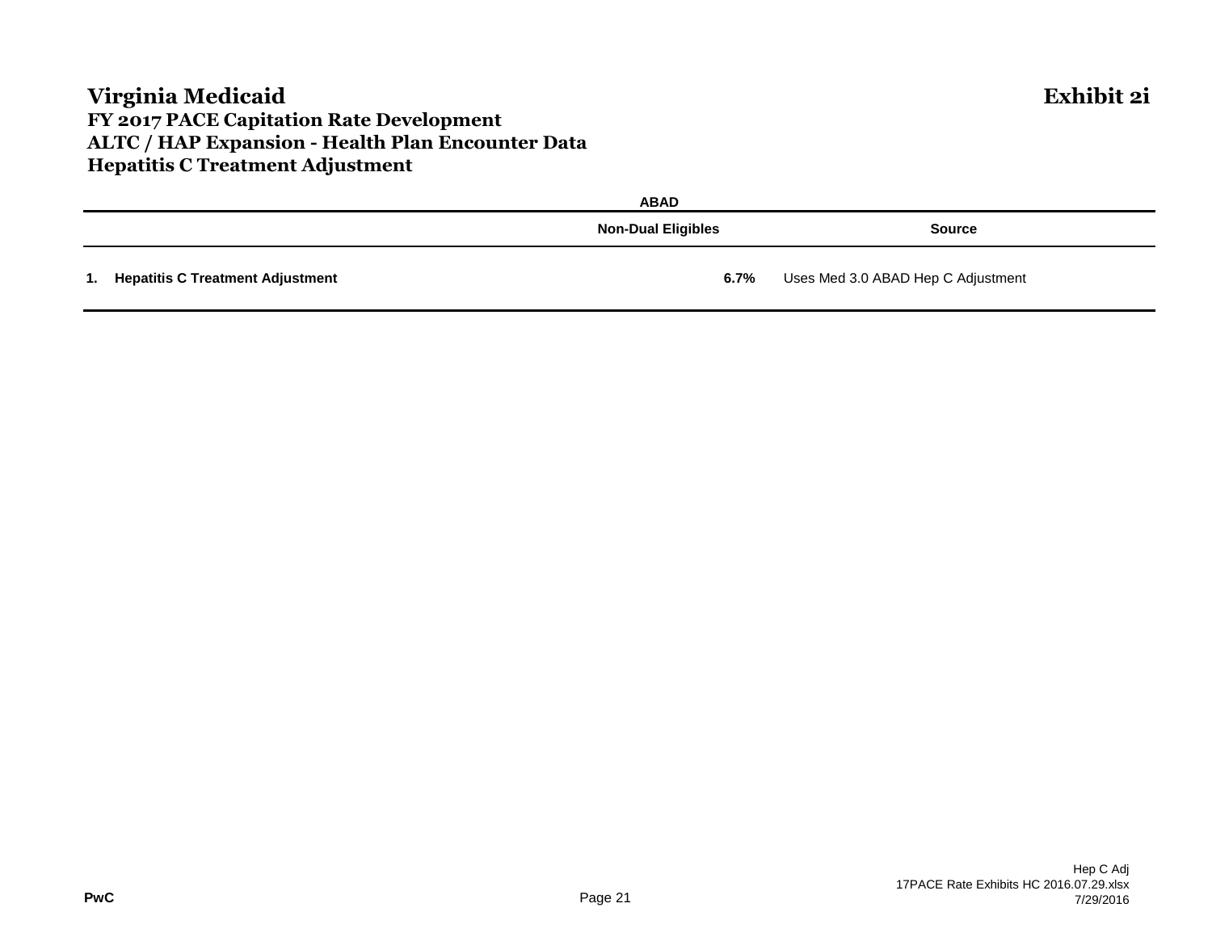# Virginia Medicaid

**Exhibit 2i**

## FY 2017 PACE Capitation Rate Development
## ALTC / HAP Expansion - Health Plan Encounter Data
## Hepatitis C Treatment Adjustment

| | ABAD | |
|---|---|---|
| | **Non-Dual Eligibles** | **Source** |
| **1. Hepatitis C Treatment Adjustment** | **6.7%** | Uses Med 3.0 ABAD Hep C Adjustment |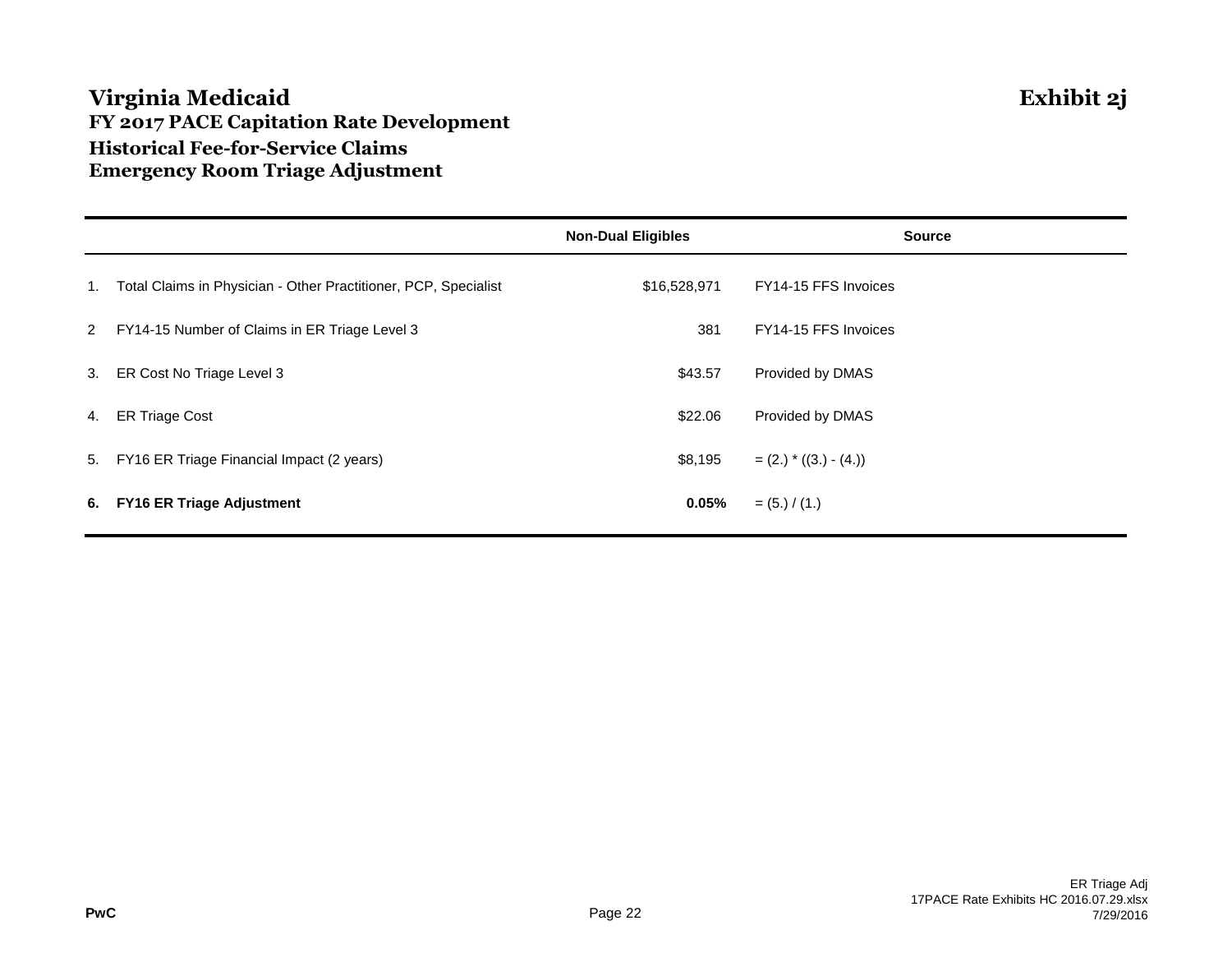# Virginia Medicaid

**Exhibit 2j**

## FY 2017 PACE Capitation Rate Development

## Historical Fee-for-Service Claims

## Emergency Room Triage Adjustment

| | | Non-Dual Eligibles | Source |
|---|---|---|---|
| 1. | Total Claims in Physician - Other Practitioner, PCP, Specialist | $16,528,971 | FY14-15 FFS Invoices |
| 2 | FY14-15 Number of Claims in ER Triage Level 3 | 381 | FY14-15 FFS Invoices |
| 3. | ER Cost No Triage Level 3 | $43.57 | Provided by DMAS |
| 4. | ER Triage Cost | $22.06 | Provided by DMAS |
| 5. | FY16 ER Triage Financial Impact (2 years) | $8,195 | = (2.) * ((3.) - (4.)) |
| **6.** | **FY16 ER Triage Adjustment** | **0.05%** | = (5.) / (1.) |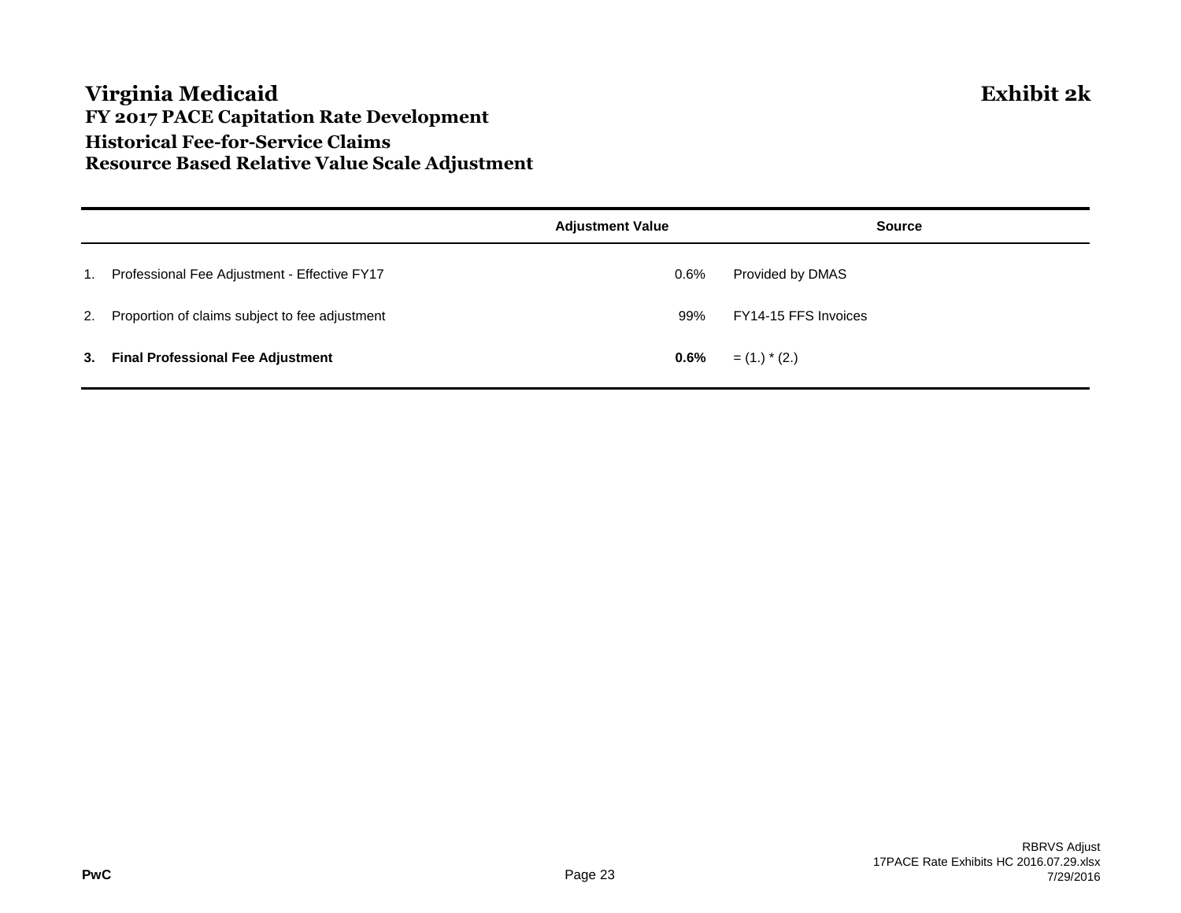# Virginia Medicaid

**Exhibit 2k**

## FY 2017 PACE Capitation Rate Development
## Historical Fee-for-Service Claims
## Resource Based Relative Value Scale Adjustment

| | | Adjustment Value | Source |
|---|---|---|---|
| 1. | Professional Fee Adjustment - Effective FY17 | 0.6% | Provided by DMAS |
| 2. | Proportion of claims subject to fee adjustment | 99% | FY14-15 FFS Invoices |
| **3.** | **Final Professional Fee Adjustment** | **0.6%** | = (1.) * (2.) |

RBRVS Adjust
17PACE Rate Exhibits HC 2016.07.29.xlsx
7/29/2016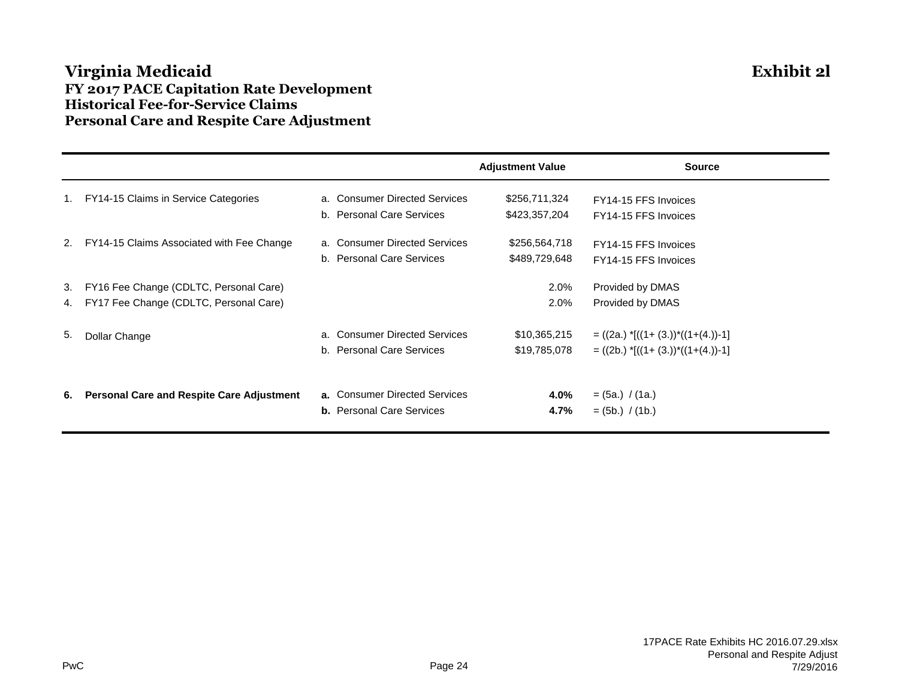# Virginia Medicaid

**Exhibit 2l**

## FY 2017 PACE Capitation Rate Development
## Historical Fee-for-Service Claims
## Personal Care and Respite Care Adjustment

| | | | Adjustment Value | Source |
|---|---|---|---|---|
| 1. | FY14-15 Claims in Service Categories | a. Consumer Directed Services | $256,711,324 | FY14-15 FFS Invoices |
| | | b. Personal Care Services | $423,357,204 | FY14-15 FFS Invoices |
| 2. | FY14-15 Claims Associated with Fee Change | a. Consumer Directed Services | $256,564,718 | FY14-15 FFS Invoices |
| | | b. Personal Care Services | $489,729,648 | FY14-15 FFS Invoices |
| 3. | FY16 Fee Change (CDLTC, Personal Care) | | 2.0% | Provided by DMAS |
| 4. | FY17 Fee Change (CDLTC, Personal Care) | | 2.0% | Provided by DMAS |
| 5. | Dollar Change | a. Consumer Directed Services | $10,365,215 | = ((2a.) *[((1+ (3.))*((1+(4.))-1] |
| | | b. Personal Care Services | $19,785,078 | = ((2b.) *[((1+ (3.))*((1+(4.))-1] |
| **6.** | **Personal Care and Respite Care Adjustment** | **a.** Consumer Directed Services | **4.0%** | = (5a.) / (1a.) |
| | | **b.** Personal Care Services | **4.7%** | = (5b.) / (1b.) |

17PACE Rate Exhibits HC 2016.07.29.xlsx
Personal and Respite Adjust
7/29/2016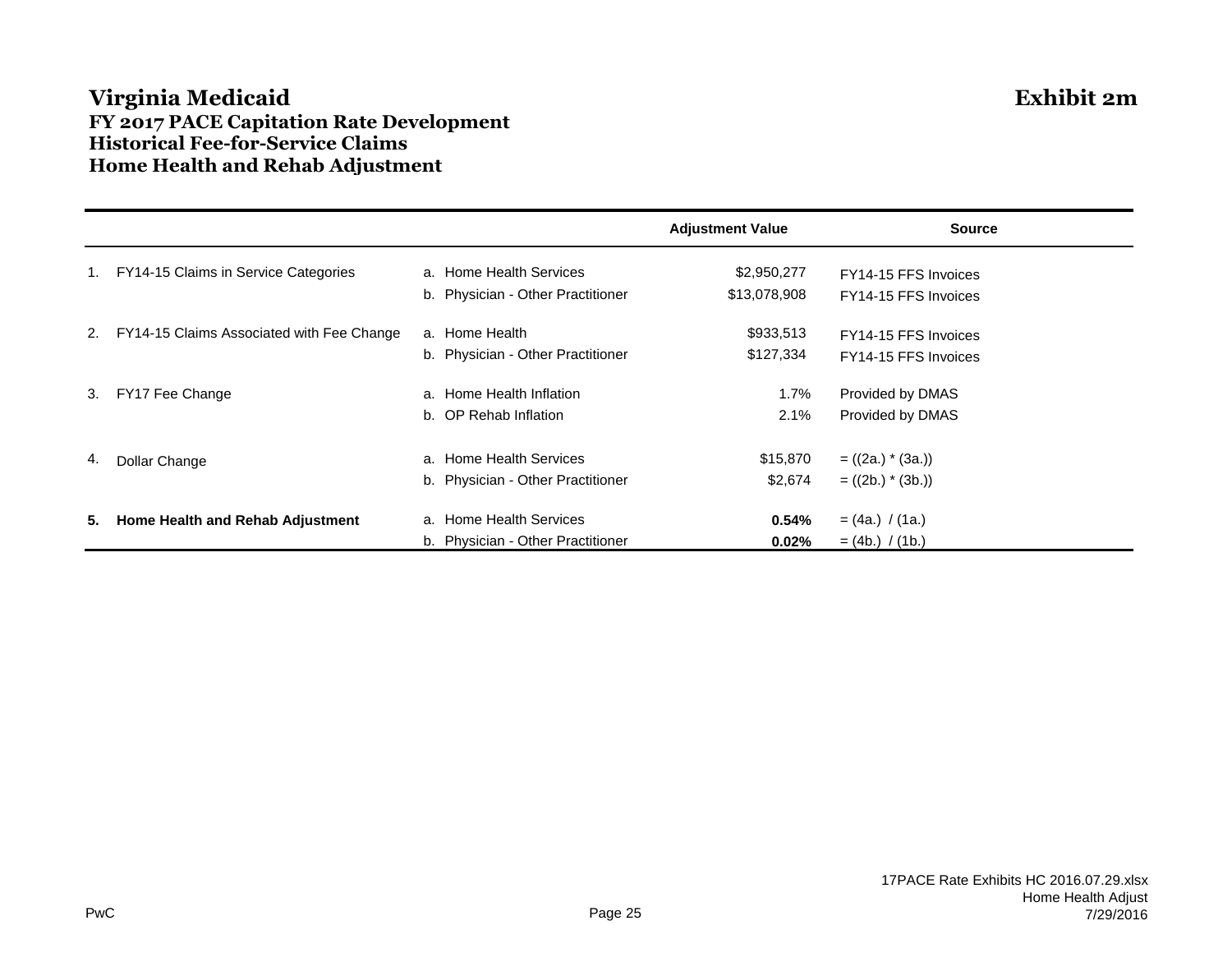# Virginia Medicaid

**Exhibit 2m**

### FY 2017 PACE Capitation Rate Development
### Historical Fee-for-Service Claims
### Home Health and Rehab Adjustment

| | | | Adjustment Value | Source |
|---|---|---|---|---|
| 1. | FY14-15 Claims in Service Categories | a. Home Health Services | $2,950,277 | FY14-15 FFS Invoices |
| | | b. Physician - Other Practitioner | $13,078,908 | FY14-15 FFS Invoices |
| 2. | FY14-15 Claims Associated with Fee Change | a. Home Health | $933,513 | FY14-15 FFS Invoices |
| | | b. Physician - Other Practitioner | $127,334 | FY14-15 FFS Invoices |
| 3. | FY17 Fee Change | a. Home Health Inflation | 1.7% | Provided by DMAS |
| | | b. OP Rehab Inflation | 2.1% | Provided by DMAS |
| 4. | Dollar Change | a. Home Health Services | $15,870 | = ((2a.) * (3a.)) |
| | | b. Physician - Other Practitioner | $2,674 | = ((2b.) * (3b.)) |
| **5.** | **Home Health and Rehab Adjustment** | a. Home Health Services | **0.54%** | = (4a.) / (1a.) |
| | | b. Physician - Other Practitioner | **0.02%** | = (4b.) / (1b.) |

PwC

17PACE Rate Exhibits HC 2016.07.29.xlsx
Home Health Adjust
7/29/2016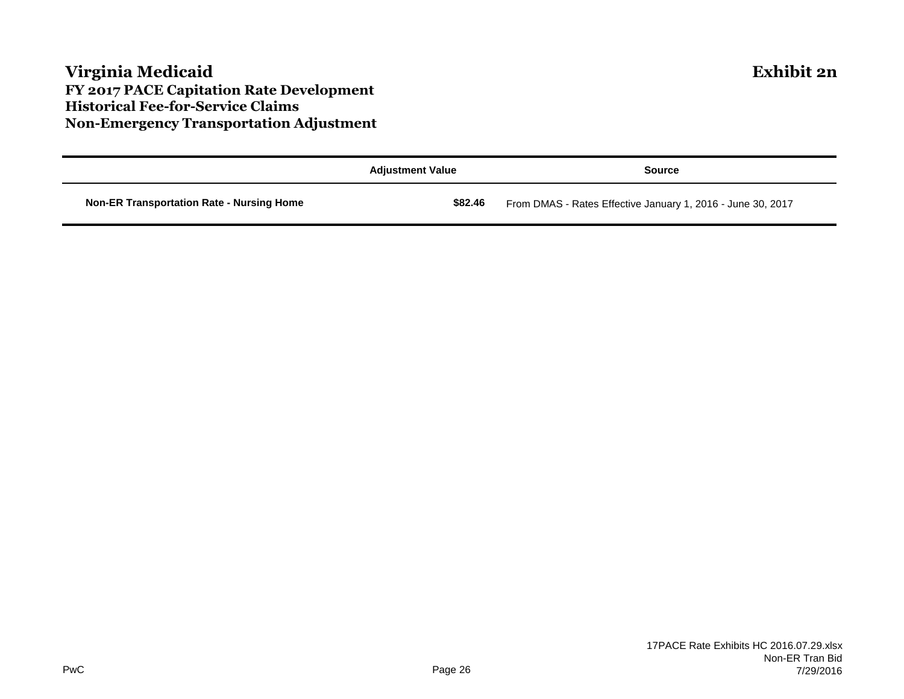# Virginia Medicaid

**Exhibit 2n**

### FY 2017 PACE Capitation Rate Development
### Historical Fee-for-Service Claims
### Non-Emergency Transportation Adjustment

| | Adjustment Value | Source |
|---|---|---|
| **Non-ER Transportation Rate - Nursing Home** | **$82.46** | From DMAS - Rates Effective January 1, 2016 - June 30, 2017 |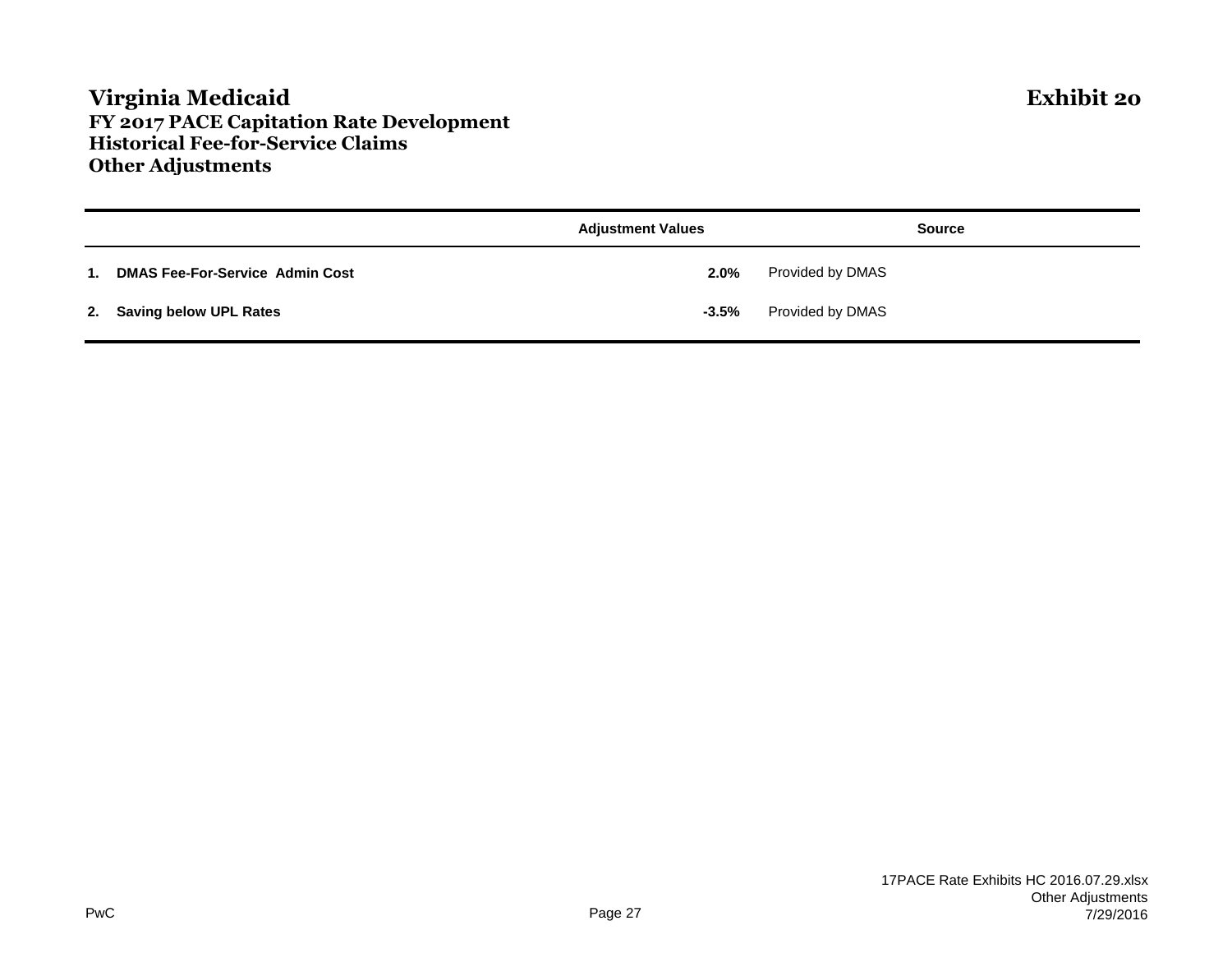# Virginia Medicaid

**Exhibit 20**

## FY 2017 PACE Capitation Rate Development
## Historical Fee-for-Service Claims
## Other Adjustments

| | | Adjustment Values | Source |
|---|---|---|---|
| **1.** | **DMAS Fee-For-Service Admin Cost** | **2.0%** | Provided by DMAS |
| **2.** | **Saving below UPL Rates** | **-3.5%** | Provided by DMAS |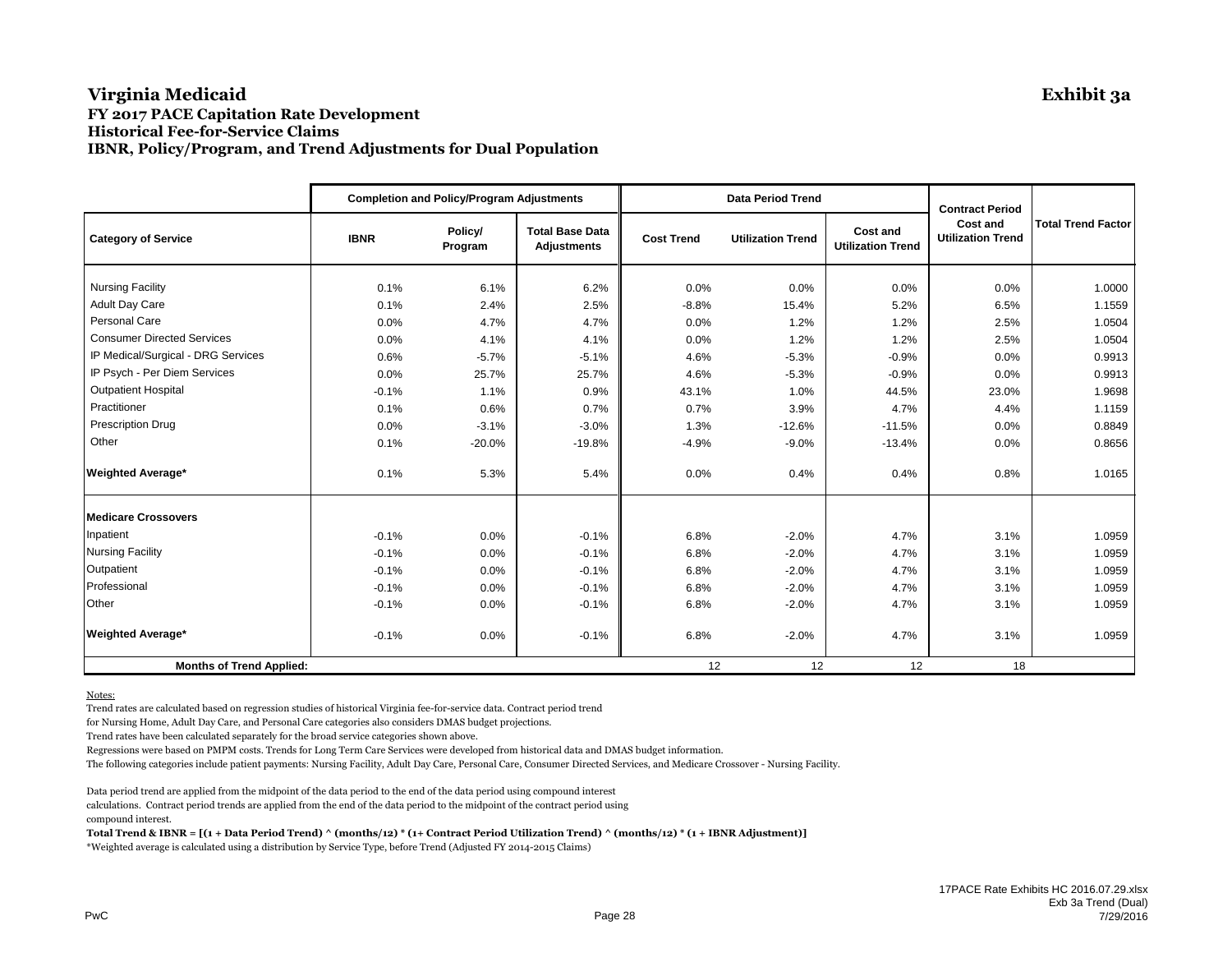# Virginia Medicaid

**Exhibit 3a**

### FY 2017 PACE Capitation Rate Development
### Historical Fee-for-Service Claims
### IBNR, Policy/Program, and Trend Adjustments for Dual Population

| | Completion and Policy/Program Adjustments | | | Data Period Trend | | | Contract Period | |
|---|---|---|---|---|---|---|---|---|
| **Category of Service** | **IBNR** | **Policy/ Program** | **Total Base Data Adjustments** | **Cost Trend** | **Utilization Trend** | **Cost and Utilization Trend** | **Cost and Utilization Trend** | **Total Trend Factor** |
| Nursing Facility | 0.1% | 6.1% | 6.2% | 0.0% | 0.0% | 0.0% | 0.0% | 1.0000 |
| Adult Day Care | 0.1% | 2.4% | 2.5% | -8.8% | 15.4% | 5.2% | 6.5% | 1.1559 |
| Personal Care | 0.0% | 4.7% | 4.7% | 0.0% | 1.2% | 1.2% | 2.5% | 1.0504 |
| Consumer Directed Services | 0.0% | 4.1% | 4.1% | 0.0% | 1.2% | 1.2% | 2.5% | 1.0504 |
| IP Medical/Surgical - DRG Services | 0.6% | -5.7% | -5.1% | 4.6% | -5.3% | -0.9% | 0.0% | 0.9913 |
| IP Psych - Per Diem Services | 0.0% | 25.7% | 25.7% | 4.6% | -5.3% | -0.9% | 0.0% | 0.9913 |
| Outpatient Hospital | -0.1% | 1.1% | 0.9% | 43.1% | 1.0% | 44.5% | 23.0% | 1.9698 |
| Practitioner | 0.1% | 0.6% | 0.7% | 0.7% | 3.9% | 4.7% | 4.4% | 1.1159 |
| Prescription Drug | 0.0% | -3.1% | -3.0% | 1.3% | -12.6% | -11.5% | 0.0% | 0.8849 |
| Other | 0.1% | -20.0% | -19.8% | -4.9% | -9.0% | -13.4% | 0.0% | 0.8656 |
| **Weighted Average*** | 0.1% | 5.3% | 5.4% | 0.0% | 0.4% | 0.4% | 0.8% | 1.0165 |
| **Medicare Crossovers** | | | | | | | | |
| Inpatient | -0.1% | 0.0% | -0.1% | 6.8% | -2.0% | 4.7% | 3.1% | 1.0959 |
| Nursing Facility | -0.1% | 0.0% | -0.1% | 6.8% | -2.0% | 4.7% | 3.1% | 1.0959 |
| Outpatient | -0.1% | 0.0% | -0.1% | 6.8% | -2.0% | 4.7% | 3.1% | 1.0959 |
| Professional | -0.1% | 0.0% | -0.1% | 6.8% | -2.0% | 4.7% | 3.1% | 1.0959 |
| Other | -0.1% | 0.0% | -0.1% | 6.8% | -2.0% | 4.7% | 3.1% | 1.0959 |
| **Weighted Average*** | -0.1% | 0.0% | -0.1% | 6.8% | -2.0% | 4.7% | 3.1% | 1.0959 |
| **Months of Trend Applied:** | | | | 12 | 12 | 12 | 18 | |

Notes:

Trend rates are calculated based on regression studies of historical Virginia fee-for-service data. Contract period trend for Nursing Home, Adult Day Care, and Personal Care categories also considers DMAS budget projections.

Trend rates have been calculated separately for the broad service categories shown above.

Regressions were based on PMPM costs. Trends for Long Term Care Services were developed from historical data and DMAS budget information.

The following categories include patient payments: Nursing Facility, Adult Day Care, Personal Care, Consumer Directed Services, and Medicare Crossover - Nursing Facility.

Data period trend are applied from the midpoint of the data period to the end of the data period using compound interest calculations. Contract period trends are applied from the end of the data period to the midpoint of the contract period using compound interest.

**Total Trend & IBNR = [(1 + Data Period Trend) ^ (months/12) * (1+ Contract Period Utilization Trend) ^ (months/12) * (1 + IBNR Adjustment)]**

*Weighted average is calculated using a distribution by Service Type, before Trend (Adjusted FY 2014-2015 Claims)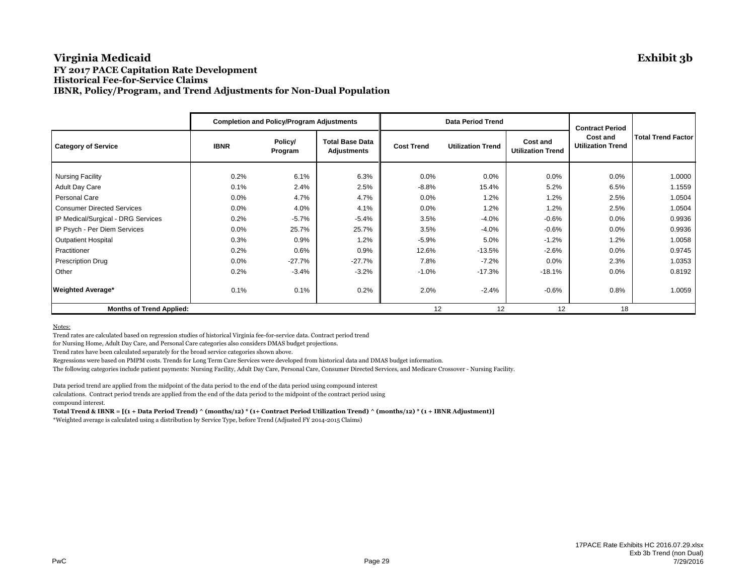# Virginia Medicaid

**Exhibit 3b**

### FY 2017 PACE Capitation Rate Development
### Historical Fee-for-Service Claims
### IBNR, Policy/Program, and Trend Adjustments for Non-Dual Population

| | Completion and Policy/Program Adjustments | | | Data Period Trend | | | Contract Period | |
|---|---|---|---|---|---|---|---|---|
| Category of Service | IBNR | Policy/ Program | Total Base Data Adjustments | Cost Trend | Utilization Trend | Cost and Utilization Trend | Cost and Utilization Trend | Total Trend Factor |
| Nursing Facility | 0.2% | 6.1% | 6.3% | 0.0% | 0.0% | 0.0% | 0.0% | 1.0000 |
| Adult Day Care | 0.1% | 2.4% | 2.5% | -8.8% | 15.4% | 5.2% | 6.5% | 1.1559 |
| Personal Care | 0.0% | 4.7% | 4.7% | 0.0% | 1.2% | 1.2% | 2.5% | 1.0504 |
| Consumer Directed Services | 0.0% | 4.0% | 4.1% | 0.0% | 1.2% | 1.2% | 2.5% | 1.0504 |
| IP Medical/Surgical - DRG Services | 0.2% | -5.7% | -5.4% | 3.5% | -4.0% | -0.6% | 0.0% | 0.9936 |
| IP Psych - Per Diem Services | 0.0% | 25.7% | 25.7% | 3.5% | -4.0% | -0.6% | 0.0% | 0.9936 |
| Outpatient Hospital | 0.3% | 0.9% | 1.2% | -5.9% | 5.0% | -1.2% | 1.2% | 1.0058 |
| Practitioner | 0.2% | 0.6% | 0.9% | 12.6% | -13.5% | -2.6% | 0.0% | 0.9745 |
| Prescription Drug | 0.0% | -27.7% | -27.7% | 7.8% | -7.2% | 0.0% | 2.3% | 1.0353 |
| Other | 0.2% | -3.4% | -3.2% | -1.0% | -17.3% | -18.1% | 0.0% | 0.8192 |
| **Weighted Average*** | 0.1% | 0.1% | 0.2% | 2.0% | -2.4% | -0.6% | 0.8% | 1.0059 |
| **Months of Trend Applied:** | | | | 12 | 12 | 12 | 18 | |

Notes:

Trend rates are calculated based on regression studies of historical Virginia fee-for-service data. Contract period trend for Nursing Home, Adult Day Care, and Personal Care categories also considers DMAS budget projections.

Trend rates have been calculated separately for the broad service categories shown above.

Regressions were based on PMPM costs. Trends for Long Term Care Services were developed from historical data and DMAS budget information.

The following categories include patient payments: Nursing Facility, Adult Day Care, Personal Care, Consumer Directed Services, and Medicare Crossover - Nursing Facility.

Data period trend are applied from the midpoint of the data period to the end of the data period using compound interest calculations. Contract period trends are applied from the end of the data period to the midpoint of the contract period using compound interest.

**Total Trend & IBNR = [(1 + Data Period Trend) ^ (months/12) * (1+ Contract Period Utilization Trend) ^ (months/12) * (1 + IBNR Adjustment)]**

*Weighted average is calculated using a distribution by Service Type, before Trend (Adjusted FY 2014-2015 Claims)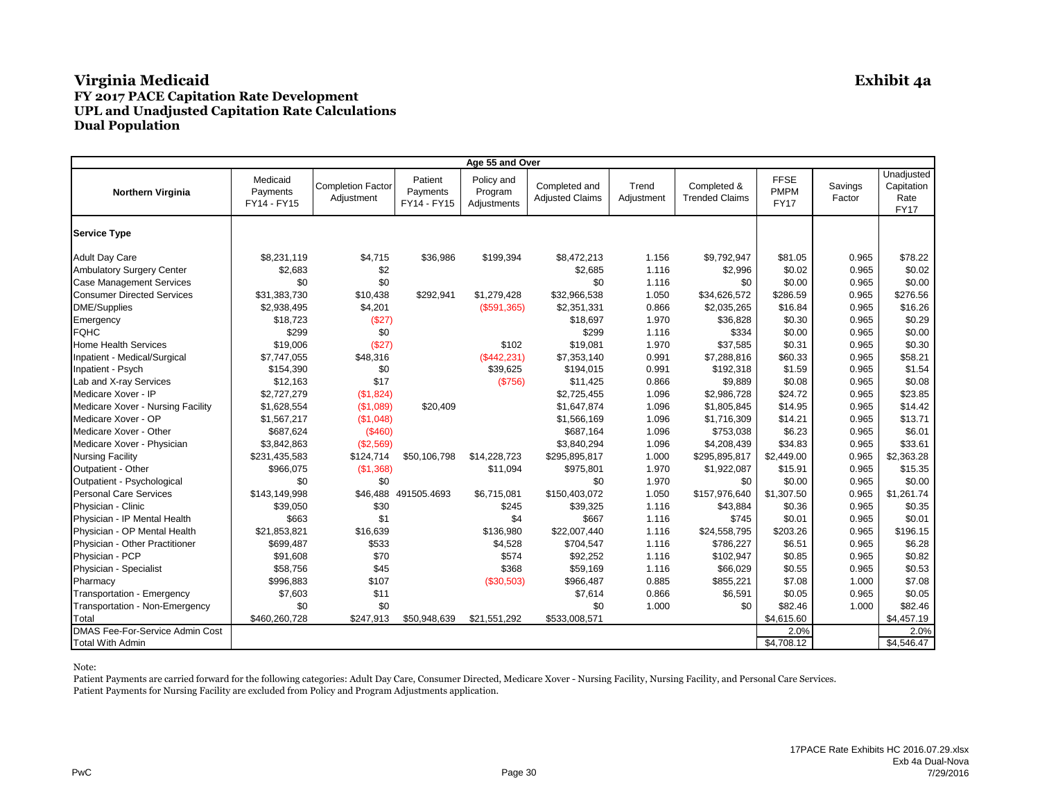# Virginia Medicaid

**Exhibit 4a**

## FY 2017 PACE Capitation Rate Development
## UPL and Unadjusted Capitation Rate Calculations
## Dual Population

| Age 55 and Over | | | | | | | | | | |
|---|---|---|---|---|---|---|---|---|---|---|
| **Northern Virginia** | Medicaid Payments FY14 - FY15 | Completion Factor Adjustment | Patient Payments FY14 - FY15 | Policy and Program Adjustments | Completed and Adjusted Claims | Trend Adjustment | Completed & Trended Claims | FFSE PMPM FY17 | Savings Factor | Unadjusted Capitation Rate FY17 |
| **Service Type** | | | | | | | | | | |
| Adult Day Care | $8,231,119 | $4,715 | $36,986 | $199,394 | $8,472,213 | 1.156 | $9,792,947 | $81.05 | 0.965 | $78.22 |
| Ambulatory Surgery Center | $2,683 | $2 | | | $2,685 | 1.116 | $2,996 | $0.02 | 0.965 | $0.02 |
| Case Management Services | $0 | $0 | | | $0 | 1.116 | $0 | $0.00 | 0.965 | $0.00 |
| Consumer Directed Services | $31,383,730 | $10,438 | $292,941 | $1,279,428 | $32,966,538 | 1.050 | $34,626,572 | $286.59 | 0.965 | $276.56 |
| DME/Supplies | $2,938,495 | $4,201 | | ($591,365) | $2,351,331 | 0.866 | $2,035,265 | $16.84 | 0.965 | $16.26 |
| Emergency | $18,723 | ($27) | | | $18,697 | 1.970 | $36,828 | $0.30 | 0.965 | $0.29 |
| FQHC | $299 | $0 | | | $299 | 1.116 | $334 | $0.00 | 0.965 | $0.00 |
| Home Health Services | $19,006 | ($27) | | $102 | $19,081 | 1.970 | $37,585 | $0.31 | 0.965 | $0.30 |
| Inpatient - Medical/Surgical | $7,747,055 | $48,316 | | ($442,231) | $7,353,140 | 0.991 | $7,288,816 | $60.33 | 0.965 | $58.21 |
| Inpatient - Psych | $154,390 | $0 | | $39,625 | $194,015 | 0.991 | $192,318 | $1.59 | 0.965 | $1.54 |
| Lab and X-ray Services | $12,163 | $17 | | ($756) | $11,425 | 0.866 | $9,889 | $0.08 | 0.965 | $0.08 |
| Medicare Xover - IP | $2,727,279 | ($1,824) | | | $2,725,455 | 1.096 | $2,986,728 | $24.72 | 0.965 | $23.85 |
| Medicare Xover - Nursing Facility | $1,628,554 | ($1,089) | $20,409 | | $1,647,874 | 1.096 | $1,805,845 | $14.95 | 0.965 | $14.42 |
| Medicare Xover - OP | $1,567,217 | ($1,048) | | | $1,566,169 | 1.096 | $1,716,309 | $14.21 | 0.965 | $13.71 |
| Medicare Xover - Other | $687,624 | ($460) | | | $687,164 | 1.096 | $753,038 | $6.23 | 0.965 | $6.01 |
| Medicare Xover - Physician | $3,842,863 | ($2,569) | | | $3,840,294 | 1.096 | $4,208,439 | $34.83 | 0.965 | $33.61 |
| Nursing Facility | $231,435,583 | $124,714 | $50,106,798 | $14,228,723 | $295,895,817 | 1.000 | $295,895,817 | $2,449.00 | 0.965 | $2,363.28 |
| Outpatient - Other | $966,075 | ($1,368) | | $11,094 | $975,801 | 1.970 | $1,922,087 | $15.91 | 0.965 | $15.35 |
| Outpatient - Psychological | $0 | $0 | | | $0 | 1.970 | $0 | $0.00 | 0.965 | $0.00 |
| Personal Care Services | $143,149,998 | $46,488 | 491505.4693 | $6,715,081 | $150,403,072 | 1.050 | $157,976,640 | $1,307.50 | 0.965 | $1,261.74 |
| Physician - Clinic | $39,050 | $30 | | $245 | $39,325 | 1.116 | $43,884 | $0.36 | 0.965 | $0.35 |
| Physician - IP Mental Health | $663 | $1 | | $4 | $667 | 1.116 | $745 | $0.01 | 0.965 | $0.01 |
| Physician - OP Mental Health | $21,853,821 | $16,639 | | $136,980 | $22,007,440 | 1.116 | $24,558,795 | $203.26 | 0.965 | $196.15 |
| Physician - Other Practitioner | $699,487 | $533 | | $4,528 | $704,547 | 1.116 | $786,227 | $6.51 | 0.965 | $6.28 |
| Physician - PCP | $91,608 | $70 | | $574 | $92,252 | 1.116 | $102,947 | $0.85 | 0.965 | $0.82 |
| Physician - Specialist | $58,756 | $45 | | $368 | $59,169 | 1.116 | $66,029 | $0.55 | 0.965 | $0.53 |
| Pharmacy | $996,883 | $107 | | ($30,503) | $966,487 | 0.885 | $855,221 | $7.08 | 1.000 | $7.08 |
| Transportation - Emergency | $7,603 | $11 | | | $7,614 | 0.866 | $6,591 | $0.05 | 0.965 | $0.05 |
| Transportation - Non-Emergency | $0 | $0 | | | $0 | 1.000 | $0 | $82.46 | 1.000 | $82.46 |
| Total | $460,260,728 | $247,913 | $50,948,639 | $21,551,292 | $533,008,571 | | | $4,615.60 | | $4,457.19 |
| DMAS Fee-For-Service Admin Cost | | | | | | | | 2.0% | | 2.0% |
| Total With Admin | | | | | | | | $4,708.12 | | $4,546.47 |

Note:

Patient Payments are carried forward for the following categories: Adult Day Care, Consumer Directed, Medicare Xover - Nursing Facility, Nursing Facility, and Personal Care Services.

Patient Payments for Nursing Facility are excluded from Policy and Program Adjustments application.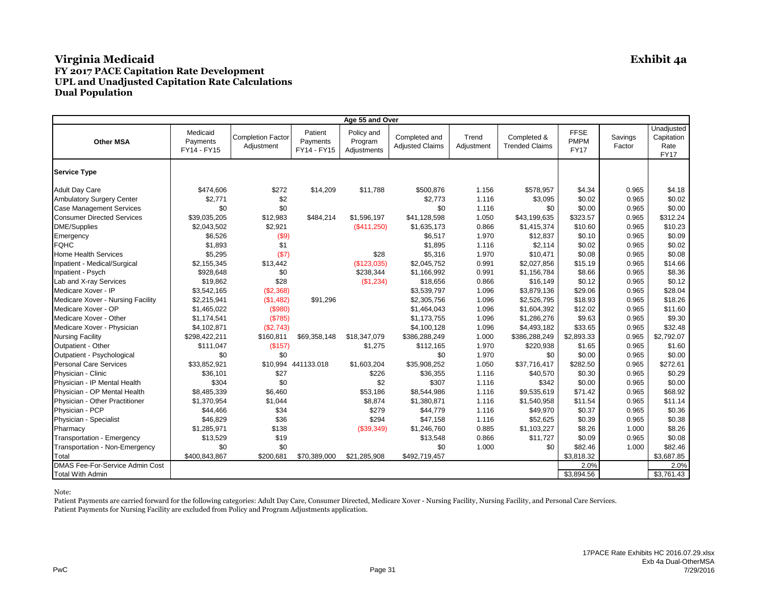# Virginia Medicaid

**Exhibit 4a**

## FY 2017 PACE Capitation Rate Development
## UPL and Unadjusted Capitation Rate Calculations
## Dual Population

| Age 55 and Over | | | | | | | | | | |
|---|---|---|---|---|---|---|---|---|---|---|
| **Other MSA** | Medicaid Payments FY14 - FY15 | Completion Factor Adjustment | Patient Payments FY14 - FY15 | Policy and Program Adjustments | Completed and Adjusted Claims | Trend Adjustment | Completed & Trended Claims | FFSE PMPM FY17 | Savings Factor | Unadjusted Capitation Rate FY17 |
| **Service Type** | | | | | | | | | | |
| Adult Day Care | $474,606 | $272 | $14,209 | $11,788 | $500,876 | 1.156 | $578,957 | $4.34 | 0.965 | $4.18 |
| Ambulatory Surgery Center | $2,771 | $2 | | | $2,773 | 1.116 | $3,095 | $0.02 | 0.965 | $0.02 |
| Case Management Services | $0 | $0 | | | $0 | 1.116 | $0 | $0.00 | 0.965 | $0.00 |
| Consumer Directed Services | $39,035,205 | $12,983 | $484,214 | $1,596,197 | $41,128,598 | 1.050 | $43,199,635 | $323.57 | 0.965 | $312.24 |
| DME/Supplies | $2,043,502 | $2,921 | | ($411,250) | $1,635,173 | 0.866 | $1,415,374 | $10.60 | 0.965 | $10.23 |
| Emergency | $6,526 | ($9) | | | $6,517 | 1.970 | $12,837 | $0.10 | 0.965 | $0.09 |
| FQHC | $1,893 | $1 | | | $1,895 | 1.116 | $2,114 | $0.02 | 0.965 | $0.02 |
| Home Health Services | $5,295 | ($7) | | $28 | $5,316 | 1.970 | $10,471 | $0.08 | 0.965 | $0.08 |
| Inpatient - Medical/Surgical | $2,155,345 | $13,442 | | ($123,035) | $2,045,752 | 0.991 | $2,027,856 | $15.19 | 0.965 | $14.66 |
| Inpatient - Psych | $928,648 | $0 | | $238,344 | $1,166,992 | 0.991 | $1,156,784 | $8.66 | 0.965 | $8.36 |
| Lab and X-ray Services | $19,862 | $28 | | ($1,234) | $18,656 | 0.866 | $16,149 | $0.12 | 0.965 | $0.12 |
| Medicare Xover - IP | $3,542,165 | ($2,368) | | | $3,539,797 | 1.096 | $3,879,136 | $29.06 | 0.965 | $28.04 |
| Medicare Xover - Nursing Facility | $2,215,941 | ($1,482) | $91,296 | | $2,305,756 | 1.096 | $2,526,795 | $18.93 | 0.965 | $18.26 |
| Medicare Xover - OP | $1,465,022 | ($980) | | | $1,464,043 | 1.096 | $1,604,392 | $12.02 | 0.965 | $11.60 |
| Medicare Xover - Other | $1,174,541 | ($785) | | | $1,173,755 | 1.096 | $1,286,276 | $9.63 | 0.965 | $9.30 |
| Medicare Xover - Physician | $4,102,871 | ($2,743) | | | $4,100,128 | 1.096 | $4,493,182 | $33.65 | 0.965 | $32.48 |
| Nursing Facility | $298,422,211 | $160,811 | $69,358,148 | $18,347,079 | $386,288,249 | 1.000 | $386,288,249 | $2,893.33 | 0.965 | $2,792.07 |
| Outpatient - Other | $111,047 | ($157) | | $1,275 | $112,165 | 1.970 | $220,938 | $1.65 | 0.965 | $1.60 |
| Outpatient - Psychological | $0 | $0 | | | $0 | 1.970 | $0 | $0.00 | 0.965 | $0.00 |
| Personal Care Services | $33,852,921 | $10,994 | 441133.018 | $1,603,204 | $35,908,252 | 1.050 | $37,716,417 | $282.50 | 0.965 | $272.61 |
| Physician - Clinic | $36,101 | $27 | | $226 | $36,355 | 1.116 | $40,570 | $0.30 | 0.965 | $0.29 |
| Physician - IP Mental Health | $304 | $0 | | $2 | $307 | 1.116 | $342 | $0.00 | 0.965 | $0.00 |
| Physician - OP Mental Health | $8,485,339 | $6,460 | | $53,186 | $8,544,986 | 1.116 | $9,535,619 | $71.42 | 0.965 | $68.92 |
| Physician - Other Practitioner | $1,370,954 | $1,044 | | $8,874 | $1,380,871 | 1.116 | $1,540,958 | $11.54 | 0.965 | $11.14 |
| Physician - PCP | $44,466 | $34 | | $279 | $44,779 | 1.116 | $49,970 | $0.37 | 0.965 | $0.36 |
| Physician - Specialist | $46,829 | $36 | | $294 | $47,158 | 1.116 | $52,625 | $0.39 | 0.965 | $0.38 |
| Pharmacy | $1,285,971 | $138 | | ($39,349) | $1,246,760 | 0.885 | $1,103,227 | $8.26 | 1.000 | $8.26 |
| Transportation - Emergency | $13,529 | $19 | | | $13,548 | 0.866 | $11,727 | $0.09 | 0.965 | $0.08 |
| Transportation - Non-Emergency | $0 | $0 | | | $0 | 1.000 | $0 | $82.46 | 1.000 | $82.46 |
| Total | $400,843,867 | $200,681 | $70,389,000 | $21,285,908 | $492,719,457 | | | $3,818.32 | | $3,687.85 |
| DMAS Fee-For-Service Admin Cost | | | | | | | | 2.0% | | 2.0% |
| Total With Admin | | | | | | | | $3,894.56 | | $3,761.43 |

Note:

Patient Payments are carried forward for the following categories: Adult Day Care, Consumer Directed, Medicare Xover - Nursing Facility, Nursing Facility, and Personal Care Services.
Patient Payments for Nursing Facility are excluded from Policy and Program Adjustments application.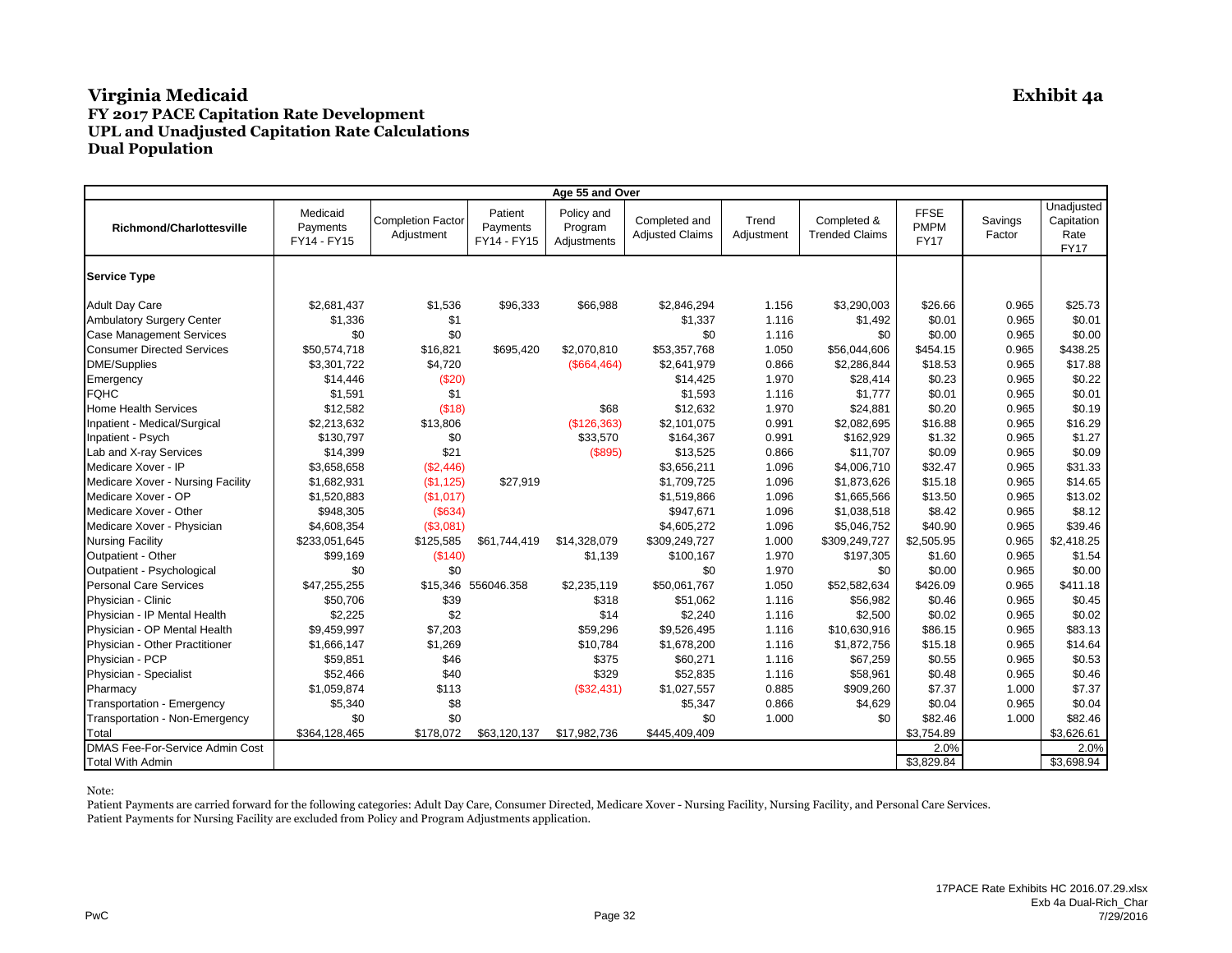# Virginia Medicaid

**Exhibit 4a**

## FY 2017 PACE Capitation Rate Development
## UPL and Unadjusted Capitation Rate Calculations
## Dual Population

| Age 55 and Over | | | | | | | | | | |
|---|---|---|---|---|---|---|---|---|---|---|
| **Richmond/Charlottesville** | Medicaid Payments FY14 - FY15 | Completion Factor Adjustment | Patient Payments FY14 - FY15 | Policy and Program Adjustments | Completed and Adjusted Claims | Trend Adjustment | Completed & Trended Claims | FFSE PMPM FY17 | Savings Factor | Unadjusted Capitation Rate FY17 |
| **Service Type** | | | | | | | | | | |
| Adult Day Care | $2,681,437 | $1,536 | $96,333 | $66,988 | $2,846,294 | 1.156 | $3,290,003 | $26.66 | 0.965 | $25.73 |
| Ambulatory Surgery Center | $1,336 | $1 | | | $1,337 | 1.116 | $1,492 | $0.01 | 0.965 | $0.01 |
| Case Management Services | $0 | $0 | | | $0 | 1.116 | $0 | $0.00 | 0.965 | $0.00 |
| Consumer Directed Services | $50,574,718 | $16,821 | $695,420 | $2,070,810 | $53,357,768 | 1.050 | $56,044,606 | $454.15 | 0.965 | $438.25 |
| DME/Supplies | $3,301,722 | $4,720 | | ($664,464) | $2,641,979 | 0.866 | $2,286,844 | $18.53 | 0.965 | $17.88 |
| Emergency | $14,446 | ($20) | | | $14,425 | 1.970 | $28,414 | $0.23 | 0.965 | $0.22 |
| FQHC | $1,591 | $1 | | | $1,593 | 1.116 | $1,777 | $0.01 | 0.965 | $0.01 |
| Home Health Services | $12,582 | ($18) | | $68 | $12,632 | 1.970 | $24,881 | $0.20 | 0.965 | $0.19 |
| Inpatient - Medical/Surgical | $2,213,632 | $13,806 | | ($126,363) | $2,101,075 | 0.991 | $2,082,695 | $16.88 | 0.965 | $16.29 |
| Inpatient - Psych | $130,797 | $0 | | $33,570 | $164,367 | 0.991 | $162,929 | $1.32 | 0.965 | $1.27 |
| Lab and X-ray Services | $14,399 | $21 | | ($895) | $13,525 | 0.866 | $11,707 | $0.09 | 0.965 | $0.09 |
| Medicare Xover - IP | $3,658,658 | ($2,446) | | | $3,656,211 | 1.096 | $4,006,710 | $32.47 | 0.965 | $31.33 |
| Medicare Xover - Nursing Facility | $1,682,931 | ($1,125) | $27,919 | | $1,709,725 | 1.096 | $1,873,626 | $15.18 | 0.965 | $14.65 |
| Medicare Xover - OP | $1,520,883 | ($1,017) | | | $1,519,866 | 1.096 | $1,665,566 | $13.50 | 0.965 | $13.02 |
| Medicare Xover - Other | $948,305 | ($634) | | | $947,671 | 1.096 | $1,038,518 | $8.42 | 0.965 | $8.12 |
| Medicare Xover - Physician | $4,608,354 | ($3,081) | | | $4,605,272 | 1.096 | $5,046,752 | $40.90 | 0.965 | $39.46 |
| Nursing Facility | $233,051,645 | $125,585 | $61,744,419 | $14,328,079 | $309,249,727 | 1.000 | $309,249,727 | $2,505.95 | 0.965 | $2,418.25 |
| Outpatient - Other | $99,169 | ($140) | | $1,139 | $100,167 | 1.970 | $197,305 | $1.60 | 0.965 | $1.54 |
| Outpatient - Psychological | $0 | $0 | | | $0 | 1.970 | $0 | $0.00 | 0.965 | $0.00 |
| Personal Care Services | $47,255,255 | $15,346 | 556046.358 | $2,235,119 | $50,061,767 | 1.050 | $52,582,634 | $426.09 | 0.965 | $411.18 |
| Physician - Clinic | $50,706 | $39 | | $318 | $51,062 | 1.116 | $56,982 | $0.46 | 0.965 | $0.45 |
| Physician - IP Mental Health | $2,225 | $2 | | $14 | $2,240 | 1.116 | $2,500 | $0.02 | 0.965 | $0.02 |
| Physician - OP Mental Health | $9,459,997 | $7,203 | | $59,296 | $9,526,495 | 1.116 | $10,630,916 | $86.15 | 0.965 | $83.13 |
| Physician - Other Practitioner | $1,666,147 | $1,269 | | $10,784 | $1,678,200 | 1.116 | $1,872,756 | $15.18 | 0.965 | $14.64 |
| Physician - PCP | $59,851 | $46 | | $375 | $60,271 | 1.116 | $67,259 | $0.55 | 0.965 | $0.53 |
| Physician - Specialist | $52,466 | $40 | | $329 | $52,835 | 1.116 | $58,961 | $0.48 | 0.965 | $0.46 |
| Pharmacy | $1,059,874 | $113 | | ($32,431) | $1,027,557 | 0.885 | $909,260 | $7.37 | 1.000 | $7.37 |
| Transportation - Emergency | $5,340 | $8 | | | $5,347 | 0.866 | $4,629 | $0.04 | 0.965 | $0.04 |
| Transportation - Non-Emergency | $0 | $0 | | | $0 | 1.000 | $0 | $82.46 | 1.000 | $82.46 |
| Total | $364,128,465 | $178,072 | $63,120,137 | $17,982,736 | $445,409,409 | | | $3,754.89 | | $3,626.61 |
| DMAS Fee-For-Service Admin Cost | | | | | | | | 2.0% | | 2.0% |
| Total With Admin | | | | | | | | $3,829.84 | | $3,698.94 |

Note:

Patient Payments are carried forward for the following categories: Adult Day Care, Consumer Directed, Medicare Xover - Nursing Facility, Nursing Facility, and Personal Care Services.

Patient Payments for Nursing Facility are excluded from Policy and Program Adjustments application.

PwC

17PACE Rate Exhibits HC 2016.07.29.xlsx
Exb 4a Dual-Rich_Char
7/29/2016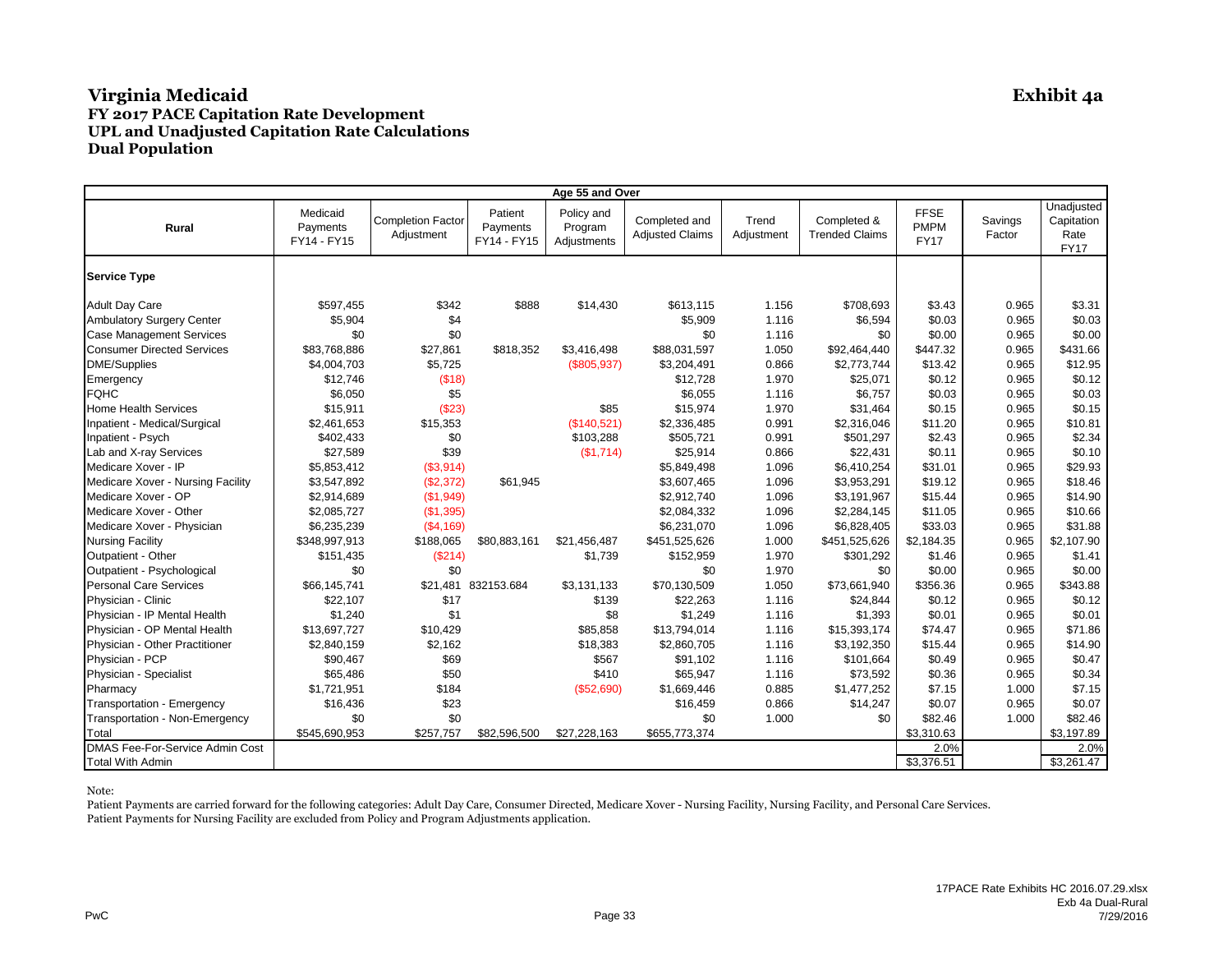# Virginia Medicaid

**Exhibit 4a**

## FY 2017 PACE Capitation Rate Development
## UPL and Unadjusted Capitation Rate Calculations
## Dual Population

| Age 55 and Over | | | | | | | | | | |
|---|---|---|---|---|---|---|---|---|---|---|
| **Rural** | Medicaid Payments FY14 - FY15 | Completion Factor Adjustment | Patient Payments FY14 - FY15 | Policy and Program Adjustments | Completed and Adjusted Claims | Trend Adjustment | Completed & Trended Claims | FFSE PMPM FY17 | Savings Factor | Unadjusted Capitation Rate FY17 |
| **Service Type** | | | | | | | | | | |
| Adult Day Care | $597,455 | $342 | $888 | $14,430 | $613,115 | 1.156 | $708,693 | $3.43 | 0.965 | $3.31 |
| Ambulatory Surgery Center | $5,904 | $4 | | | $5,909 | 1.116 | $6,594 | $0.03 | 0.965 | $0.03 |
| Case Management Services | $0 | $0 | | | $0 | 1.116 | $0 | $0.00 | 0.965 | $0.00 |
| Consumer Directed Services | $83,768,886 | $27,861 | $818,352 | $3,416,498 | $88,031,597 | 1.050 | $92,464,440 | $447.32 | 0.965 | $431.66 |
| DME/Supplies | $4,004,703 | $5,725 | | ($805,937) | $3,204,491 | 0.866 | $2,773,744 | $13.42 | 0.965 | $12.95 |
| Emergency | $12,746 | ($18) | | | $12,728 | 1.970 | $25,071 | $0.12 | 0.965 | $0.12 |
| FQHC | $6,050 | $5 | | | $6,055 | 1.116 | $6,757 | $0.03 | 0.965 | $0.03 |
| Home Health Services | $15,911 | ($23) | | $85 | $15,974 | 1.970 | $31,464 | $0.15 | 0.965 | $0.15 |
| Inpatient - Medical/Surgical | $2,461,653 | $15,353 | | ($140,521) | $2,336,485 | 0.991 | $2,316,046 | $11.20 | 0.965 | $10.81 |
| Inpatient - Psych | $402,433 | $0 | | $103,288 | $505,721 | 0.991 | $501,297 | $2.43 | 0.965 | $2.34 |
| Lab and X-ray Services | $27,589 | $39 | | ($1,714) | $25,914 | 0.866 | $22,431 | $0.11 | 0.965 | $0.10 |
| Medicare Xover - IP | $5,853,412 | ($3,914) | | | $5,849,498 | 1.096 | $6,410,254 | $31.01 | 0.965 | $29.93 |
| Medicare Xover - Nursing Facility | $3,547,892 | ($2,372) | $61,945 | | $3,607,465 | 1.096 | $3,953,291 | $19.12 | 0.965 | $18.46 |
| Medicare Xover - OP | $2,914,689 | ($1,949) | | | $2,912,740 | 1.096 | $3,191,967 | $15.44 | 0.965 | $14.90 |
| Medicare Xover - Other | $2,085,727 | ($1,395) | | | $2,084,332 | 1.096 | $2,284,145 | $11.05 | 0.965 | $10.66 |
| Medicare Xover - Physician | $6,235,239 | ($4,169) | | | $6,231,070 | 1.096 | $6,828,405 | $33.03 | 0.965 | $31.88 |
| Nursing Facility | $348,997,913 | $188,065 | $80,883,161 | $21,456,487 | $451,525,626 | 1.000 | $451,525,626 | $2,184.35 | 0.965 | $2,107.90 |
| Outpatient - Other | $151,435 | ($214) | | $1,739 | $152,959 | 1.970 | $301,292 | $1.46 | 0.965 | $1.41 |
| Outpatient - Psychological | $0 | $0 | | | $0 | 1.970 | $0 | $0.00 | 0.965 | $0.00 |
| Personal Care Services | $66,145,741 | $21,481 | 832153.684 | $3,131,133 | $70,130,509 | 1.050 | $73,661,940 | $356.36 | 0.965 | $343.88 |
| Physician - Clinic | $22,107 | $17 | | $139 | $22,263 | 1.116 | $24,844 | $0.12 | 0.965 | $0.12 |
| Physician - IP Mental Health | $1,240 | $1 | | $8 | $1,249 | 1.116 | $1,393 | $0.01 | 0.965 | $0.01 |
| Physician - OP Mental Health | $13,697,727 | $10,429 | | $85,858 | $13,794,014 | 1.116 | $15,393,174 | $74.47 | 0.965 | $71.86 |
| Physician - Other Practitioner | $2,840,159 | $2,162 | | $18,383 | $2,860,705 | 1.116 | $3,192,350 | $15.44 | 0.965 | $14.90 |
| Physician - PCP | $90,467 | $69 | | $567 | $91,102 | 1.116 | $101,664 | $0.49 | 0.965 | $0.47 |
| Physician - Specialist | $65,486 | $50 | | $410 | $65,947 | 1.116 | $73,592 | $0.36 | 0.965 | $0.34 |
| Pharmacy | $1,721,951 | $184 | | ($52,690) | $1,669,446 | 0.885 | $1,477,252 | $7.15 | 1.000 | $7.15 |
| Transportation - Emergency | $16,436 | $23 | | | $16,459 | 0.866 | $14,247 | $0.07 | 0.965 | $0.07 |
| Transportation - Non-Emergency | $0 | $0 | | | $0 | 1.000 | $0 | $82.46 | 1.000 | $82.46 |
| Total | $545,690,953 | $257,757 | $82,596,500 | $27,228,163 | $655,773,374 | | | $3,310.63 | | $3,197.89 |
| DMAS Fee-For-Service Admin Cost | | | | | | | | 2.0% | | 2.0% |
| Total With Admin | | | | | | | | $3,376.51 | | $3,261.47 |

Note:

Patient Payments are carried forward for the following categories: Adult Day Care, Consumer Directed, Medicare Xover - Nursing Facility, Nursing Facility, and Personal Care Services.
Patient Payments for Nursing Facility are excluded from Policy and Program Adjustments application.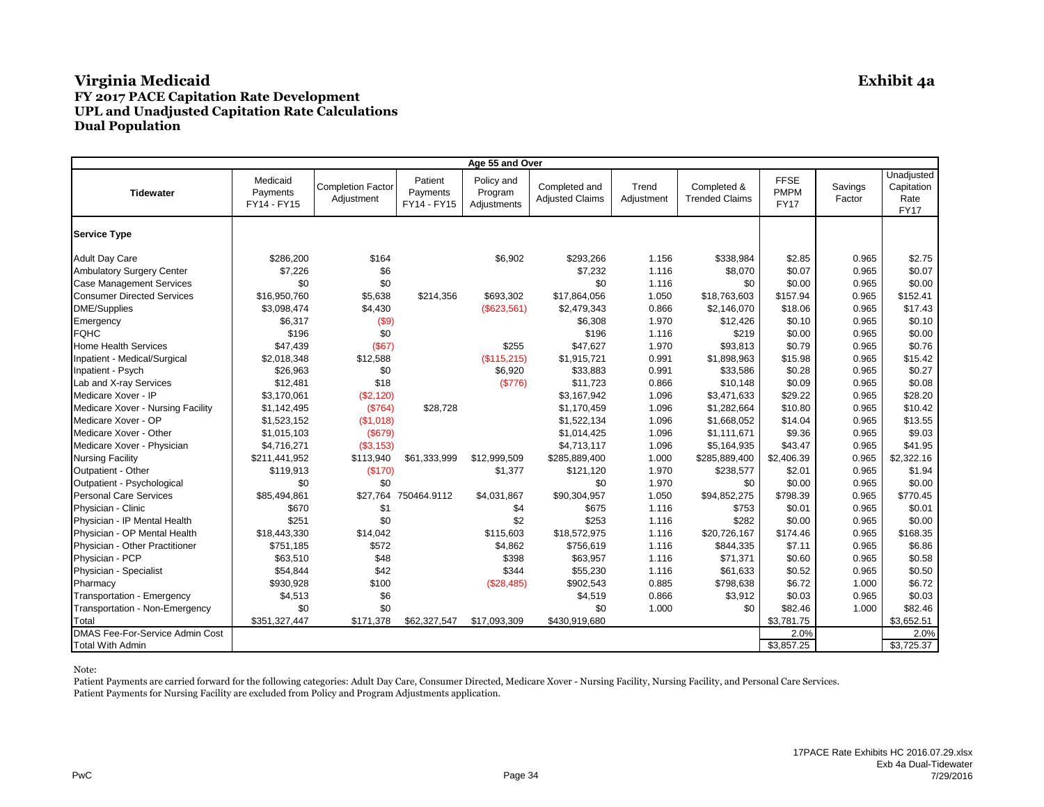# Virginia Medicaid

**Exhibit 4a**

## FY 2017 PACE Capitation Rate Development
## UPL and Unadjusted Capitation Rate Calculations
## Dual Population

| Age 55 and Over | | | | | | | | | | |
|---|---|---|---|---|---|---|---|---|---|---|
| **Tidewater** | Medicaid Payments FY14 - FY15 | Completion Factor Adjustment | Patient Payments FY14 - FY15 | Policy and Program Adjustments | Completed and Adjusted Claims | Trend Adjustment | Completed & Trended Claims | FFSE PMPM FY17 | Savings Factor | Unadjusted Capitation Rate FY17 |
| **Service Type** | | | | | | | | | | |
| Adult Day Care | $286,200 | $164 | | $6,902 | $293,266 | 1.156 | $338,984 | $2.85 | 0.965 | $2.75 |
| Ambulatory Surgery Center | $7,226 | $6 | | | $7,232 | 1.116 | $8,070 | $0.07 | 0.965 | $0.07 |
| Case Management Services | $0 | $0 | | | $0 | 1.116 | $0 | $0.00 | 0.965 | $0.00 |
| Consumer Directed Services | $16,950,760 | $5,638 | $214,356 | $693,302 | $17,864,056 | 1.050 | $18,763,603 | $157.94 | 0.965 | $152.41 |
| DME/Supplies | $3,098,474 | $4,430 | | ($623,561) | $2,479,343 | 0.866 | $2,146,070 | $18.06 | 0.965 | $17.43 |
| Emergency | $6,317 | ($9) | | | $6,308 | 1.970 | $12,426 | $0.10 | 0.965 | $0.10 |
| FQHC | $196 | $0 | | | $196 | 1.116 | $219 | $0.00 | 0.965 | $0.00 |
| Home Health Services | $47,439 | ($67) | | $255 | $47,627 | 1.970 | $93,813 | $0.79 | 0.965 | $0.76 |
| Inpatient - Medical/Surgical | $2,018,348 | $12,588 | | ($115,215) | $1,915,721 | 0.991 | $1,898,963 | $15.98 | 0.965 | $15.42 |
| Inpatient - Psych | $26,963 | $0 | | $6,920 | $33,883 | 0.991 | $33,586 | $0.28 | 0.965 | $0.27 |
| Lab and X-ray Services | $12,481 | $18 | | ($776) | $11,723 | 0.866 | $10,148 | $0.09 | 0.965 | $0.08 |
| Medicare Xover - IP | $3,170,061 | ($2,120) | | | $3,167,942 | 1.096 | $3,471,633 | $29.22 | 0.965 | $28.20 |
| Medicare Xover - Nursing Facility | $1,142,495 | ($764) | $28,728 | | $1,170,459 | 1.096 | $1,282,664 | $10.80 | 0.965 | $10.42 |
| Medicare Xover - OP | $1,523,152 | ($1,018) | | | $1,522,134 | 1.096 | $1,668,052 | $14.04 | 0.965 | $13.55 |
| Medicare Xover - Other | $1,015,103 | ($679) | | | $1,014,425 | 1.096 | $1,111,671 | $9.36 | 0.965 | $9.03 |
| Medicare Xover - Physician | $4,716,271 | ($3,153) | | | $4,713,117 | 1.096 | $5,164,935 | $43.47 | 0.965 | $41.95 |
| Nursing Facility | $211,441,952 | $113,940 | $61,333,999 | $12,999,509 | $285,889,400 | 1.000 | $285,889,400 | $2,406.39 | 0.965 | $2,322.16 |
| Outpatient - Other | $119,913 | ($170) | | $1,377 | $121,120 | 1.970 | $238,577 | $2.01 | 0.965 | $1.94 |
| Outpatient - Psychological | $0 | $0 | | | $0 | 1.970 | $0 | $0.00 | 0.965 | $0.00 |
| Personal Care Services | $85,494,861 | $27,764 | 750464.9112 | $4,031,867 | $90,304,957 | 1.050 | $94,852,275 | $798.39 | 0.965 | $770.45 |
| Physician - Clinic | $670 | $1 | | $4 | $675 | 1.116 | $753 | $0.01 | 0.965 | $0.01 |
| Physician - IP Mental Health | $251 | $0 | | $2 | $253 | 1.116 | $282 | $0.00 | 0.965 | $0.00 |
| Physician - OP Mental Health | $18,443,330 | $14,042 | | $115,603 | $18,572,975 | 1.116 | $20,726,167 | $174.46 | 0.965 | $168.35 |
| Physician - Other Practitioner | $751,185 | $572 | | $4,862 | $756,619 | 1.116 | $844,335 | $7.11 | 0.965 | $6.86 |
| Physician - PCP | $63,510 | $48 | | $398 | $63,957 | 1.116 | $71,371 | $0.60 | 0.965 | $0.58 |
| Physician - Specialist | $54,844 | $42 | | $344 | $55,230 | 1.116 | $61,633 | $0.52 | 0.965 | $0.50 |
| Pharmacy | $930,928 | $100 | | ($28,485) | $902,543 | 0.885 | $798,638 | $6.72 | 1.000 | $6.72 |
| Transportation - Emergency | $4,513 | $6 | | | $4,519 | 0.866 | $3,912 | $0.03 | 0.965 | $0.03 |
| Transportation - Non-Emergency | $0 | $0 | | | $0 | 1.000 | $0 | $82.46 | 1.000 | $82.46 |
| Total | $351,327,447 | $171,378 | $62,327,547 | $17,093,309 | $430,919,680 | | | $3,781.75 | | $3,652.51 |
| DMAS Fee-For-Service Admin Cost | | | | | | | | 2.0% | | 2.0% |
| Total With Admin | | | | | | | | $3,857.25 | | $3,725.37 |

Note:

Patient Payments are carried forward for the following categories: Adult Day Care, Consumer Directed, Medicare Xover - Nursing Facility, Nursing Facility, and Personal Care Services.
Patient Payments for Nursing Facility are excluded from Policy and Program Adjustments application.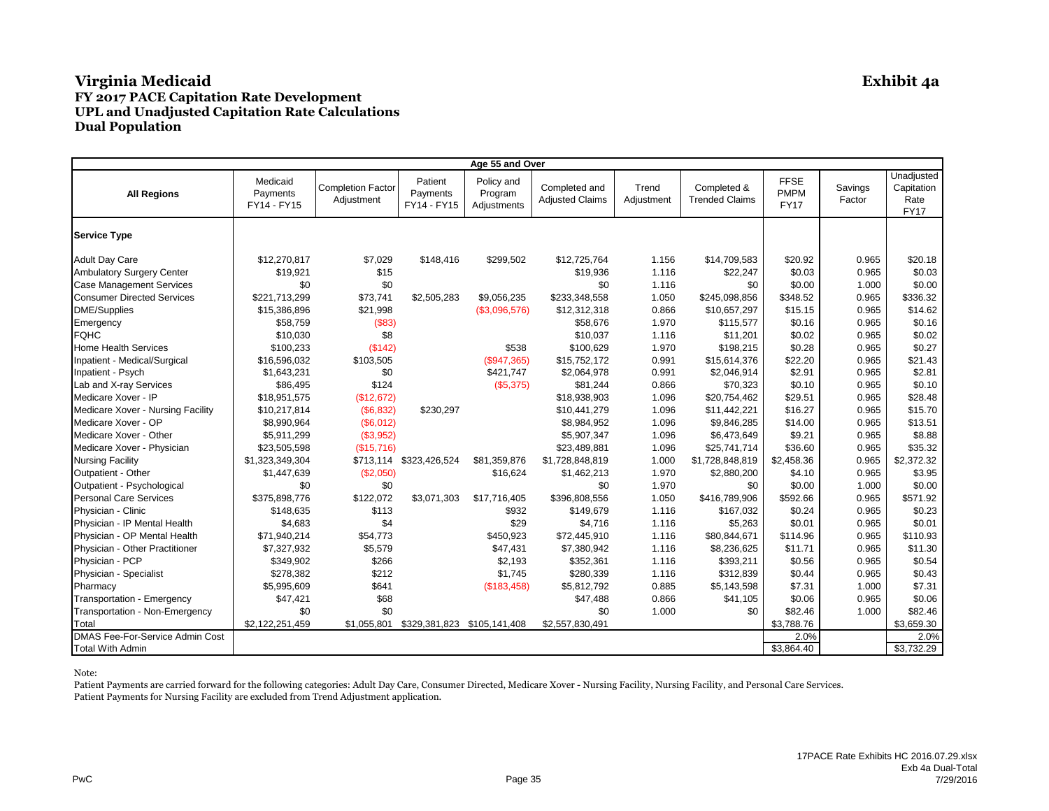# Virginia Medicaid

**Exhibit 4a**

## FY 2017 PACE Capitation Rate Development
## UPL and Unadjusted Capitation Rate Calculations
## Dual Population

| Age 55 and Over | | | | | | | | | | |
|---|---|---|---|---|---|---|---|---|---|---|
| **All Regions** | Medicaid Payments FY14 - FY15 | Completion Factor Adjustment | Patient Payments FY14 - FY15 | Policy and Program Adjustments | Completed and Adjusted Claims | Trend Adjustment | Completed & Trended Claims | FFSE PMPM FY17 | Savings Factor | Unadjusted Capitation Rate FY17 |
| **Service Type** | | | | | | | | | | |
| Adult Day Care | $12,270,817 | $7,029 | $148,416 | $299,502 | $12,725,764 | 1.156 | $14,709,583 | $20.92 | 0.965 | $20.18 |
| Ambulatory Surgery Center | $19,921 | $15 | | | $19,936 | 1.116 | $22,247 | $0.03 | 0.965 | $0.03 |
| Case Management Services | $0 | $0 | | | $0 | 1.116 | $0 | $0.00 | 1.000 | $0.00 |
| Consumer Directed Services | $221,713,299 | $73,741 | $2,505,283 | $9,056,235 | $233,348,558 | 1.050 | $245,098,856 | $348.52 | 0.965 | $336.32 |
| DME/Supplies | $15,386,896 | $21,998 | | ($3,096,576) | $12,312,318 | 0.866 | $10,657,297 | $15.15 | 0.965 | $14.62 |
| Emergency | $58,759 | ($83) | | | $58,676 | 1.970 | $115,577 | $0.16 | 0.965 | $0.16 |
| FQHC | $10,030 | $8 | | | $10,037 | 1.116 | $11,201 | $0.02 | 0.965 | $0.02 |
| Home Health Services | $100,233 | ($142) | | $538 | $100,629 | 1.970 | $198,215 | $0.28 | 0.965 | $0.27 |
| Inpatient - Medical/Surgical | $16,596,032 | $103,505 | | ($947,365) | $15,752,172 | 0.991 | $15,614,376 | $22.20 | 0.965 | $21.43 |
| Inpatient - Psych | $1,643,231 | $0 | | $421,747 | $2,064,978 | 0.991 | $2,046,914 | $2.91 | 0.965 | $2.81 |
| Lab and X-ray Services | $86,495 | $124 | | ($5,375) | $81,244 | 0.866 | $70,323 | $0.10 | 0.965 | $0.10 |
| Medicare Xover - IP | $18,951,575 | ($12,672) | | | $18,938,903 | 1.096 | $20,754,462 | $29.51 | 0.965 | $28.48 |
| Medicare Xover - Nursing Facility | $10,217,814 | ($6,832) | $230,297 | | $10,441,279 | 1.096 | $11,442,221 | $16.27 | 0.965 | $15.70 |
| Medicare Xover - OP | $8,990,964 | ($6,012) | | | $8,984,952 | 1.096 | $9,846,285 | $14.00 | 0.965 | $13.51 |
| Medicare Xover - Other | $5,911,299 | ($3,952) | | | $5,907,347 | 1.096 | $6,473,649 | $9.21 | 0.965 | $8.88 |
| Medicare Xover - Physician | $23,505,598 | ($15,716) | | | $23,489,881 | 1.096 | $25,741,714 | $36.60 | 0.965 | $35.32 |
| Nursing Facility | $1,323,349,304 | $713,114 | $323,426,524 | $81,359,876 | $1,728,848,819 | 1.000 | $1,728,848,819 | $2,458.36 | 0.965 | $2,372.32 |
| Outpatient - Other | $1,447,639 | ($2,050) | | $16,624 | $1,462,213 | 1.970 | $2,880,200 | $4.10 | 0.965 | $3.95 |
| Outpatient - Psychological | $0 | $0 | | | $0 | 1.970 | $0 | $0.00 | 1.000 | $0.00 |
| Personal Care Services | $375,898,776 | $122,072 | $3,071,303 | $17,716,405 | $396,808,556 | 1.050 | $416,789,906 | $592.66 | 0.965 | $571.92 |
| Physician - Clinic | $148,635 | $113 | | $932 | $149,679 | 1.116 | $167,032 | $0.24 | 0.965 | $0.23 |
| Physician - IP Mental Health | $4,683 | $4 | | $29 | $4,716 | 1.116 | $5,263 | $0.01 | 0.965 | $0.01 |
| Physician - OP Mental Health | $71,940,214 | $54,773 | | $450,923 | $72,445,910 | 1.116 | $80,844,671 | $114.96 | 0.965 | $110.93 |
| Physician - Other Practitioner | $7,327,932 | $5,579 | | $47,431 | $7,380,942 | 1.116 | $8,236,625 | $11.71 | 0.965 | $11.30 |
| Physician - PCP | $349,902 | $266 | | $2,193 | $352,361 | 1.116 | $393,211 | $0.56 | 0.965 | $0.54 |
| Physician - Specialist | $278,382 | $212 | | $1,745 | $280,339 | 1.116 | $312,839 | $0.44 | 0.965 | $0.43 |
| Pharmacy | $5,995,609 | $641 | | ($183,458) | $5,812,792 | 0.885 | $5,143,598 | $7.31 | 1.000 | $7.31 |
| Transportation - Emergency | $47,421 | $68 | | | $47,488 | 0.866 | $41,105 | $0.06 | 0.965 | $0.06 |
| Transportation - Non-Emergency | $0 | $0 | | | $0 | 1.000 | $0 | $82.46 | 1.000 | $82.46 |
| Total | $2,122,251,459 | $1,055,801 | $329,381,823 | $105,141,408 | $2,557,830,491 | | | $3,788.76 | | $3,659.30 |
| DMAS Fee-For-Service Admin Cost | | | | | | | | 2.0% | | 2.0% |
| Total With Admin | | | | | | | | $3,864.40 | | $3,732.29 |

Note:

Patient Payments are carried forward for the following categories: Adult Day Care, Consumer Directed, Medicare Xover - Nursing Facility, Nursing Facility, and Personal Care Services.
Patient Payments for Nursing Facility are excluded from Trend Adjustment application.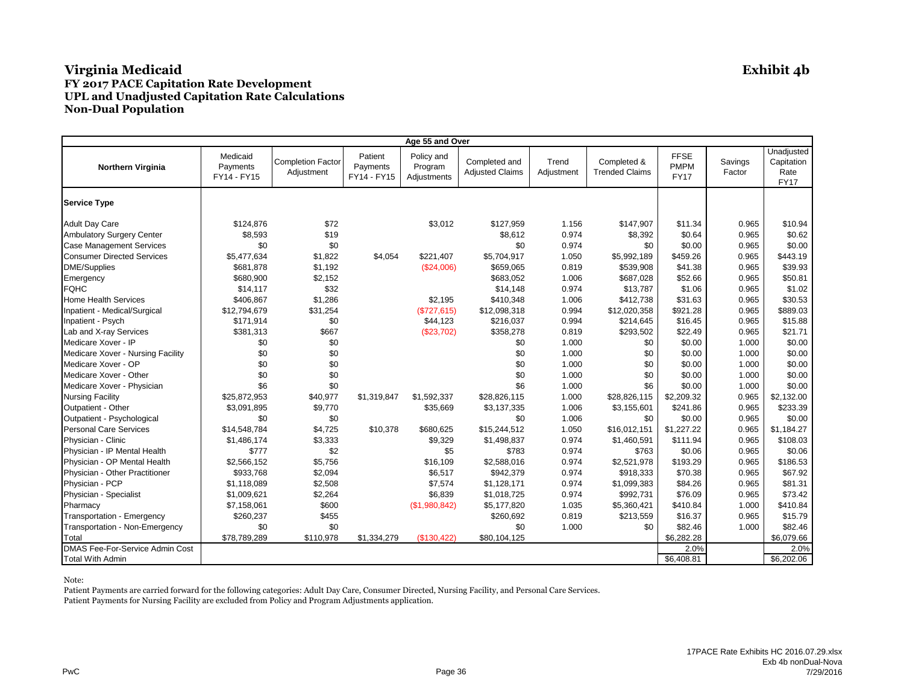# Virginia Medicaid

**Exhibit 4b**

### FY 2017 PACE Capitation Rate Development
### UPL and Unadjusted Capitation Rate Calculations
### Non-Dual Population

| Age 55 and Over | | | | | | | | | | |
|---|---|---|---|---|---|---|---|---|---|---|
| **Northern Virginia** | Medicaid Payments FY14 - FY15 | Completion Factor Adjustment | Patient Payments FY14 - FY15 | Policy and Program Adjustments | Completed and Adjusted Claims | Trend Adjustment | Completed & Trended Claims | FFSE PMPM FY17 | Savings Factor | Unadjusted Capitation Rate FY17 |
| **Service Type** | | | | | | | | | | |
| Adult Day Care | $124,876 | $72 | | $3,012 | $127,959 | 1.156 | $147,907 | $11.34 | 0.965 | $10.94 |
| Ambulatory Surgery Center | $8,593 | $19 | | | $8,612 | 0.974 | $8,392 | $0.64 | 0.965 | $0.62 |
| Case Management Services | $0 | $0 | | | $0 | 0.974 | $0 | $0.00 | 0.965 | $0.00 |
| Consumer Directed Services | $5,477,634 | $1,822 | $4,054 | $221,407 | $5,704,917 | 1.050 | $5,992,189 | $459.26 | 0.965 | $443.19 |
| DME/Supplies | $681,878 | $1,192 | | ($24,006) | $659,065 | 0.819 | $539,908 | $41.38 | 0.965 | $39.93 |
| Emergency | $680,900 | $2,152 | | | $683,052 | 1.006 | $687,028 | $52.66 | 0.965 | $50.81 |
| FQHC | $14,117 | $32 | | | $14,148 | 0.974 | $13,787 | $1.06 | 0.965 | $1.02 |
| Home Health Services | $406,867 | $1,286 | | $2,195 | $410,348 | 1.006 | $412,738 | $31.63 | 0.965 | $30.53 |
| Inpatient - Medical/Surgical | $12,794,679 | $31,254 | | ($727,615) | $12,098,318 | 0.994 | $12,020,358 | $921.28 | 0.965 | $889.03 |
| Inpatient - Psych | $171,914 | $0 | | $44,123 | $216,037 | 0.994 | $214,645 | $16.45 | 0.965 | $15.88 |
| Lab and X-ray Services | $381,313 | $667 | | ($23,702) | $358,278 | 0.819 | $293,502 | $22.49 | 0.965 | $21.71 |
| Medicare Xover - IP | $0 | $0 | | | $0 | 1.000 | $0 | $0.00 | 1.000 | $0.00 |
| Medicare Xover - Nursing Facility | $0 | $0 | | | $0 | 1.000 | $0 | $0.00 | 1.000 | $0.00 |
| Medicare Xover - OP | $0 | $0 | | | $0 | 1.000 | $0 | $0.00 | 1.000 | $0.00 |
| Medicare Xover - Other | $0 | $0 | | | $0 | 1.000 | $0 | $0.00 | 1.000 | $0.00 |
| Medicare Xover - Physician | $6 | $0 | | | $6 | 1.000 | $6 | $0.00 | 1.000 | $0.00 |
| Nursing Facility | $25,872,953 | $40,977 | $1,319,847 | $1,592,337 | $28,826,115 | 1.000 | $28,826,115 | $2,209.32 | 0.965 | $2,132.00 |
| Outpatient - Other | $3,091,895 | $9,770 | | $35,669 | $3,137,335 | 1.006 | $3,155,601 | $241.86 | 0.965 | $233.39 |
| Outpatient - Psychological | $0 | $0 | | | $0 | 1.006 | $0 | $0.00 | 0.965 | $0.00 |
| Personal Care Services | $14,548,784 | $4,725 | $10,378 | $680,625 | $15,244,512 | 1.050 | $16,012,151 | $1,227.22 | 0.965 | $1,184.27 |
| Physician - Clinic | $1,486,174 | $3,333 | | $9,329 | $1,498,837 | 0.974 | $1,460,591 | $111.94 | 0.965 | $108.03 |
| Physician - IP Mental Health | $777 | $2 | | $5 | $783 | 0.974 | $763 | $0.06 | 0.965 | $0.06 |
| Physician - OP Mental Health | $2,566,152 | $5,756 | | $16,109 | $2,588,016 | 0.974 | $2,521,978 | $193.29 | 0.965 | $186.53 |
| Physician - Other Practitioner | $933,768 | $2,094 | | $6,517 | $942,379 | 0.974 | $918,333 | $70.38 | 0.965 | $67.92 |
| Physician - PCP | $1,118,089 | $2,508 | | $7,574 | $1,128,171 | 0.974 | $1,099,383 | $84.26 | 0.965 | $81.31 |
| Physician - Specialist | $1,009,621 | $2,264 | | $6,839 | $1,018,725 | 0.974 | $992,731 | $76.09 | 0.965 | $73.42 |
| Pharmacy | $7,158,061 | $600 | | ($1,980,842) | $5,177,820 | 1.035 | $5,360,421 | $410.84 | 1.000 | $410.84 |
| Transportation - Emergency | $260,237 | $455 | | | $260,692 | 0.819 | $213,559 | $16.37 | 0.965 | $15.79 |
| Transportation - Non-Emergency | $0 | $0 | | | $0 | 1.000 | $0 | $82.46 | 1.000 | $82.46 |
| Total | $78,789,289 | $110,978 | $1,334,279 | ($130,422) | $80,104,125 | | | $6,282.28 | | $6,079.66 |
| DMAS Fee-For-Service Admin Cost | | | | | | | | 2.0% | | 2.0% |
| Total With Admin | | | | | | | | $6,408.81 | | $6,202.06 |

Note:

Patient Payments are carried forward for the following categories: Adult Day Care, Consumer Directed, Nursing Facility, and Personal Care Services.

Patient Payments for Nursing Facility are excluded from Policy and Program Adjustments application.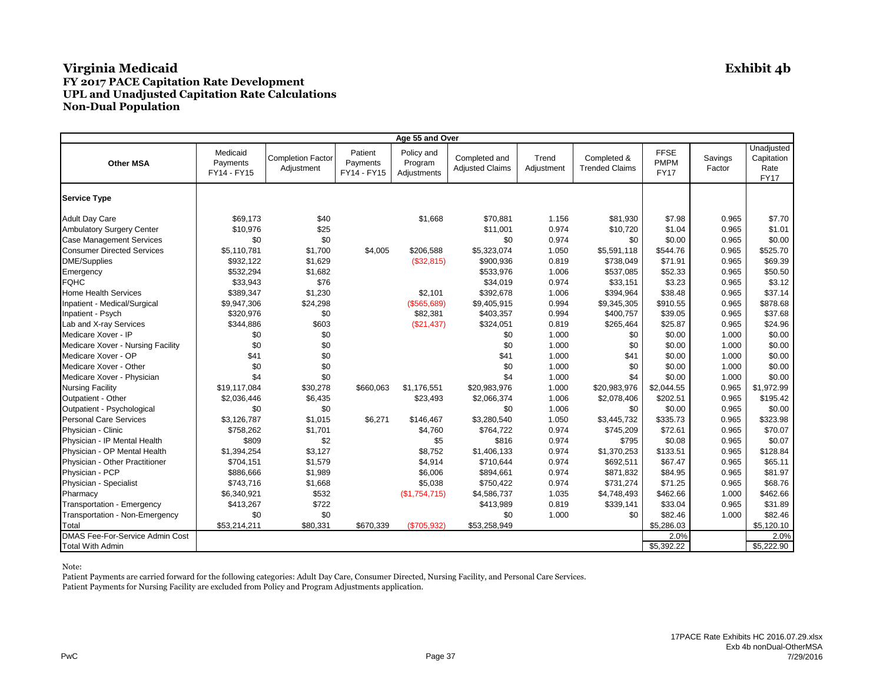# Virginia Medicaid

**Exhibit 4b**

## FY 2017 PACE Capitation Rate Development
## UPL and Unadjusted Capitation Rate Calculations
## Non-Dual Population

| Age 55 and Over | | | | | | | | | | |
|---|---|---|---|---|---|---|---|---|---|---|
| **Other MSA** | Medicaid Payments FY14 - FY15 | Completion Factor Adjustment | Patient Payments FY14 - FY15 | Policy and Program Adjustments | Completed and Adjusted Claims | Trend Adjustment | Completed & Trended Claims | FFSE PMPM FY17 | Savings Factor | Unadjusted Capitation Rate FY17 |
| **Service Type** | | | | | | | | | | |
| Adult Day Care | $69,173 | $40 | | $1,668 | $70,881 | 1.156 | $81,930 | $7.98 | 0.965 | $7.70 |
| Ambulatory Surgery Center | $10,976 | $25 | | | $11,001 | 0.974 | $10,720 | $1.04 | 0.965 | $1.01 |
| Case Management Services | $0 | $0 | | | $0 | 0.974 | $0 | $0.00 | 0.965 | $0.00 |
| Consumer Directed Services | $5,110,781 | $1,700 | $4,005 | $206,588 | $5,323,074 | 1.050 | $5,591,118 | $544.76 | 0.965 | $525.70 |
| DME/Supplies | $932,122 | $1,629 | | ($32,815) | $900,936 | 0.819 | $738,049 | $71.91 | 0.965 | $69.39 |
| Emergency | $532,294 | $1,682 | | | $533,976 | 1.006 | $537,085 | $52.33 | 0.965 | $50.50 |
| FQHC | $33,943 | $76 | | | $34,019 | 0.974 | $33,151 | $3.23 | 0.965 | $3.12 |
| Home Health Services | $389,347 | $1,230 | | $2,101 | $392,678 | 1.006 | $394,964 | $38.48 | 0.965 | $37.14 |
| Inpatient - Medical/Surgical | $9,947,306 | $24,298 | | ($565,689) | $9,405,915 | 0.994 | $9,345,305 | $910.55 | 0.965 | $878.68 |
| Inpatient - Psych | $320,976 | $0 | | $82,381 | $403,357 | 0.994 | $400,757 | $39.05 | 0.965 | $37.68 |
| Lab and X-ray Services | $344,886 | $603 | | ($21,437) | $324,051 | 0.819 | $265,464 | $25.87 | 0.965 | $24.96 |
| Medicare Xover - IP | $0 | $0 | | | $0 | 1.000 | $0 | $0.00 | 1.000 | $0.00 |
| Medicare Xover - Nursing Facility | $0 | $0 | | | $0 | 1.000 | $0 | $0.00 | 1.000 | $0.00 |
| Medicare Xover - OP | $41 | $0 | | | $41 | 1.000 | $41 | $0.00 | 1.000 | $0.00 |
| Medicare Xover - Other | $0 | $0 | | | $0 | 1.000 | $0 | $0.00 | 1.000 | $0.00 |
| Medicare Xover - Physician | $4 | $0 | | | $4 | 1.000 | $4 | $0.00 | 1.000 | $0.00 |
| Nursing Facility | $19,117,084 | $30,278 | $660,063 | $1,176,551 | $20,983,976 | 1.000 | $20,983,976 | $2,044.55 | 0.965 | $1,972.99 |
| Outpatient - Other | $2,036,446 | $6,435 | | $23,493 | $2,066,374 | 1.006 | $2,078,406 | $202.51 | 0.965 | $195.42 |
| Outpatient - Psychological | $0 | $0 | | | $0 | 1.006 | $0 | $0.00 | 0.965 | $0.00 |
| Personal Care Services | $3,126,787 | $1,015 | $6,271 | $146,467 | $3,280,540 | 1.050 | $3,445,732 | $335.73 | 0.965 | $323.98 |
| Physician - Clinic | $758,262 | $1,701 | | $4,760 | $764,722 | 0.974 | $745,209 | $72.61 | 0.965 | $70.07 |
| Physician - IP Mental Health | $809 | $2 | | $5 | $816 | 0.974 | $795 | $0.08 | 0.965 | $0.07 |
| Physician - OP Mental Health | $1,394,254 | $3,127 | | $8,752 | $1,406,133 | 0.974 | $1,370,253 | $133.51 | 0.965 | $128.84 |
| Physician - Other Practitioner | $704,151 | $1,579 | | $4,914 | $710,644 | 0.974 | $692,511 | $67.47 | 0.965 | $65.11 |
| Physician - PCP | $886,666 | $1,989 | | $6,006 | $894,661 | 0.974 | $871,832 | $84.95 | 0.965 | $81.97 |
| Physician - Specialist | $743,716 | $1,668 | | $5,038 | $750,422 | 0.974 | $731,274 | $71.25 | 0.965 | $68.76 |
| Pharmacy | $6,340,921 | $532 | | ($1,754,715) | $4,586,737 | 1.035 | $4,748,493 | $462.66 | 1.000 | $462.66 |
| Transportation - Emergency | $413,267 | $722 | | | $413,989 | 0.819 | $339,141 | $33.04 | 0.965 | $31.89 |
| Transportation - Non-Emergency | $0 | $0 | | | $0 | 1.000 | $0 | $82.46 | 1.000 | $82.46 |
| Total | $53,214,211 | $80,331 | $670,339 | ($705,932) | $53,258,949 | | | $5,286.03 | | $5,120.10 |
| DMAS Fee-For-Service Admin Cost | | | | | | | | 2.0% | | 2.0% |
| Total With Admin | | | | | | | | $5,392.22 | | $5,222.90 |

Note:

Patient Payments are carried forward for the following categories: Adult Day Care, Consumer Directed, Nursing Facility, and Personal Care Services.

Patient Payments for Nursing Facility are excluded from Policy and Program Adjustments application.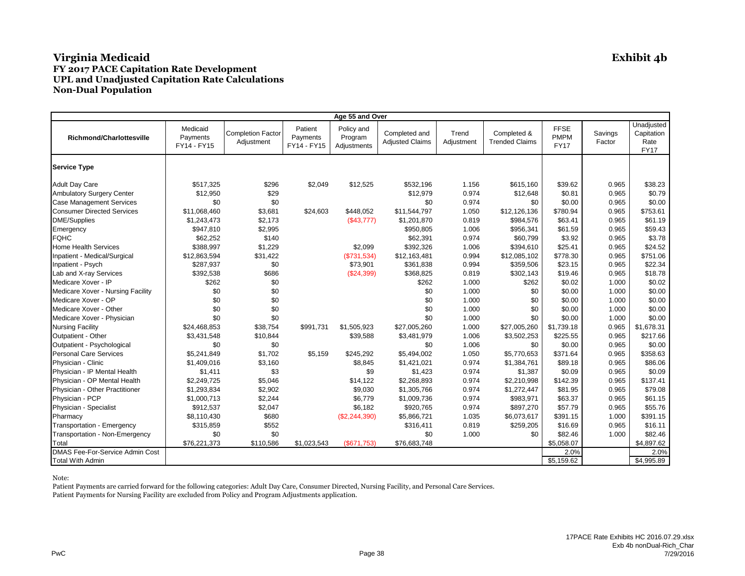# Virginia Medicaid

**Exhibit 4b**

## FY 2017 PACE Capitation Rate Development
## UPL and Unadjusted Capitation Rate Calculations
## Non-Dual Population

| Age 55 and Over | | | | | | | | | | |
|---|---|---|---|---|---|---|---|---|---|---|
| **Richmond/Charlottesville** | Medicaid Payments FY14 - FY15 | Completion Factor Adjustment | Patient Payments FY14 - FY15 | Policy and Program Adjustments | Completed and Adjusted Claims | Trend Adjustment | Completed & Trended Claims | FFSE PMPM FY17 | Savings Factor | Unadjusted Capitation Rate FY17 |
| **Service Type** | | | | | | | | | | |
| Adult Day Care | $517,325 | $296 | $2,049 | $12,525 | $532,196 | 1.156 | $615,160 | $39.62 | 0.965 | $38.23 |
| Ambulatory Surgery Center | $12,950 | $29 | | | $12,979 | 0.974 | $12,648 | $0.81 | 0.965 | $0.79 |
| Case Management Services | $0 | $0 | | | $0 | 0.974 | $0 | $0.00 | 0.965 | $0.00 |
| Consumer Directed Services | $11,068,460 | $3,681 | $24,603 | $448,052 | $11,544,797 | 1.050 | $12,126,136 | $780.94 | 0.965 | $753.61 |
| DME/Supplies | $1,243,473 | $2,173 | | ($43,777) | $1,201,870 | 0.819 | $984,576 | $63.41 | 0.965 | $61.19 |
| Emergency | $947,810 | $2,995 | | | $950,805 | 1.006 | $956,341 | $61.59 | 0.965 | $59.43 |
| FQHC | $62,252 | $140 | | | $62,391 | 0.974 | $60,799 | $3.92 | 0.965 | $3.78 |
| Home Health Services | $388,997 | $1,229 | | $2,099 | $392,326 | 1.006 | $394,610 | $25.41 | 0.965 | $24.52 |
| Inpatient - Medical/Surgical | $12,863,594 | $31,422 | | ($731,534) | $12,163,481 | 0.994 | $12,085,102 | $778.30 | 0.965 | $751.06 |
| Inpatient - Psych | $287,937 | $0 | | $73,901 | $361,838 | 0.994 | $359,506 | $23.15 | 0.965 | $22.34 |
| Lab and X-ray Services | $392,538 | $686 | | ($24,399) | $368,825 | 0.819 | $302,143 | $19.46 | 0.965 | $18.78 |
| Medicare Xover - IP | $262 | $0 | | | $262 | 1.000 | $262 | $0.02 | 1.000 | $0.02 |
| Medicare Xover - Nursing Facility | $0 | $0 | | | $0 | 1.000 | $0 | $0.00 | 1.000 | $0.00 |
| Medicare Xover - OP | $0 | $0 | | | $0 | 1.000 | $0 | $0.00 | 1.000 | $0.00 |
| Medicare Xover - Other | $0 | $0 | | | $0 | 1.000 | $0 | $0.00 | 1.000 | $0.00 |
| Medicare Xover - Physician | $0 | $0 | | | $0 | 1.000 | $0 | $0.00 | 1.000 | $0.00 |
| Nursing Facility | $24,468,853 | $38,754 | $991,731 | $1,505,923 | $27,005,260 | 1.000 | $27,005,260 | $1,739.18 | 0.965 | $1,678.31 |
| Outpatient - Other | $3,431,548 | $10,844 | | $39,588 | $3,481,979 | 1.006 | $3,502,253 | $225.55 | 0.965 | $217.66 |
| Outpatient - Psychological | $0 | $0 | | | $0 | 1.006 | $0 | $0.00 | 0.965 | $0.00 |
| Personal Care Services | $5,241,849 | $1,702 | $5,159 | $245,292 | $5,494,002 | 1.050 | $5,770,653 | $371.64 | 0.965 | $358.63 |
| Physician - Clinic | $1,409,016 | $3,160 | | $8,845 | $1,421,021 | 0.974 | $1,384,761 | $89.18 | 0.965 | $86.06 |
| Physician - IP Mental Health | $1,411 | $3 | | $9 | $1,423 | 0.974 | $1,387 | $0.09 | 0.965 | $0.09 |
| Physician - OP Mental Health | $2,249,725 | $5,046 | | $14,122 | $2,268,893 | 0.974 | $2,210,998 | $142.39 | 0.965 | $137.41 |
| Physician - Other Practitioner | $1,293,834 | $2,902 | | $9,030 | $1,305,766 | 0.974 | $1,272,447 | $81.95 | 0.965 | $79.08 |
| Physician - PCP | $1,000,713 | $2,244 | | $6,779 | $1,009,736 | 0.974 | $983,971 | $63.37 | 0.965 | $61.15 |
| Physician - Specialist | $912,537 | $2,047 | | $6,182 | $920,765 | 0.974 | $897,270 | $57.79 | 0.965 | $55.76 |
| Pharmacy | $8,110,430 | $680 | | ($2,244,390) | $5,866,721 | 1.035 | $6,073,617 | $391.15 | 1.000 | $391.15 |
| Transportation - Emergency | $315,859 | $552 | | | $316,411 | 0.819 | $259,205 | $16.69 | 0.965 | $16.11 |
| Transportation - Non-Emergency | $0 | $0 | | | $0 | 1.000 | $0 | $82.46 | 1.000 | $82.46 |
| Total | $76,221,373 | $110,586 | $1,023,543 | ($671,753) | $76,683,748 | | | $5,058.07 | | $4,897.62 |
| DMAS Fee-For-Service Admin Cost | | | | | | | | 2.0% | | 2.0% |
| Total With Admin | | | | | | | | $5,159.62 | | $4,995.89 |

Note:

Patient Payments are carried forward for the following categories: Adult Day Care, Consumer Directed, Nursing Facility, and Personal Care Services.

Patient Payments for Nursing Facility are excluded from Policy and Program Adjustments application.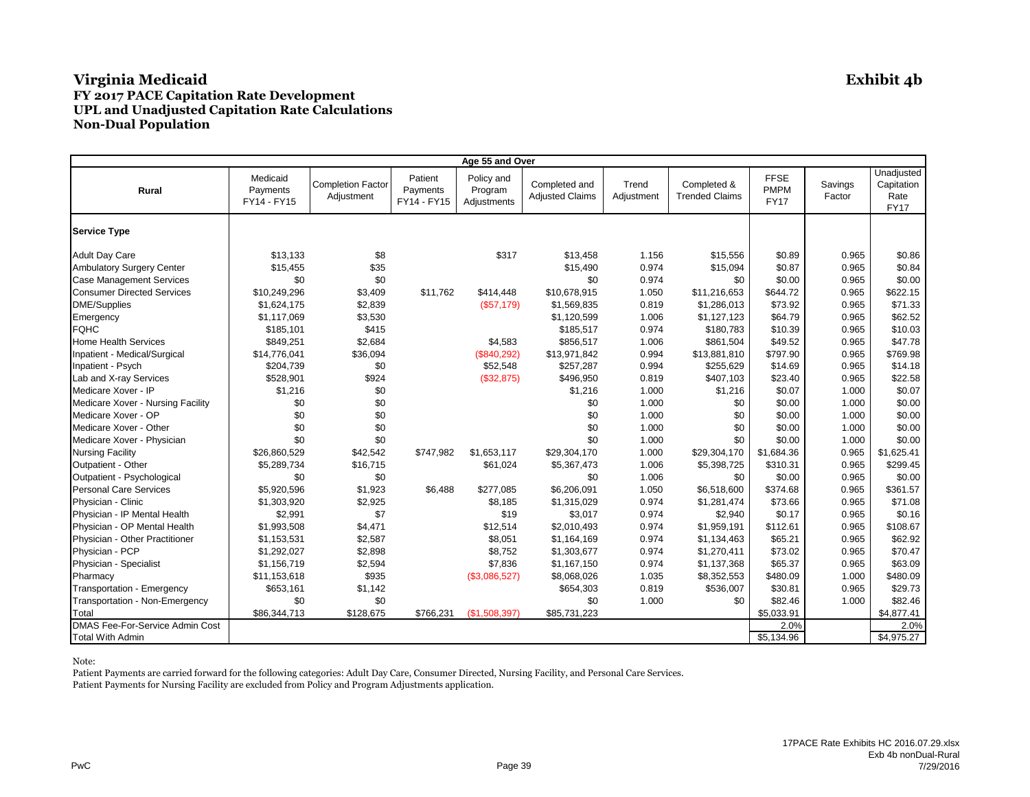# Virginia Medicaid

**Exhibit 4b**

## FY 2017 PACE Capitation Rate Development
## UPL and Unadjusted Capitation Rate Calculations
## Non-Dual Population

| Age 55 and Over | | | | | | | | | | |
|---|---|---|---|---|---|---|---|---|---|---|
| Rural | Medicaid Payments FY14 - FY15 | Completion Factor Adjustment | Patient Payments FY14 - FY15 | Policy and Program Adjustments | Completed and Adjusted Claims | Trend Adjustment | Completed & Trended Claims | FFSE PMPM FY17 | Savings Factor | Unadjusted Capitation Rate FY17 |
| **Service Type** | | | | | | | | | | |
| Adult Day Care | $13,133 | $8 | | $317 | $13,458 | 1.156 | $15,556 | $0.89 | 0.965 | $0.86 |
| Ambulatory Surgery Center | $15,455 | $35 | | | $15,490 | 0.974 | $15,094 | $0.87 | 0.965 | $0.84 |
| Case Management Services | $0 | $0 | | | $0 | 0.974 | $0 | $0.00 | 0.965 | $0.00 |
| Consumer Directed Services | $10,249,296 | $3,409 | $11,762 | $414,448 | $10,678,915 | 1.050 | $11,216,653 | $644.72 | 0.965 | $622.15 |
| DME/Supplies | $1,624,175 | $2,839 | | ($57,179) | $1,569,835 | 0.819 | $1,286,013 | $73.92 | 0.965 | $71.33 |
| Emergency | $1,117,069 | $3,530 | | | $1,120,599 | 1.006 | $1,127,123 | $64.79 | 0.965 | $62.52 |
| FQHC | $185,101 | $415 | | | $185,517 | 0.974 | $180,783 | $10.39 | 0.965 | $10.03 |
| Home Health Services | $849,251 | $2,684 | | $4,583 | $856,517 | 1.006 | $861,504 | $49.52 | 0.965 | $47.78 |
| Inpatient - Medical/Surgical | $14,776,041 | $36,094 | | ($840,292) | $13,971,842 | 0.994 | $13,881,810 | $797.90 | 0.965 | $769.98 |
| Inpatient - Psych | $204,739 | $0 | | $52,548 | $257,287 | 0.994 | $255,629 | $14.69 | 0.965 | $14.18 |
| Lab and X-ray Services | $528,901 | $924 | | ($32,875) | $496,950 | 0.819 | $407,103 | $23.40 | 0.965 | $22.58 |
| Medicare Xover - IP | $1,216 | $0 | | | $1,216 | 1.000 | $1,216 | $0.07 | 1.000 | $0.07 |
| Medicare Xover - Nursing Facility | $0 | $0 | | | $0 | 1.000 | $0 | $0.00 | 1.000 | $0.00 |
| Medicare Xover - OP | $0 | $0 | | | $0 | 1.000 | $0 | $0.00 | 1.000 | $0.00 |
| Medicare Xover - Other | $0 | $0 | | | $0 | 1.000 | $0 | $0.00 | 1.000 | $0.00 |
| Medicare Xover - Physician | $0 | $0 | | | $0 | 1.000 | $0 | $0.00 | 1.000 | $0.00 |
| Nursing Facility | $26,860,529 | $42,542 | $747,982 | $1,653,117 | $29,304,170 | 1.000 | $29,304,170 | $1,684.36 | 0.965 | $1,625.41 |
| Outpatient - Other | $5,289,734 | $16,715 | | $61,024 | $5,367,473 | 1.006 | $5,398,725 | $310.31 | 0.965 | $299.45 |
| Outpatient - Psychological | $0 | $0 | | | $0 | 1.006 | $0 | $0.00 | 0.965 | $0.00 |
| Personal Care Services | $5,920,596 | $1,923 | $6,488 | $277,085 | $6,206,091 | 1.050 | $6,518,600 | $374.68 | 0.965 | $361.57 |
| Physician - Clinic | $1,303,920 | $2,925 | | $8,185 | $1,315,029 | 0.974 | $1,281,474 | $73.66 | 0.965 | $71.08 |
| Physician - IP Mental Health | $2,991 | $7 | | $19 | $3,017 | 0.974 | $2,940 | $0.17 | 0.965 | $0.16 |
| Physician - OP Mental Health | $1,993,508 | $4,471 | | $12,514 | $2,010,493 | 0.974 | $1,959,191 | $112.61 | 0.965 | $108.67 |
| Physician - Other Practitioner | $1,153,531 | $2,587 | | $8,051 | $1,164,169 | 0.974 | $1,134,463 | $65.21 | 0.965 | $62.92 |
| Physician - PCP | $1,292,027 | $2,898 | | $8,752 | $1,303,677 | 0.974 | $1,270,411 | $73.02 | 0.965 | $70.47 |
| Physician - Specialist | $1,156,719 | $2,594 | | $7,836 | $1,167,150 | 0.974 | $1,137,368 | $65.37 | 0.965 | $63.09 |
| Pharmacy | $11,153,618 | $935 | | ($3,086,527) | $8,068,026 | 1.035 | $8,352,553 | $480.09 | 1.000 | $480.09 |
| Transportation - Emergency | $653,161 | $1,142 | | | $654,303 | 0.819 | $536,007 | $30.81 | 0.965 | $29.73 |
| Transportation - Non-Emergency | $0 | $0 | | | $0 | 1.000 | $0 | $82.46 | 1.000 | $82.46 |
| Total | $86,344,713 | $128,675 | $766,231 | ($1,508,397) | $85,731,223 | | | $5,033.91 | | $4,877.41 |
| DMAS Fee-For-Service Admin Cost | | | | | | | | 2.0% | | 2.0% |
| Total With Admin | | | | | | | | $5,134.96 | | $4,975.27 |

Note:

Patient Payments are carried forward for the following categories: Adult Day Care, Consumer Directed, Nursing Facility, and Personal Care Services.

Patient Payments for Nursing Facility are excluded from Policy and Program Adjustments application.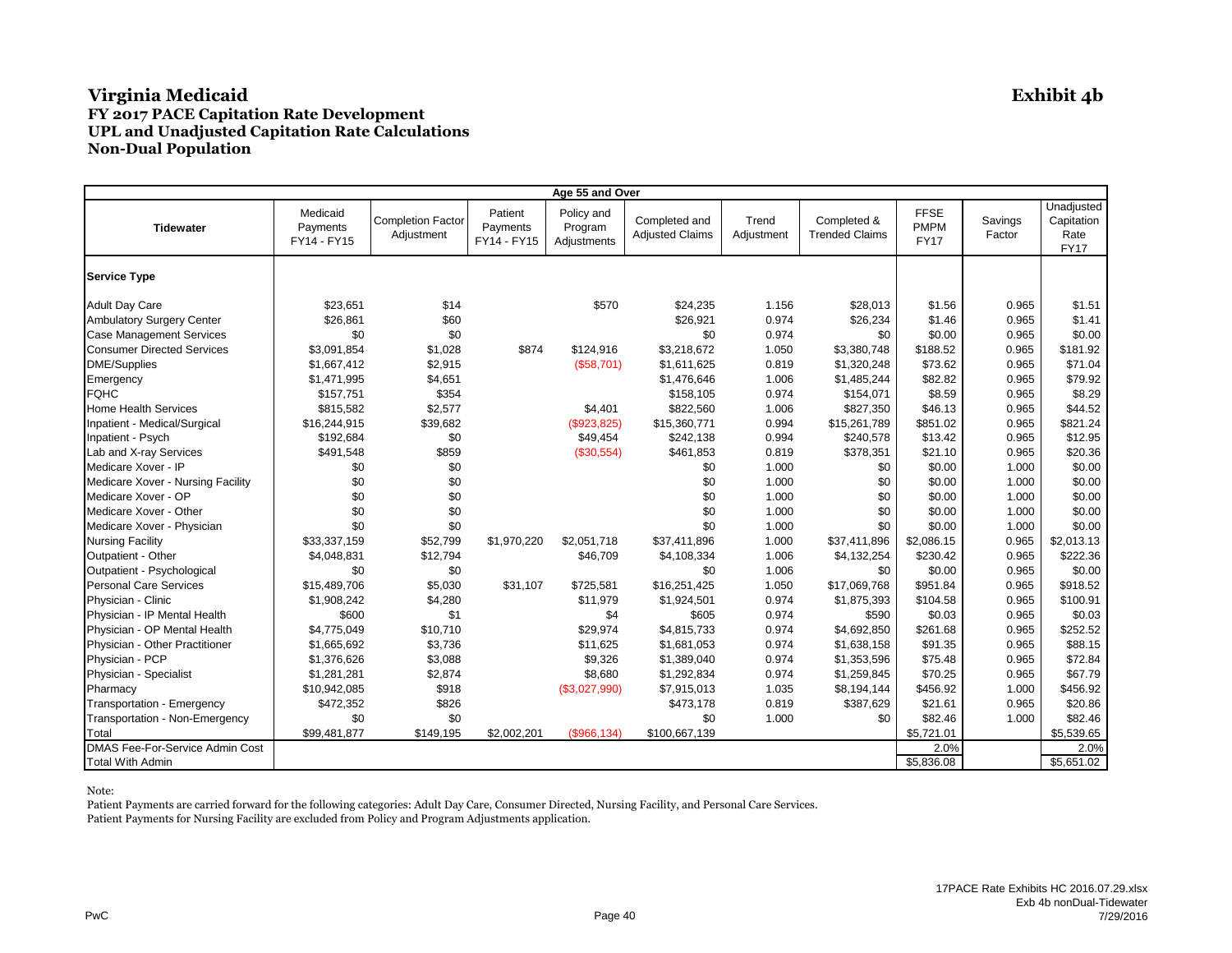# Virginia Medicaid

**Exhibit 4b**

### FY 2017 PACE Capitation Rate Development
### UPL and Unadjusted Capitation Rate Calculations
### Non-Dual Population

| Age 55 and Over | | | | | | | | | | |
|---|---|---|---|---|---|---|---|---|---|---|
| **Tidewater** | Medicaid Payments FY14 - FY15 | Completion Factor Adjustment | Patient Payments FY14 - FY15 | Policy and Program Adjustments | Completed and Adjusted Claims | Trend Adjustment | Completed & Trended Claims | FFSE PMPM FY17 | Savings Factor | Unadjusted Capitation Rate FY17 |
| **Service Type** | | | | | | | | | | |
| Adult Day Care | $23,651 | $14 | | $570 | $24,235 | 1.156 | $28,013 | $1.56 | 0.965 | $1.51 |
| Ambulatory Surgery Center | $26,861 | $60 | | | $26,921 | 0.974 | $26,234 | $1.46 | 0.965 | $1.41 |
| Case Management Services | $0 | $0 | | | $0 | 0.974 | $0 | $0.00 | 0.965 | $0.00 |
| Consumer Directed Services | $3,091,854 | $1,028 | $874 | $124,916 | $3,218,672 | 1.050 | $3,380,748 | $188.52 | 0.965 | $181.92 |
| DME/Supplies | $1,667,412 | $2,915 | | ($58,701) | $1,611,625 | 0.819 | $1,320,248 | $73.62 | 0.965 | $71.04 |
| Emergency | $1,471,995 | $4,651 | | | $1,476,646 | 1.006 | $1,485,244 | $82.82 | 0.965 | $79.92 |
| FQHC | $157,751 | $354 | | | $158,105 | 0.974 | $154,071 | $8.59 | 0.965 | $8.29 |
| Home Health Services | $815,582 | $2,577 | | $4,401 | $822,560 | 1.006 | $827,350 | $46.13 | 0.965 | $44.52 |
| Inpatient - Medical/Surgical | $16,244,915 | $39,682 | | ($923,825) | $15,360,771 | 0.994 | $15,261,789 | $851.02 | 0.965 | $821.24 |
| Inpatient - Psych | $192,684 | $0 | | $49,454 | $242,138 | 0.994 | $240,578 | $13.42 | 0.965 | $12.95 |
| Lab and X-ray Services | $491,548 | $859 | | ($30,554) | $461,853 | 0.819 | $378,351 | $21.10 | 0.965 | $20.36 |
| Medicare Xover - IP | $0 | $0 | | | $0 | 1.000 | $0 | $0.00 | 1.000 | $0.00 |
| Medicare Xover - Nursing Facility | $0 | $0 | | | $0 | 1.000 | $0 | $0.00 | 1.000 | $0.00 |
| Medicare Xover - OP | $0 | $0 | | | $0 | 1.000 | $0 | $0.00 | 1.000 | $0.00 |
| Medicare Xover - Other | $0 | $0 | | | $0 | 1.000 | $0 | $0.00 | 1.000 | $0.00 |
| Medicare Xover - Physician | $0 | $0 | | | $0 | 1.000 | $0 | $0.00 | 1.000 | $0.00 |
| Nursing Facility | $33,337,159 | $52,799 | $1,970,220 | $2,051,718 | $37,411,896 | 1.000 | $37,411,896 | $2,086.15 | 0.965 | $2,013.13 |
| Outpatient - Other | $4,048,831 | $12,794 | | $46,709 | $4,108,334 | 1.006 | $4,132,254 | $230.42 | 0.965 | $222.36 |
| Outpatient - Psychological | $0 | $0 | | | $0 | 1.006 | $0 | $0.00 | 0.965 | $0.00 |
| Personal Care Services | $15,489,706 | $5,030 | $31,107 | $725,581 | $16,251,425 | 1.050 | $17,069,768 | $951.84 | 0.965 | $918.52 |
| Physician - Clinic | $1,908,242 | $4,280 | | $11,979 | $1,924,501 | 0.974 | $1,875,393 | $104.58 | 0.965 | $100.91 |
| Physician - IP Mental Health | $600 | $1 | | $4 | $605 | 0.974 | $590 | $0.03 | 0.965 | $0.03 |
| Physician - OP Mental Health | $4,775,049 | $10,710 | | $29,974 | $4,815,733 | 0.974 | $4,692,850 | $261.68 | 0.965 | $252.52 |
| Physician - Other Practitioner | $1,665,692 | $3,736 | | $11,625 | $1,681,053 | 0.974 | $1,638,158 | $91.35 | 0.965 | $88.15 |
| Physician - PCP | $1,376,626 | $3,088 | | $9,326 | $1,389,040 | 0.974 | $1,353,596 | $75.48 | 0.965 | $72.84 |
| Physician - Specialist | $1,281,281 | $2,874 | | $8,680 | $1,292,834 | 0.974 | $1,259,845 | $70.25 | 0.965 | $67.79 |
| Pharmacy | $10,942,085 | $918 | | ($3,027,990) | $7,915,013 | 1.035 | $8,194,144 | $456.92 | 1.000 | $456.92 |
| Transportation - Emergency | $472,352 | $826 | | | $473,178 | 0.819 | $387,629 | $21.61 | 0.965 | $20.86 |
| Transportation - Non-Emergency | $0 | $0 | | | $0 | 1.000 | $0 | $82.46 | 1.000 | $82.46 |
| Total | $99,481,877 | $149,195 | $2,002,201 | ($966,134) | $100,667,139 | | | $5,721.01 | | $5,539.65 |
| DMAS Fee-For-Service Admin Cost | | | | | | | | 2.0% | | 2.0% |
| Total With Admin | | | | | | | | $5,836.08 | | $5,651.02 |

Note:

Patient Payments are carried forward for the following categories: Adult Day Care, Consumer Directed, Nursing Facility, and Personal Care Services.
Patient Payments for Nursing Facility are excluded from Policy and Program Adjustments application.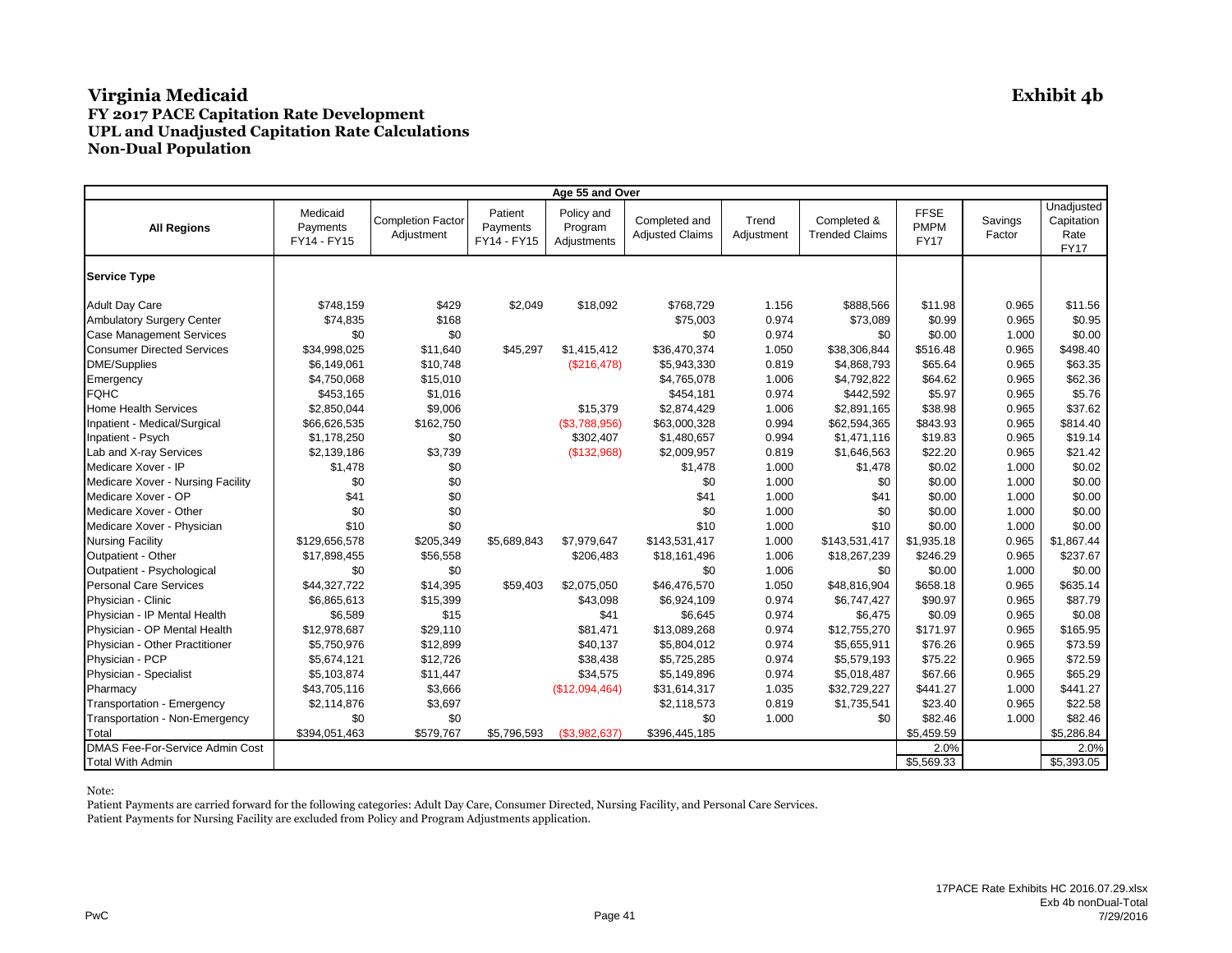# Virginia Medicaid

**Exhibit 4b**

## FY 2017 PACE Capitation Rate Development
## UPL and Unadjusted Capitation Rate Calculations
## Non-Dual Population

| Age 55 and Over | | | | | | | | | | |
|---|---|---|---|---|---|---|---|---|---|---|
| **All Regions** | Medicaid Payments FY14 - FY15 | Completion Factor Adjustment | Patient Payments FY14 - FY15 | Policy and Program Adjustments | Completed and Adjusted Claims | Trend Adjustment | Completed & Trended Claims | FFSE PMPM FY17 | Savings Factor | Unadjusted Capitation Rate FY17 |
| **Service Type** | | | | | | | | | | |
| Adult Day Care | $748,159 | $429 | $2,049 | $18,092 | $768,729 | 1.156 | $888,566 | $11.98 | 0.965 | $11.56 |
| Ambulatory Surgery Center | $74,835 | $168 | | | $75,003 | 0.974 | $73,089 | $0.99 | 0.965 | $0.95 |
| Case Management Services | $0 | $0 | | | $0 | 0.974 | $0 | $0.00 | 1.000 | $0.00 |
| Consumer Directed Services | $34,998,025 | $11,640 | $45,297 | $1,415,412 | $36,470,374 | 1.050 | $38,306,844 | $516.48 | 0.965 | $498.40 |
| DME/Supplies | $6,149,061 | $10,748 | | ($216,478) | $5,943,330 | 0.819 | $4,868,793 | $65.64 | 0.965 | $63.35 |
| Emergency | $4,750,068 | $15,010 | | | $4,765,078 | 1.006 | $4,792,822 | $64.62 | 0.965 | $62.36 |
| FQHC | $453,165 | $1,016 | | | $454,181 | 0.974 | $442,592 | $5.97 | 0.965 | $5.76 |
| Home Health Services | $2,850,044 | $9,006 | | $15,379 | $2,874,429 | 1.006 | $2,891,165 | $38.98 | 0.965 | $37.62 |
| Inpatient - Medical/Surgical | $66,626,535 | $162,750 | | ($3,788,956) | $63,000,328 | 0.994 | $62,594,365 | $843.93 | 0.965 | $814.40 |
| Inpatient - Psych | $1,178,250 | $0 | | $302,407 | $1,480,657 | 0.994 | $1,471,116 | $19.83 | 0.965 | $19.14 |
| Lab and X-ray Services | $2,139,186 | $3,739 | | ($132,968) | $2,009,957 | 0.819 | $1,646,563 | $22.20 | 0.965 | $21.42 |
| Medicare Xover - IP | $1,478 | $0 | | | $1,478 | 1.000 | $1,478 | $0.02 | 1.000 | $0.02 |
| Medicare Xover - Nursing Facility | $0 | $0 | | | $0 | 1.000 | $0 | $0.00 | 1.000 | $0.00 |
| Medicare Xover - OP | $41 | $0 | | | $41 | 1.000 | $41 | $0.00 | 1.000 | $0.00 |
| Medicare Xover - Other | $0 | $0 | | | $0 | 1.000 | $0 | $0.00 | 1.000 | $0.00 |
| Medicare Xover - Physician | $10 | $0 | | | $10 | 1.000 | $10 | $0.00 | 1.000 | $0.00 |
| Nursing Facility | $129,656,578 | $205,349 | $5,689,843 | $7,979,647 | $143,531,417 | 1.000 | $143,531,417 | $1,935.18 | 0.965 | $1,867.44 |
| Outpatient - Other | $17,898,455 | $56,558 | | $206,483 | $18,161,496 | 1.006 | $18,267,239 | $246.29 | 0.965 | $237.67 |
| Outpatient - Psychological | $0 | $0 | | | $0 | 1.006 | $0 | $0.00 | 1.000 | $0.00 |
| Personal Care Services | $44,327,722 | $14,395 | $59,403 | $2,075,050 | $46,476,570 | 1.050 | $48,816,904 | $658.18 | 0.965 | $635.14 |
| Physician - Clinic | $6,865,613 | $15,399 | | $43,098 | $6,924,109 | 0.974 | $6,747,427 | $90.97 | 0.965 | $87.79 |
| Physician - IP Mental Health | $6,589 | $15 | | $41 | $6,645 | 0.974 | $6,475 | $0.09 | 0.965 | $0.08 |
| Physician - OP Mental Health | $12,978,687 | $29,110 | | $81,471 | $13,089,268 | 0.974 | $12,755,270 | $171.97 | 0.965 | $165.95 |
| Physician - Other Practitioner | $5,750,976 | $12,899 | | $40,137 | $5,804,012 | 0.974 | $5,655,911 | $76.26 | 0.965 | $73.59 |
| Physician - PCP | $5,674,121 | $12,726 | | $38,438 | $5,725,285 | 0.974 | $5,579,193 | $75.22 | 0.965 | $72.59 |
| Physician - Specialist | $5,103,874 | $11,447 | | $34,575 | $5,149,896 | 0.974 | $5,018,487 | $67.66 | 0.965 | $65.29 |
| Pharmacy | $43,705,116 | $3,666 | | ($12,094,464) | $31,614,317 | 1.035 | $32,729,227 | $441.27 | 1.000 | $441.27 |
| Transportation - Emergency | $2,114,876 | $3,697 | | | $2,118,573 | 0.819 | $1,735,541 | $23.40 | 0.965 | $22.58 |
| Transportation - Non-Emergency | $0 | $0 | | | $0 | 1.000 | $0 | $82.46 | 1.000 | $82.46 |
| Total | $394,051,463 | $579,767 | $5,796,593 | ($3,982,637) | $396,445,185 | | | $5,459.59 | | $5,286.84 |
| DMAS Fee-For-Service Admin Cost | | | | | | | | 2.0% | | 2.0% |
| Total With Admin | | | | | | | | $5,569.33 | | $5,393.05 |

Note:

Patient Payments are carried forward for the following categories: Adult Day Care, Consumer Directed, Nursing Facility, and Personal Care Services.

Patient Payments for Nursing Facility are excluded from Policy and Program Adjustments application.

PwC

17PACE Rate Exhibits HC 2016.07.29.xlsx
Exb 4b nonDual-Total
7/29/2016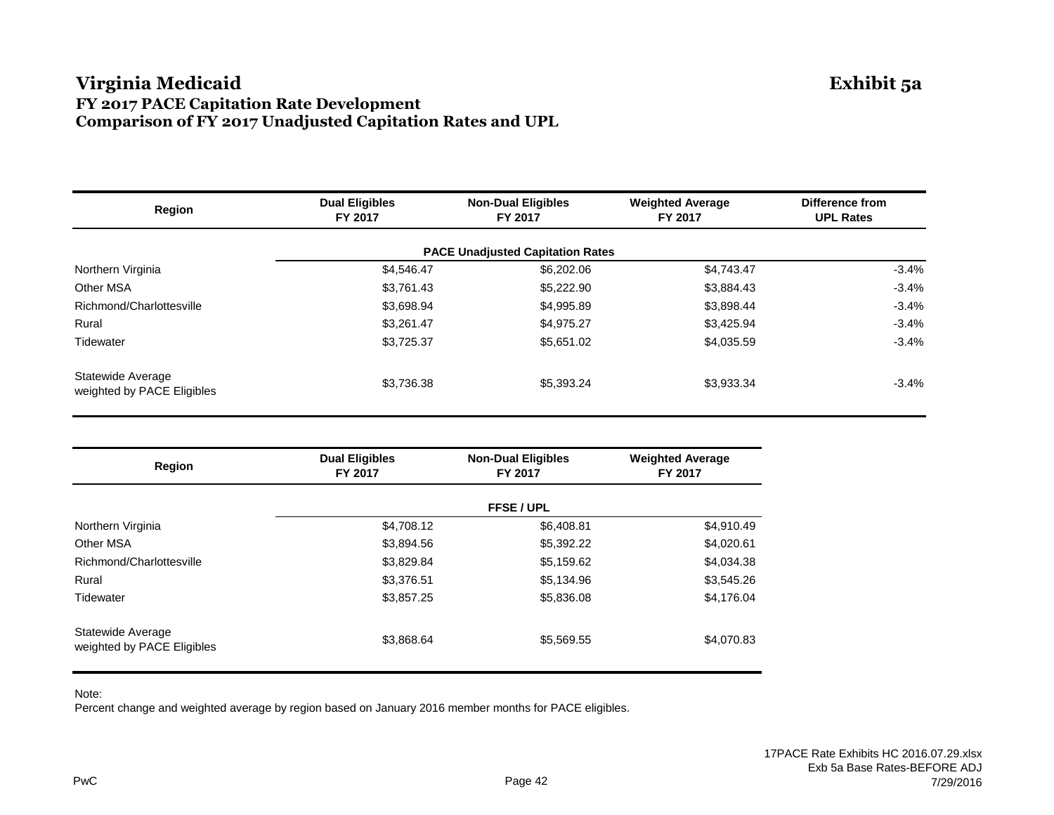# Virginia Medicaid

**Exhibit 5a**

## FY 2017 PACE Capitation Rate Development
## Comparison of FY 2017 Unadjusted Capitation Rates and UPL

| Region | Dual Eligibles FY 2017 | Non-Dual Eligibles FY 2017 | Weighted Average FY 2017 | Difference from UPL Rates |
|---|---|---|---|---|
| | | **PACE Unadjusted Capitation Rates** | | |
| Northern Virginia | $4,546.47 | $6,202.06 | $4,743.47 | -3.4% |
| Other MSA | $3,761.43 | $5,222.90 | $3,884.43 | -3.4% |
| Richmond/Charlottesville | $3,698.94 | $4,995.89 | $3,898.44 | -3.4% |
| Rural | $3,261.47 | $4,975.27 | $3,425.94 | -3.4% |
| Tidewater | $3,725.37 | $5,651.02 | $4,035.59 | -3.4% |
| Statewide Average weighted by PACE Eligibles | $3,736.38 | $5,393.24 | $3,933.34 | -3.4% |

| Region | Dual Eligibles FY 2017 | Non-Dual Eligibles FY 2017 | Weighted Average FY 2017 |
|---|---|---|---|
| | | **FFSE / UPL** | |
| Northern Virginia | $4,708.12 | $6,408.81 | $4,910.49 |
| Other MSA | $3,894.56 | $5,392.22 | $4,020.61 |
| Richmond/Charlottesville | $3,829.84 | $5,159.62 | $4,034.38 |
| Rural | $3,376.51 | $5,134.96 | $3,545.26 |
| Tidewater | $3,857.25 | $5,836.08 | $4,176.04 |
| Statewide Average weighted by PACE Eligibles | $3,868.64 | $5,569.55 | $4,070.83 |

Note:
Percent change and weighted average by region based on January 2016 member months for PACE eligibles.

17PACE Rate Exhibits HC 2016.07.29.xlsx
Exb 5a Base Rates-BEFORE ADJ
7/29/2016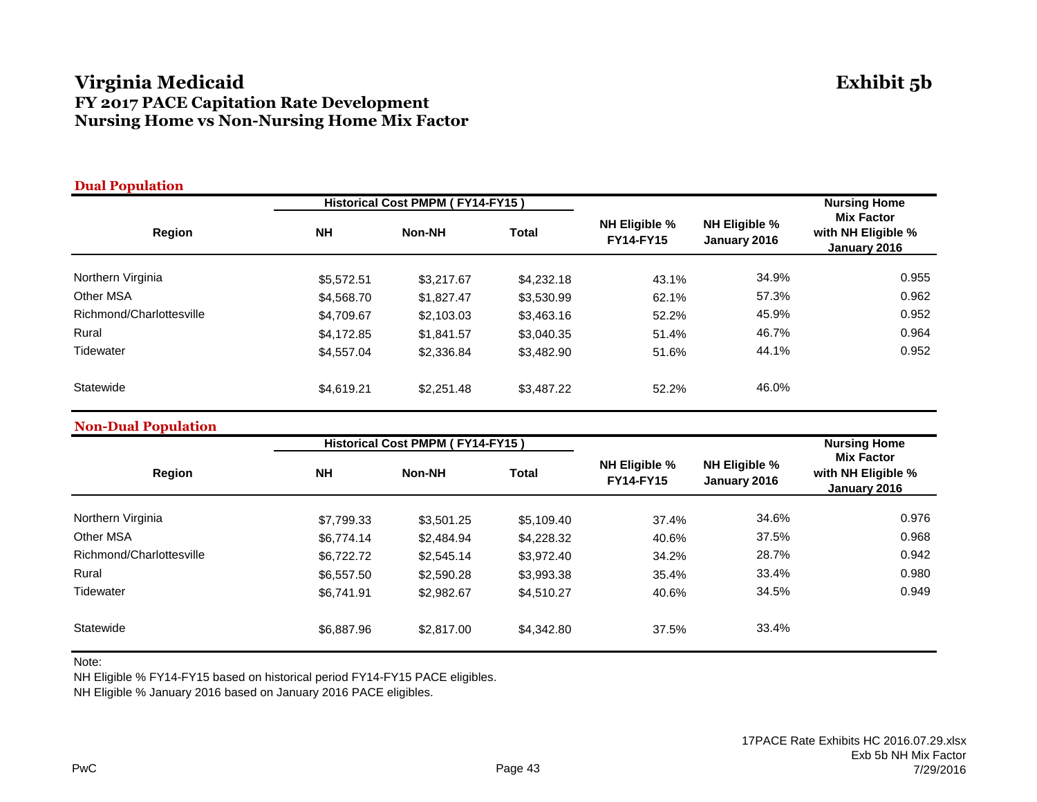# Virginia Medicaid

**Exhibit 5b**

## FY 2017 PACE Capitation Rate Development
## Nursing Home vs Non-Nursing Home Mix Factor

### Dual Population

| Region | Historical Cost PMPM ( FY14-FY15 ) | | | NH Eligible % FY14-FY15 | NH Eligible % January 2016 | Nursing Home Mix Factor with NH Eligible % January 2016 |
|---|---|---|---|---|---|---|
| | NH | Non-NH | Total | | | |
| Northern Virginia | $5,572.51 | $3,217.67 | $4,232.18 | 43.1% | 34.9% | 0.955 |
| Other MSA | $4,568.70 | $1,827.47 | $3,530.99 | 62.1% | 57.3% | 0.962 |
| Richmond/Charlottesville | $4,709.67 | $2,103.03 | $3,463.16 | 52.2% | 45.9% | 0.952 |
| Rural | $4,172.85 | $1,841.57 | $3,040.35 | 51.4% | 46.7% | 0.964 |
| Tidewater | $4,557.04 | $2,336.84 | $3,482.90 | 51.6% | 44.1% | 0.952 |
| Statewide | $4,619.21 | $2,251.48 | $3,487.22 | 52.2% | 46.0% | |

### Non-Dual Population

| Region | Historical Cost PMPM ( FY14-FY15 ) | | | NH Eligible % FY14-FY15 | NH Eligible % January 2016 | Nursing Home Mix Factor with NH Eligible % January 2016 |
|---|---|---|---|---|---|---|
| | NH | Non-NH | Total | | | |
| Northern Virginia | $7,799.33 | $3,501.25 | $5,109.40 | 37.4% | 34.6% | 0.976 |
| Other MSA | $6,774.14 | $2,484.94 | $4,228.32 | 40.6% | 37.5% | 0.968 |
| Richmond/Charlottesville | $6,722.72 | $2,545.14 | $3,972.40 | 34.2% | 28.7% | 0.942 |
| Rural | $6,557.50 | $2,590.28 | $3,993.38 | 35.4% | 33.4% | 0.980 |
| Tidewater | $6,741.91 | $2,982.67 | $4,510.27 | 40.6% | 34.5% | 0.949 |
| Statewide | $6,887.96 | $2,817.00 | $4,342.80 | 37.5% | 33.4% | |

Note:

NH Eligible % FY14-FY15 based on historical period FY14-FY15 PACE eligibles.

NH Eligible % January 2016 based on January 2016 PACE eligibles.

PwC

17PACE Rate Exhibits HC 2016.07.29.xlsx
Exb 5b NH Mix Factor
7/29/2016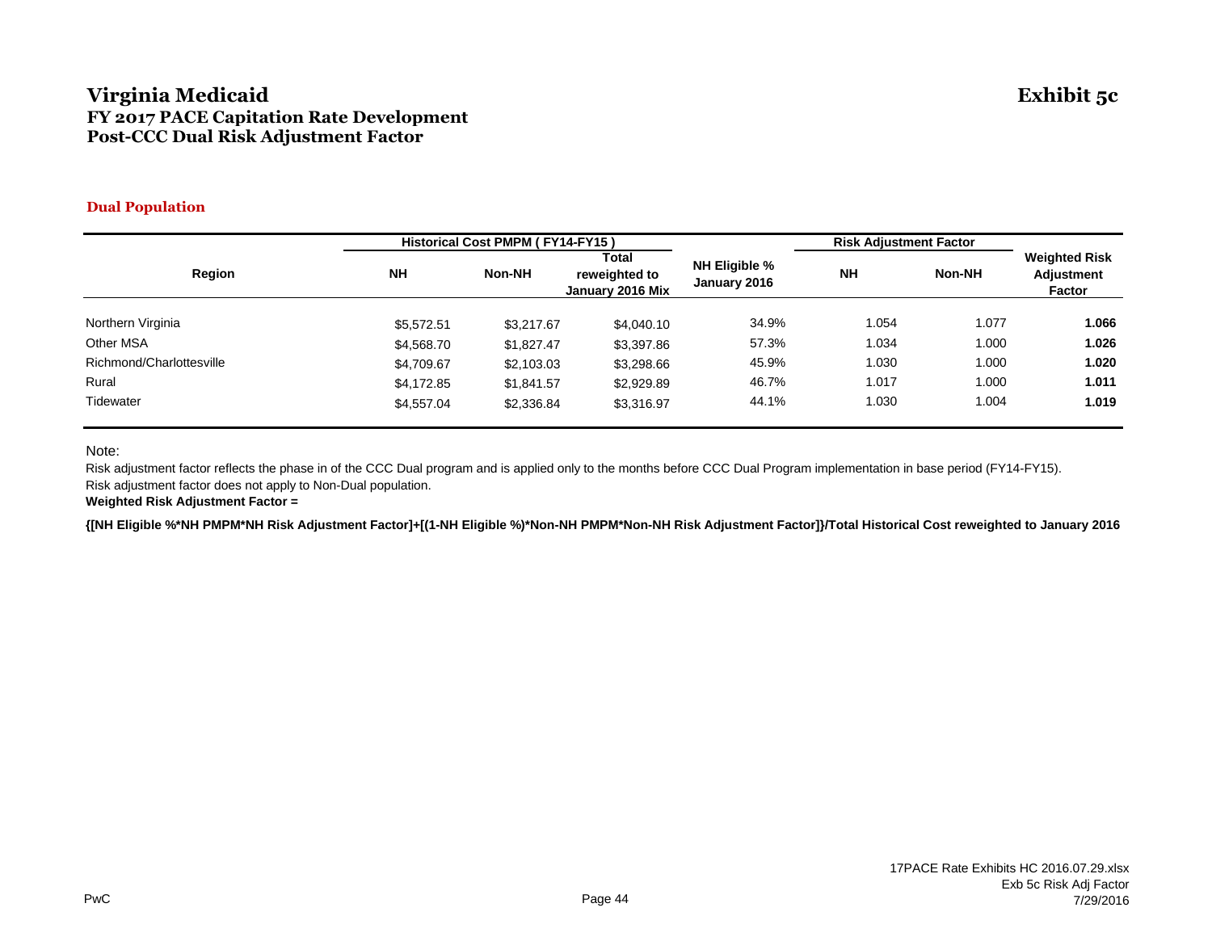# Virginia Medicaid

## FY 2017 PACE Capitation Rate Development

## Post-CCC Dual Risk Adjustment Factor

**Exhibit 5c**

### Dual Population

| Region | Historical Cost PMPM ( FY14-FY15 ) | | | NH Eligible % January 2016 | Risk Adjustment Factor | | Weighted Risk Adjustment Factor |
|---|---|---|---|---|---|---|---|
| | NH | Non-NH | Total reweighted to January 2016 Mix | | NH | Non-NH | |
| Northern Virginia | $5,572.51 | $3,217.67 | $4,040.10 | 34.9% | 1.054 | 1.077 | **1.066** |
| Other MSA | $4,568.70 | $1,827.47 | $3,397.86 | 57.3% | 1.034 | 1.000 | **1.026** |
| Richmond/Charlottesville | $4,709.67 | $2,103.03 | $3,298.66 | 45.9% | 1.030 | 1.000 | **1.020** |
| Rural | $4,172.85 | $1,841.57 | $2,929.89 | 46.7% | 1.017 | 1.000 | **1.011** |
| Tidewater | $4,557.04 | $2,336.84 | $3,316.97 | 44.1% | 1.030 | 1.004 | **1.019** |

Note:

Risk adjustment factor reflects the phase in of the CCC Dual program and is applied only to the months before CCC Dual Program implementation in base period (FY14-FY15).

Risk adjustment factor does not apply to Non-Dual population.

**Weighted Risk Adjustment Factor =**

**{[NH Eligible %*NH PMPM*NH Risk Adjustment Factor]+[(1-NH Eligible %)*Non-NH PMPM*Non-NH Risk Adjustment Factor]}/Total Historical Cost reweighted to January 2016**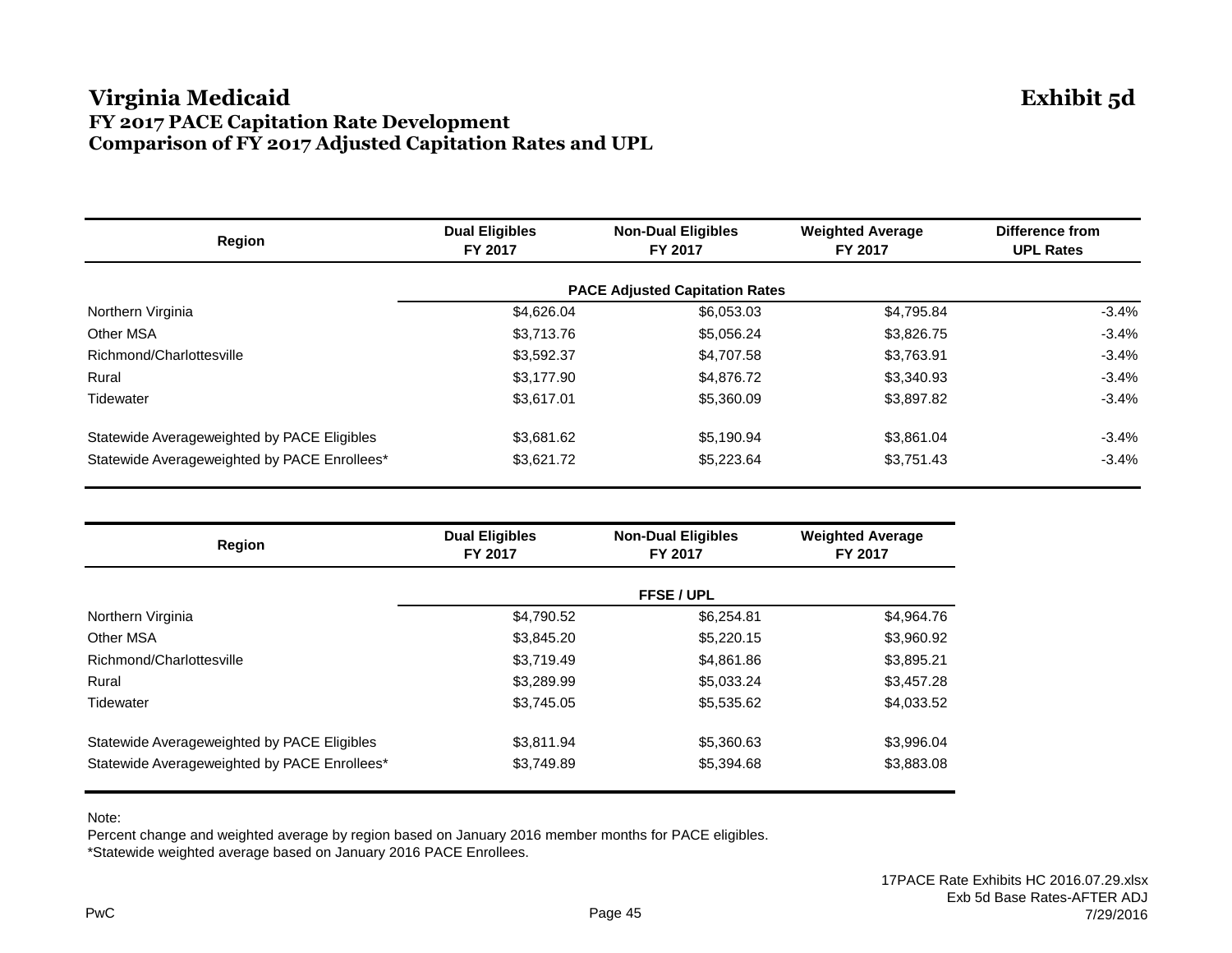# Virginia Medicaid

**Exhibit 5d**

## FY 2017 PACE Capitation Rate Development
## Comparison of FY 2017 Adjusted Capitation Rates and UPL

| Region | Dual Eligibles FY 2017 | Non-Dual Eligibles FY 2017 | Weighted Average FY 2017 | Difference from UPL Rates |
|---|---|---|---|---|
| | **PACE Adjusted Capitation Rates** | | | |
| Northern Virginia | $4,626.04 | $6,053.03 | $4,795.84 | -3.4% |
| Other MSA | $3,713.76 | $5,056.24 | $3,826.75 | -3.4% |
| Richmond/Charlottesville | $3,592.37 | $4,707.58 | $3,763.91 | -3.4% |
| Rural | $3,177.90 | $4,876.72 | $3,340.93 | -3.4% |
| Tidewater | $3,617.01 | $5,360.09 | $3,897.82 | -3.4% |
| Statewide Averageweighted by PACE Eligibles | $3,681.62 | $5,190.94 | $3,861.04 | -3.4% |
| Statewide Averageweighted by PACE Enrollees* | $3,621.72 | $5,223.64 | $3,751.43 | -3.4% |

| Region | Dual Eligibles FY 2017 | Non-Dual Eligibles FY 2017 | Weighted Average FY 2017 |
|---|---|---|---|
| | **FFSE / UPL** | | |
| Northern Virginia | $4,790.52 | $6,254.81 | $4,964.76 |
| Other MSA | $3,845.20 | $5,220.15 | $3,960.92 |
| Richmond/Charlottesville | $3,719.49 | $4,861.86 | $3,895.21 |
| Rural | $3,289.99 | $5,033.24 | $3,457.28 |
| Tidewater | $3,745.05 | $5,535.62 | $4,033.52 |
| Statewide Averageweighted by PACE Eligibles | $3,811.94 | $5,360.63 | $3,996.04 |
| Statewide Averageweighted by PACE Enrollees* | $3,749.89 | $5,394.68 | $3,883.08 |

Note:
Percent change and weighted average by region based on January 2016 member months for PACE eligibles.
*Statewide weighted average based on January 2016 PACE Enrollees.

17PACE Rate Exhibits HC 2016.07.29.xlsx
Exb 5d Base Rates-AFTER ADJ
7/29/2016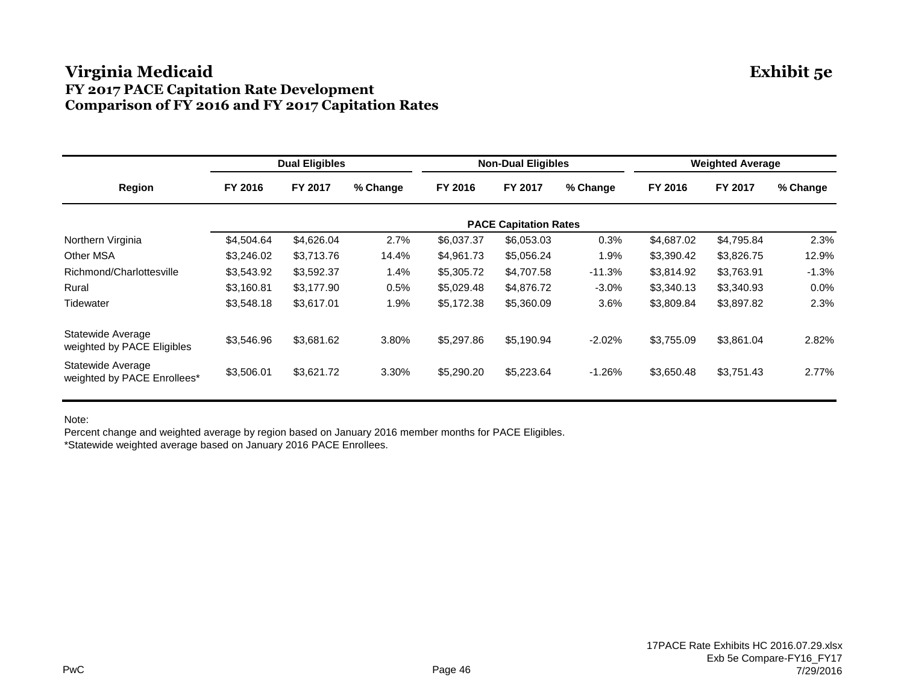# Virginia Medicaid

**Exhibit 5e**

## FY 2017 PACE Capitation Rate Development
## Comparison of FY 2016 and FY 2017 Capitation Rates

| Region | Dual Eligibles | | | Non-Dual Eligibles | | | Weighted Average | | |
|---|---|---|---|---|---|---|---|---|---|
| | FY 2016 | FY 2017 | % Change | FY 2016 | FY 2017 | % Change | FY 2016 | FY 2017 | % Change |
| | | | | | **PACE Capitation Rates** | | | | |
| Northern Virginia | $4,504.64 | $4,626.04 | 2.7% | $6,037.37 | $6,053.03 | 0.3% | $4,687.02 | $4,795.84 | 2.3% |
| Other MSA | $3,246.02 | $3,713.76 | 14.4% | $4,961.73 | $5,056.24 | 1.9% | $3,390.42 | $3,826.75 | 12.9% |
| Richmond/Charlottesville | $3,543.92 | $3,592.37 | 1.4% | $5,305.72 | $4,707.58 | -11.3% | $3,814.92 | $3,763.91 | -1.3% |
| Rural | $3,160.81 | $3,177.90 | 0.5% | $5,029.48 | $4,876.72 | -3.0% | $3,340.13 | $3,340.93 | 0.0% |
| Tidewater | $3,548.18 | $3,617.01 | 1.9% | $5,172.38 | $5,360.09 | 3.6% | $3,809.84 | $3,897.82 | 2.3% |
| Statewide Average weighted by PACE Eligibles | $3,546.96 | $3,681.62 | 3.80% | $5,297.86 | $5,190.94 | -2.02% | $3,755.09 | $3,861.04 | 2.82% |
| Statewide Average weighted by PACE Enrollees* | $3,506.01 | $3,621.72 | 3.30% | $5,290.20 | $5,223.64 | -1.26% | $3,650.48 | $3,751.43 | 2.77% |

Note:

Percent change and weighted average by region based on January 2016 member months for PACE Eligibles.

*Statewide weighted average based on January 2016 PACE Enrollees.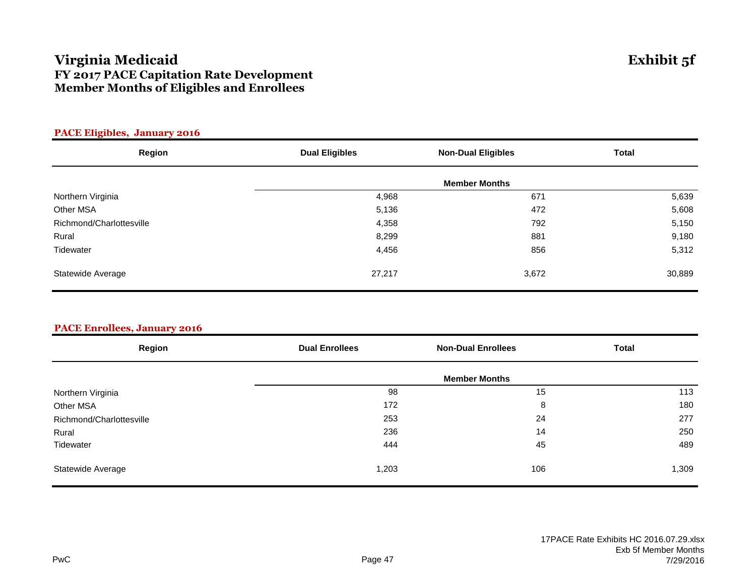# Virginia Medicaid

**Exhibit 5f**

## FY 2017 PACE Capitation Rate Development
## Member Months of Eligibles and Enrollees

### PACE Eligibles, January 2016

| Region | Dual Eligibles | Non-Dual Eligibles | Total |
|---|---|---|---|
| | | Member Months | |
| Northern Virginia | 4,968 | 671 | 5,639 |
| Other MSA | 5,136 | 472 | 5,608 |
| Richmond/Charlottesville | 4,358 | 792 | 5,150 |
| Rural | 8,299 | 881 | 9,180 |
| Tidewater | 4,456 | 856 | 5,312 |
| Statewide Average | 27,217 | 3,672 | 30,889 |

### PACE Enrollees, January 2016

| Region | Dual Enrollees | Non-Dual Enrollees | Total |
|---|---|---|---|
| | | Member Months | |
| Northern Virginia | 98 | 15 | 113 |
| Other MSA | 172 | 8 | 180 |
| Richmond/Charlottesville | 253 | 24 | 277 |
| Rural | 236 | 14 | 250 |
| Tidewater | 444 | 45 | 489 |
| Statewide Average | 1,203 | 106 | 1,309 |

PwC

17PACE Rate Exhibits HC 2016.07.29.xlsx
Exb 5f Member Months
7/29/2016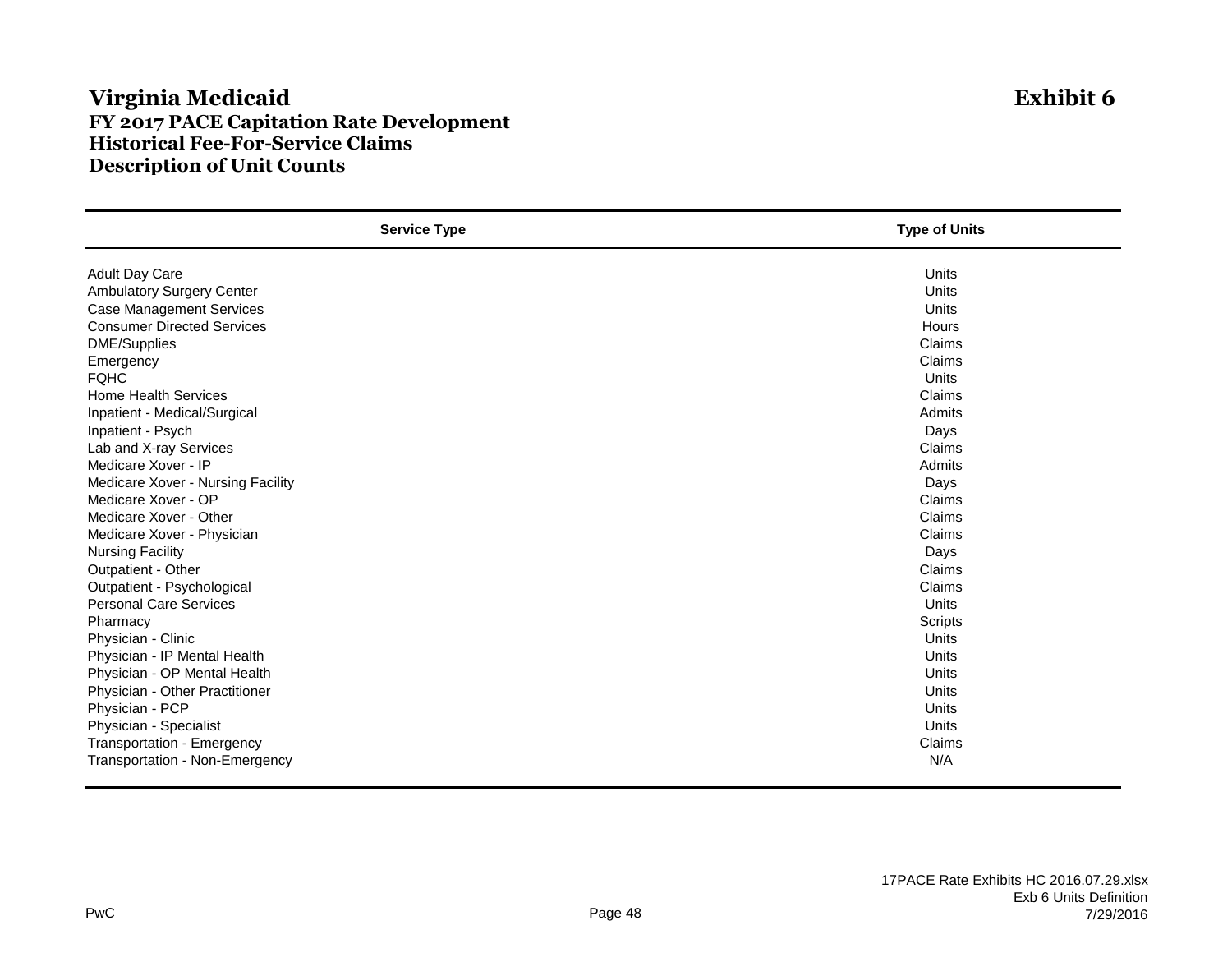# Virginia Medicaid

**Exhibit 6**

## FY 2017 PACE Capitation Rate Development
## Historical Fee-For-Service Claims
## Description of Unit Counts

| Service Type | Type of Units |
|---|---|
| Adult Day Care | Units |
| Ambulatory Surgery Center | Units |
| Case Management Services | Units |
| Consumer Directed Services | Hours |
| DME/Supplies | Claims |
| Emergency | Claims |
| FQHC | Units |
| Home Health Services | Claims |
| Inpatient - Medical/Surgical | Admits |
| Inpatient - Psych | Days |
| Lab and X-ray Services | Claims |
| Medicare Xover - IP | Admits |
| Medicare Xover - Nursing Facility | Days |
| Medicare Xover - OP | Claims |
| Medicare Xover - Other | Claims |
| Medicare Xover - Physician | Claims |
| Nursing Facility | Days |
| Outpatient - Other | Claims |
| Outpatient - Psychological | Claims |
| Personal Care Services | Units |
| Pharmacy | Scripts |
| Physician - Clinic | Units |
| Physician - IP Mental Health | Units |
| Physician - OP Mental Health | Units |
| Physician - Other Practitioner | Units |
| Physician - PCP | Units |
| Physician - Specialist | Units |
| Transportation - Emergency | Claims |
| Transportation - Non-Emergency | N/A |

17PACE Rate Exhibits HC 2016.07.29.xlsx
Exb 6 Units Definition
7/29/2016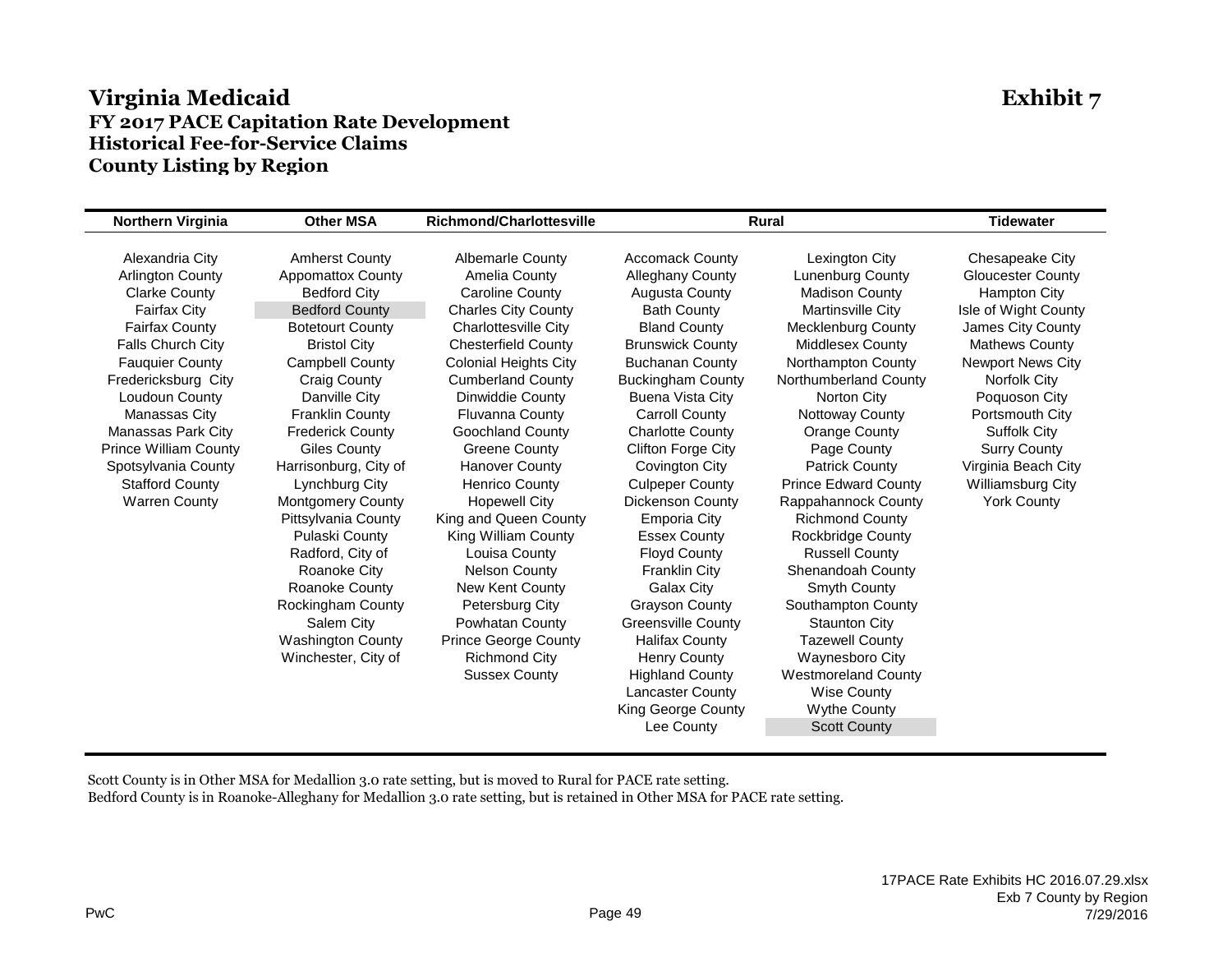# Virginia Medicaid

**Exhibit 7**

## FY 2017 PACE Capitation Rate Development
## Historical Fee-for-Service Claims
## County Listing by Region

| Northern Virginia | Other MSA | Richmond/Charlottesville | Rural | | Tidewater |
|---|---|---|---|---|---|
| Alexandria City | Amherst County | Albemarle County | Accomack County | Lexington City | Chesapeake City |
| Arlington County | Appomattox County | Amelia County | Alleghany County | Lunenburg County | Gloucester County |
| Clarke County | Bedford City | Caroline County | Augusta County | Madison County | Hampton City |
| Fairfax City | Bedford County | Charles City County | Bath County | Martinsville City | Isle of Wight County |
| Fairfax County | Botetourt County | Charlottesville City | Bland County | Mecklenburg County | James City County |
| Falls Church City | Bristol City | Chesterfield County | Brunswick County | Middlesex County | Mathews County |
| Fauquier County | Campbell County | Colonial Heights City | Buchanan County | Northampton County | Newport News City |
| Fredericksburg City | Craig County | Cumberland County | Buckingham County | Northumberland County | Norfolk City |
| Loudoun County | Danville City | Dinwiddie County | Buena Vista City | Norton City | Poquoson City |
| Manassas City | Franklin County | Fluvanna County | Carroll County | Nottoway County | Portsmouth City |
| Manassas Park City | Frederick County | Goochland County | Charlotte County | Orange County | Suffolk City |
| Prince William County | Giles County | Greene County | Clifton Forge City | Page County | Surry County |
| Spotsylvania County | Harrisonburg, City of | Hanover County | Covington City | Patrick County | Virginia Beach City |
| Stafford County | Lynchburg City | Henrico County | Culpeper County | Prince Edward County | Williamsburg City |
| Warren County | Montgomery County | Hopewell City | Dickenson County | Rappahannock County | York County |
| | Pittsylvania County | King and Queen County | Emporia City | Richmond County | |
| | Pulaski County | King William County | Essex County | Rockbridge County | |
| | Radford, City of | Louisa County | Floyd County | Russell County | |
| | Roanoke City | Nelson County | Franklin City | Shenandoah County | |
| | Roanoke County | New Kent County | Galax City | Smyth County | |
| | Rockingham County | Petersburg City | Grayson County | Southampton County | |
| | Salem City | Powhatan County | Greensville County | Staunton City | |
| | Washington County | Prince George County | Halifax County | Tazewell County | |
| | Winchester, City of | Richmond City | Henry County | Waynesboro City | |
| | | Sussex County | Highland County | Westmoreland County | |
| | | | Lancaster County | Wise County | |
| | | | King George County | Wythe County | |
| | | | Lee County | Scott County | |

Scott County is in Other MSA for Medallion 3.0 rate setting, but is moved to Rural for PACE rate setting.
Bedford County is in Roanoke-Alleghany for Medallion 3.0 rate setting, but is retained in Other MSA for PACE rate setting.

PwC

17PACE Rate Exhibits HC 2016.07.29.xlsx
Exb 7 County by Region
7/29/2016